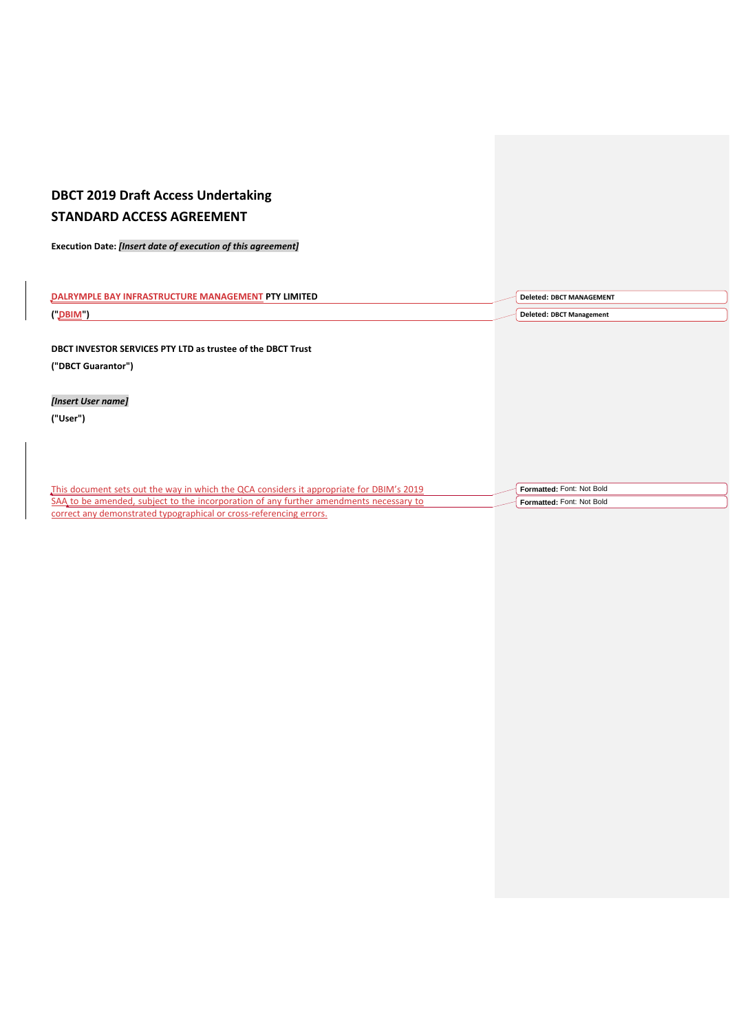# DBCT 2019 Draft Access Undertaking

# STANDARD ACCESS AGREEMENT

**Execution Date:** ***[Insert date of execution of this agreement]***

**DALRYMPLE BAY INFRASTRUCTURE MANAGEMENT PTY LIMITED**

**("DBIM")**

**DBCT INVESTOR SERVICES PTY LTD as trustee of the DBCT Trust**

**("DBCT Guarantor")**

***[Insert User name]***

**("User")**

This document sets out the way in which the QCA considers it appropriate for DBIM's 2019 SAA to be amended, subject to the incorporation of any further amendments necessary to correct any demonstrated typographical or cross-referencing errors.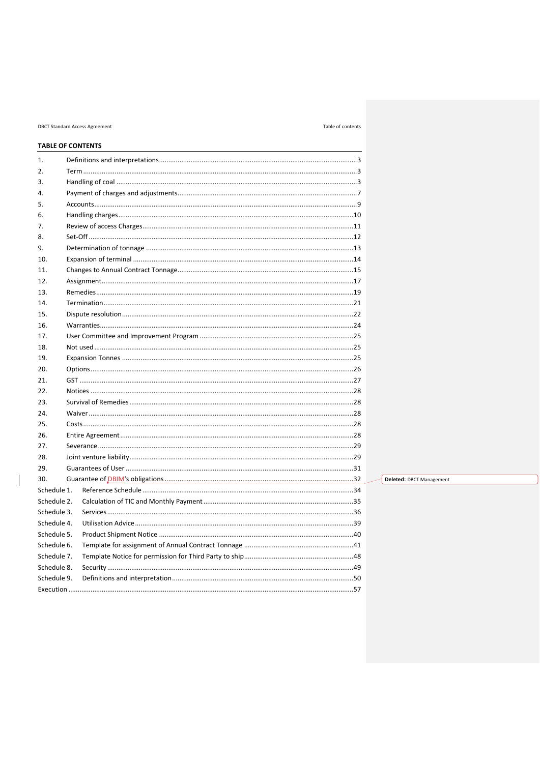## TABLE OF CONTENTS

| | | |
|---|---|---|
| 1. | Definitions and interpretations | 3 |
| 2. | Term | 3 |
| 3. | Handling of coal | 3 |
| 4. | Payment of charges and adjustments | 7 |
| 5. | Accounts | 9 |
| 6. | Handling charges | 10 |
| 7. | Review of access Charges | 11 |
| 8. | Set-Off | 12 |
| 9. | Determination of tonnage | 13 |
| 10. | Expansion of terminal | 14 |
| 11. | Changes to Annual Contract Tonnage | 15 |
| 12. | Assignment | 17 |
| 13. | Remedies | 19 |
| 14. | Termination | 21 |
| 15. | Dispute resolution | 22 |
| 16. | Warranties | 24 |
| 17. | User Committee and Improvement Program | 25 |
| 18. | Not used | 25 |
| 19. | Expansion Tonnes | 25 |
| 20. | Options | 26 |
| 21. | GST | 27 |
| 22. | Notices | 28 |
| 23. | Survival of Remedies | 28 |
| 24. | Waiver | 28 |
| 25. | Costs | 28 |
| 26. | Entire Agreement | 28 |
| 27. | Severance | 29 |
| 28. | Joint venture liability | 29 |
| 29. | Guarantees of User | 31 |
| 30. | Guarantee of DBIM's obligations | 32 |
| Schedule 1. | Reference Schedule | 34 |
| Schedule 2. | Calculation of TIC and Monthly Payment | 35 |
| Schedule 3. | Services | 36 |
| Schedule 4. | Utilisation Advice | 39 |
| Schedule 5. | Product Shipment Notice | 40 |
| Schedule 6. | Template for assignment of Annual Contract Tonnage | 41 |
| Schedule 7. | Template Notice for permission for Third Party to ship | 48 |
| Schedule 8. | Security | 49 |
| Schedule 9. | Definitions and interpretation | 50 |
| Execution | | 57 |

Deleted: DBCT Management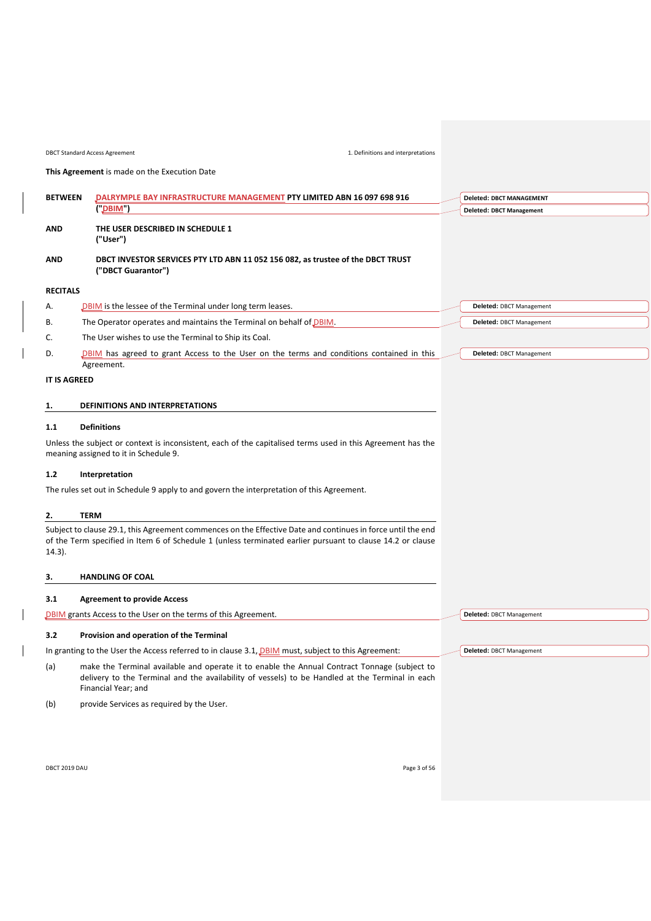**This Agreement** is made on the Execution Date

| | |
|---|---|
| **BETWEEN** | **DALRYMPLE BAY INFRASTRUCTURE MANAGEMENT PTY LIMITED ABN 16 097 698 916 ("DBIM")** |
| **AND** | **THE USER DESCRIBED IN SCHEDULE 1 ("User")** |
| **AND** | **DBCT INVESTOR SERVICES PTY LTD ABN 11 052 156 082, as trustee of the DBCT TRUST ("DBCT Guarantor")** |

**RECITALS**

A. DBIM is the lessee of the Terminal under long term leases.

B. The Operator operates and maintains the Terminal on behalf of DBIM.

C. The User wishes to use the Terminal to Ship its Coal.

D. DBIM has agreed to grant Access to the User on the terms and conditions contained in this Agreement.

**IT IS AGREED**

## 1. DEFINITIONS AND INTERPRETATIONS

### 1.1 Definitions

Unless the subject or context is inconsistent, each of the capitalised terms used in this Agreement has the meaning assigned to it in Schedule 9.

### 1.2 Interpretation

The rules set out in Schedule 9 apply to and govern the interpretation of this Agreement.

## 2. TERM

Subject to clause 29.1, this Agreement commences on the Effective Date and continues in force until the end of the Term specified in Item 6 of Schedule 1 (unless terminated earlier pursuant to clause 14.2 or clause 14.3).

## 3. HANDLING OF COAL

### 3.1 Agreement to provide Access

DBIM grants Access to the User on the terms of this Agreement.

### 3.2 Provision and operation of the Terminal

In granting to the User the Access referred to in clause 3.1, DBIM must, subject to this Agreement:

(a) make the Terminal available and operate it to enable the Annual Contract Tonnage (subject to delivery to the Terminal and the availability of vessels) to be Handled at the Terminal in each Financial Year; and

(b) provide Services as required by the User.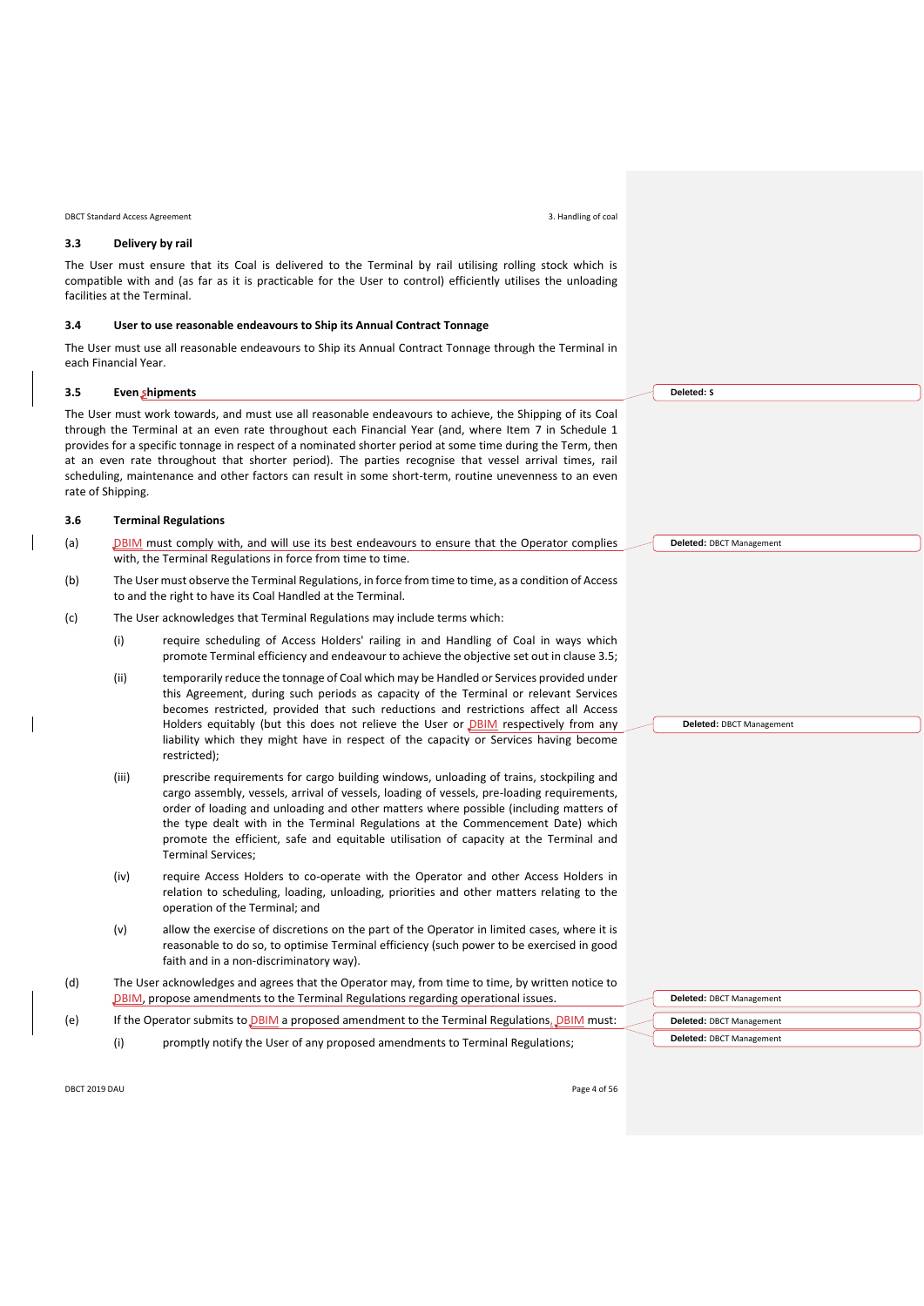### 3.3 Delivery by rail

The User must ensure that its Coal is delivered to the Terminal by rail utilising rolling stock which is compatible with and (as far as it is practicable for the User to control) efficiently utilises the unloading facilities at the Terminal.

### 3.4 User to use reasonable endeavours to Ship its Annual Contract Tonnage

The User must use all reasonable endeavours to Ship its Annual Contract Tonnage through the Terminal in each Financial Year.

### 3.5 Even shipments

The User must work towards, and must use all reasonable endeavours to achieve, the Shipping of its Coal through the Terminal at an even rate throughout each Financial Year (and, where Item 7 in Schedule 1 provides for a specific tonnage in respect of a nominated shorter period at some time during the Term, then at an even rate throughout that shorter period). The parties recognise that vessel arrival times, rail scheduling, maintenance and other factors can result in some short-term, routine unevenness to an even rate of Shipping.

### 3.6 Terminal Regulations

(a) DBIM must comply with, and will use its best endeavours to ensure that the Operator complies with, the Terminal Regulations in force from time to time.

(b) The User must observe the Terminal Regulations, in force from time to time, as a condition of Access to and the right to have its Coal Handled at the Terminal.

(c) The User acknowledges that Terminal Regulations may include terms which:

(i) require scheduling of Access Holders' railing in and Handling of Coal in ways which promote Terminal efficiency and endeavour to achieve the objective set out in clause 3.5;

(ii) temporarily reduce the tonnage of Coal which may be Handled or Services provided under this Agreement, during such periods as capacity of the Terminal or relevant Services becomes restricted, provided that such reductions and restrictions affect all Access Holders equitably (but this does not relieve the User or DBIM respectively from any liability which they might have in respect of the capacity or Services having become restricted);

(iii) prescribe requirements for cargo building windows, unloading of trains, stockpiling and cargo assembly, vessels, arrival of vessels, loading of vessels, pre-loading requirements, order of loading and unloading and other matters where possible (including matters of the type dealt with in the Terminal Regulations at the Commencement Date) which promote the efficient, safe and equitable utilisation of capacity at the Terminal and Terminal Services;

(iv) require Access Holders to co-operate with the Operator and other Access Holders in relation to scheduling, loading, unloading, priorities and other matters relating to the operation of the Terminal; and

(v) allow the exercise of discretions on the part of the Operator in limited cases, where it is reasonable to do so, to optimise Terminal efficiency (such power to be exercised in good faith and in a non-discriminatory way).

(d) The User acknowledges and agrees that the Operator may, from time to time, by written notice to DBIM, propose amendments to the Terminal Regulations regarding operational issues.

(e) If the Operator submits to DBIM a proposed amendment to the Terminal Regulations, DBIM must:

(i) promptly notify the User of any proposed amendments to Terminal Regulations;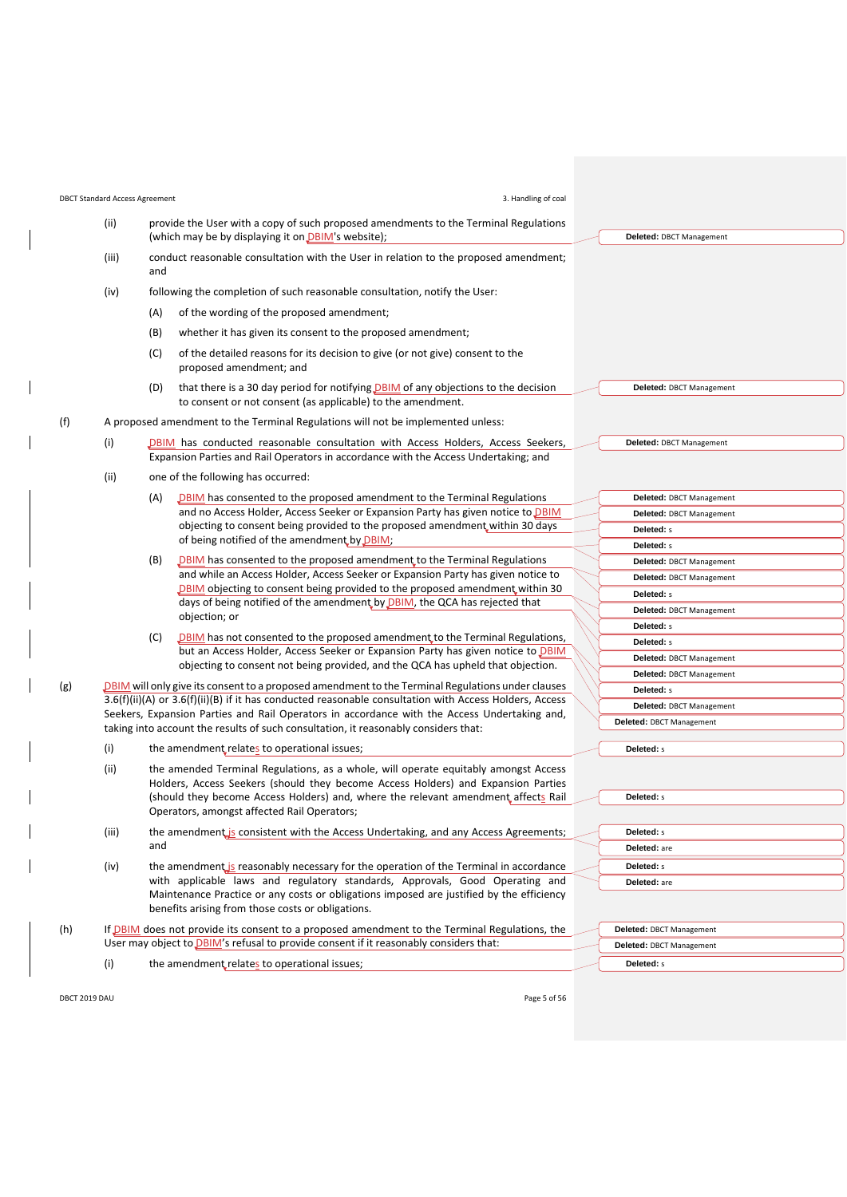(ii) provide the User with a copy of such proposed amendments to the Terminal Regulations (which may be by displaying it on DBIM's website);

(iii) conduct reasonable consultation with the User in relation to the proposed amendment; and

(iv) following the completion of such reasonable consultation, notify the User:

(A) of the wording of the proposed amendment;

(B) whether it has given its consent to the proposed amendment;

(C) of the detailed reasons for its decision to give (or not give) consent to the proposed amendment; and

(D) that there is a 30 day period for notifying DBIM of any objections to the decision to consent or not consent (as applicable) to the amendment.

(f) A proposed amendment to the Terminal Regulations will not be implemented unless:

(i) DBIM has conducted reasonable consultation with Access Holders, Access Seekers, Expansion Parties and Rail Operators in accordance with the Access Undertaking; and

(ii) one of the following has occurred:

(A) DBIM has consented to the proposed amendment to the Terminal Regulations and no Access Holder, Access Seeker or Expansion Party has given notice to DBIM objecting to consent being provided to the proposed amendment within 30 days of being notified of the amendment by DBIM;

(B) DBIM has consented to the proposed amendment to the Terminal Regulations and while an Access Holder, Access Seeker or Expansion Party has given notice to DBIM objecting to consent being provided to the proposed amendment within 30 days of being notified of the amendment by DBIM, the QCA has rejected that objection; or

(C) DBIM has not consented to the proposed amendment to the Terminal Regulations, but an Access Holder, Access Seeker or Expansion Party has given notice to DBIM objecting to consent not being provided, and the QCA has upheld that objection.

(g) DBIM will only give its consent to a proposed amendment to the Terminal Regulations under clauses 3.6(f)(ii)(A) or 3.6(f)(ii)(B) if it has conducted reasonable consultation with Access Holders, Access Seekers, Expansion Parties and Rail Operators in accordance with the Access Undertaking and, taking into account the results of such consultation, it reasonably considers that:

(i) the amendment relates to operational issues;

(ii) the amended Terminal Regulations, as a whole, will operate equitably amongst Access Holders, Access Seekers (should they become Access Holders) and Expansion Parties (should they become Access Holders) and, where the relevant amendment affects Rail Operators, amongst affected Rail Operators;

(iii) the amendment is consistent with the Access Undertaking, and any Access Agreements; and

(iv) the amendment is reasonably necessary for the operation of the Terminal in accordance with applicable laws and regulatory standards, Approvals, Good Operating and Maintenance Practice or any costs or obligations imposed are justified by the efficiency benefits arising from those costs or obligations.

(h) If DBIM does not provide its consent to a proposed amendment to the Terminal Regulations, the User may object to DBIM's refusal to provide consent if it reasonably considers that:

(i) the amendment relates to operational issues;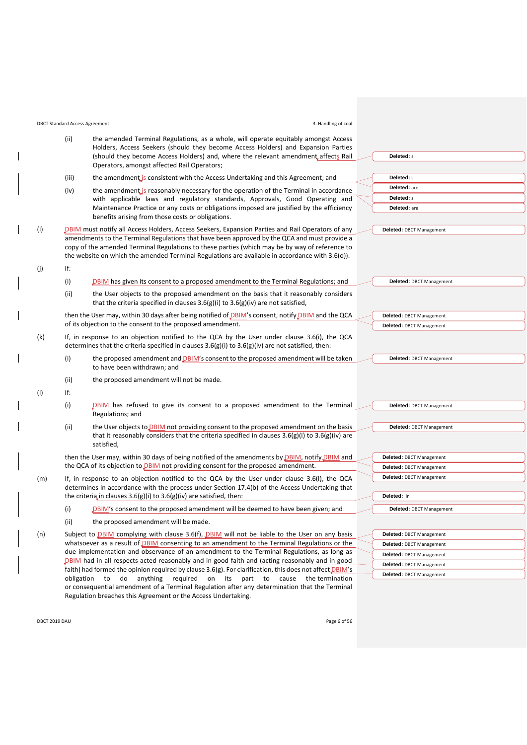(ii) the amended Terminal Regulations, as a whole, will operate equitably amongst Access Holders, Access Seekers (should they become Access Holders) and Expansion Parties (should they become Access Holders) and, where the relevant amendment affects Rail Operators, amongst affected Rail Operators;

(iii) the amendment is consistent with the Access Undertaking and this Agreement; and

(iv) the amendment is reasonably necessary for the operation of the Terminal in accordance with applicable laws and regulatory standards, Approvals, Good Operating and Maintenance Practice or any costs or obligations imposed are justified by the efficiency benefits arising from those costs or obligations.

(i) DBIM must notify all Access Holders, Access Seekers, Expansion Parties and Rail Operators of any amendments to the Terminal Regulations that have been approved by the QCA and must provide a copy of the amended Terminal Regulations to these parties (which may be by way of reference to the website on which the amended Terminal Regulations are available in accordance with 3.6(o)).

(j) If:

(i) DBIM has given its consent to a proposed amendment to the Terminal Regulations; and

(ii) the User objects to the proposed amendment on the basis that it reasonably considers that the criteria specified in clauses 3.6(g)(i) to 3.6(g)(iv) are not satisfied,

then the User may, within 30 days after being notified of DBIM's consent, notify DBIM and the QCA of its objection to the consent to the proposed amendment.

(k) If, in response to an objection notified to the QCA by the User under clause 3.6(i), the QCA determines that the criteria specified in clauses 3.6(g)(i) to 3.6(g)(iv) are not satisfied, then:

(i) the proposed amendment and DBIM's consent to the proposed amendment will be taken to have been withdrawn; and

(ii) the proposed amendment will not be made.

(l) If:

(i) DBIM has refused to give its consent to a proposed amendment to the Terminal Regulations; and

(ii) the User objects to DBIM not providing consent to the proposed amendment on the basis that it reasonably considers that the criteria specified in clauses 3.6(g)(i) to 3.6(g)(iv) are satisfied,

then the User may, within 30 days of being notified of the amendments by DBIM, notify DBIM and the QCA of its objection to DBIM not providing consent for the proposed amendment.

(m) If, in response to an objection notified to the QCA by the User under clause 3.6(l), the QCA determines in accordance with the process under Section 17.4(b) of the Access Undertaking that the criteria in clauses 3.6(g)(i) to 3.6(g)(iv) are satisfied, then:

(i) DBIM's consent to the proposed amendment will be deemed to have been given; and

(ii) the proposed amendment will be made.

(n) Subject to DBIM complying with clause 3.6(f), DBIM will not be liable to the User on any basis whatsoever as a result of DBIM consenting to an amendment to the Terminal Regulations or the due implementation and observance of an amendment to the Terminal Regulations, as long as DBIM had in all respects acted reasonably and in good faith and (acting reasonably and in good faith) had formed the opinion required by clause 3.6(g). For clarification, this does not affect DBIM's obligation to do anything required on its part to cause the termination or consequential amendment of a Terminal Regulation after any determination that the Terminal Regulation breaches this Agreement or the Access Undertaking.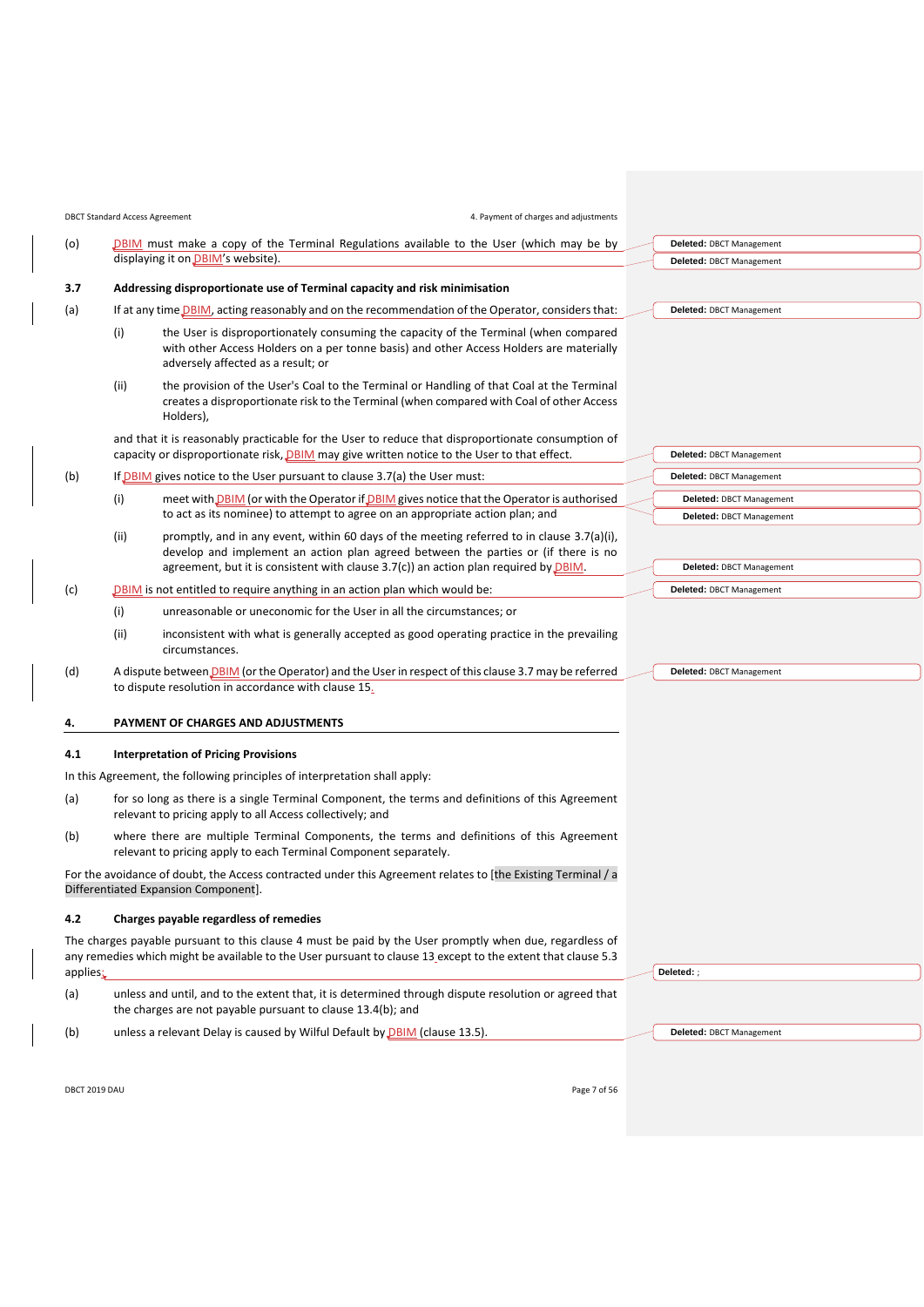(o) DBIM must make a copy of the Terminal Regulations available to the User (which may be by displaying it on DBIM's website).

### 3.7 Addressing disproportionate use of Terminal capacity and risk minimisation

(a) If at any time DBIM, acting reasonably and on the recommendation of the Operator, considers that:

  (i) the User is disproportionately consuming the capacity of the Terminal (when compared with other Access Holders on a per tonne basis) and other Access Holders are materially adversely affected as a result; or

  (ii) the provision of the User's Coal to the Terminal or Handling of that Coal at the Terminal creates a disproportionate risk to the Terminal (when compared with Coal of other Access Holders),

and that it is reasonably practicable for the User to reduce that disproportionate consumption of capacity or disproportionate risk, DBIM may give written notice to the User to that effect.

(b) If DBIM gives notice to the User pursuant to clause 3.7(a) the User must:

  (i) meet with DBIM (or with the Operator if DBIM gives notice that the Operator is authorised to act as its nominee) to attempt to agree on an appropriate action plan; and

  (ii) promptly, and in any event, within 60 days of the meeting referred to in clause 3.7(a)(i), develop and implement an action plan agreed between the parties or (if there is no agreement, but it is consistent with clause 3.7(c)) an action plan required by DBIM.

(c) DBIM is not entitled to require anything in an action plan which would be:

  (i) unreasonable or uneconomic for the User in all the circumstances; or

  (ii) inconsistent with what is generally accepted as good operating practice in the prevailing circumstances.

(d) A dispute between DBIM (or the Operator) and the User in respect of this clause 3.7 may be referred to dispute resolution in accordance with clause 15.

## 4. PAYMENT OF CHARGES AND ADJUSTMENTS

### 4.1 Interpretation of Pricing Provisions

In this Agreement, the following principles of interpretation shall apply:

(a) for so long as there is a single Terminal Component, the terms and definitions of this Agreement relevant to pricing apply to all Access collectively; and

(b) where there are multiple Terminal Components, the terms and definitions of this Agreement relevant to pricing apply to each Terminal Component separately.

For the avoidance of doubt, the Access contracted under this Agreement relates to [the Existing Terminal / a Differentiated Expansion Component].

### 4.2 Charges payable regardless of remedies

The charges payable pursuant to this clause 4 must be paid by the User promptly when due, regardless of any remedies which might be available to the User pursuant to clause 13 except to the extent that clause 5.3 applies:

(a) unless and until, and to the extent that, it is determined through dispute resolution or agreed that the charges are not payable pursuant to clause 13.4(b); and

(b) unless a relevant Delay is caused by Wilful Default by DBIM (clause 13.5).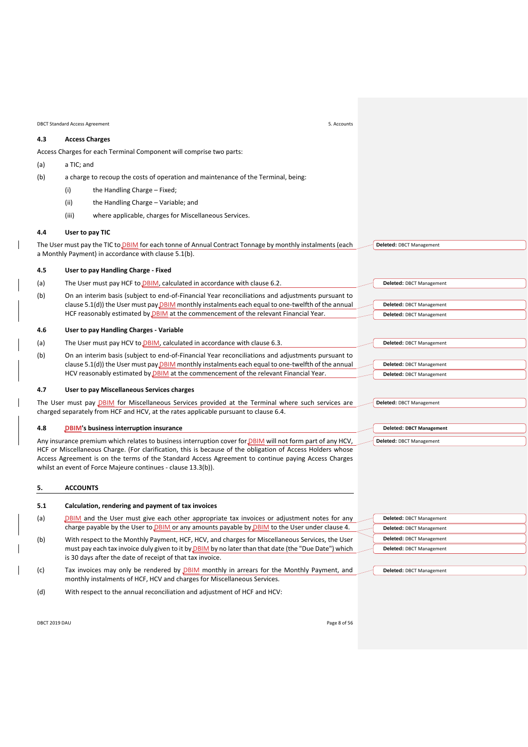### 4.3 Access Charges

Access Charges for each Terminal Component will comprise two parts:

(a) a TIC; and

(b) a charge to recoup the costs of operation and maintenance of the Terminal, being:

  (i) the Handling Charge – Fixed;

  (ii) the Handling Charge – Variable; and

  (iii) where applicable, charges for Miscellaneous Services.

### 4.4 User to pay TIC

The User must pay the TIC to DBIM for each tonne of Annual Contract Tonnage by monthly instalments (each a Monthly Payment) in accordance with clause 5.1(b).

### 4.5 User to pay Handling Charge - Fixed

(a) The User must pay HCF to DBIM, calculated in accordance with clause 6.2.

(b) On an interim basis (subject to end-of-Financial Year reconciliations and adjustments pursuant to clause 5.1(d)) the User must pay DBIM monthly instalments each equal to one-twelfth of the annual HCF reasonably estimated by DBIM at the commencement of the relevant Financial Year.

### 4.6 User to pay Handling Charges - Variable

(a) The User must pay HCV to DBIM, calculated in accordance with clause 6.3.

(b) On an interim basis (subject to end-of-Financial Year reconciliations and adjustments pursuant to clause 5.1(d)) the User must pay DBIM monthly instalments each equal to one-twelfth of the annual HCV reasonably estimated by DBIM at the commencement of the relevant Financial Year.

### 4.7 User to pay Miscellaneous Services charges

The User must pay DBIM for Miscellaneous Services provided at the Terminal where such services are charged separately from HCF and HCV, at the rates applicable pursuant to clause 6.4.

### 4.8 DBIM's business interruption insurance

Any insurance premium which relates to business interruption cover for DBIM will not form part of any HCV, HCF or Miscellaneous Charge. (For clarification, this is because of the obligation of Access Holders whose Access Agreement is on the terms of the Standard Access Agreement to continue paying Access Charges whilst an event of Force Majeure continues - clause 13.3(b)).

## 5. ACCOUNTS

### 5.1 Calculation, rendering and payment of tax invoices

(a) DBIM and the User must give each other appropriate tax invoices or adjustment notes for any charge payable by the User to DBIM or any amounts payable by DBIM to the User under clause 4.

(b) With respect to the Monthly Payment, HCF, HCV, and charges for Miscellaneous Services, the User must pay each tax invoice duly given to it by DBIM by no later than that date (the "Due Date") which is 30 days after the date of receipt of that tax invoice.

(c) Tax invoices may only be rendered by DBIM monthly in arrears for the Monthly Payment, and monthly instalments of HCF, HCV and charges for Miscellaneous Services.

(d) With respect to the annual reconciliation and adjustment of HCF and HCV:

Deleted: DBCT Management

Deleted: DBCT Management

Deleted: DBCT Management

Deleted: DBCT Management

Deleted: DBCT Management

Deleted: DBCT Management

Deleted: DBCT Management

Deleted: DBCT Management

Deleted: **DBCT Management**

Deleted: DBCT Management

Deleted: DBCT Management

Deleted: DBCT Management

Deleted: DBCT Management

Deleted: DBCT Management

Deleted: DBCT Management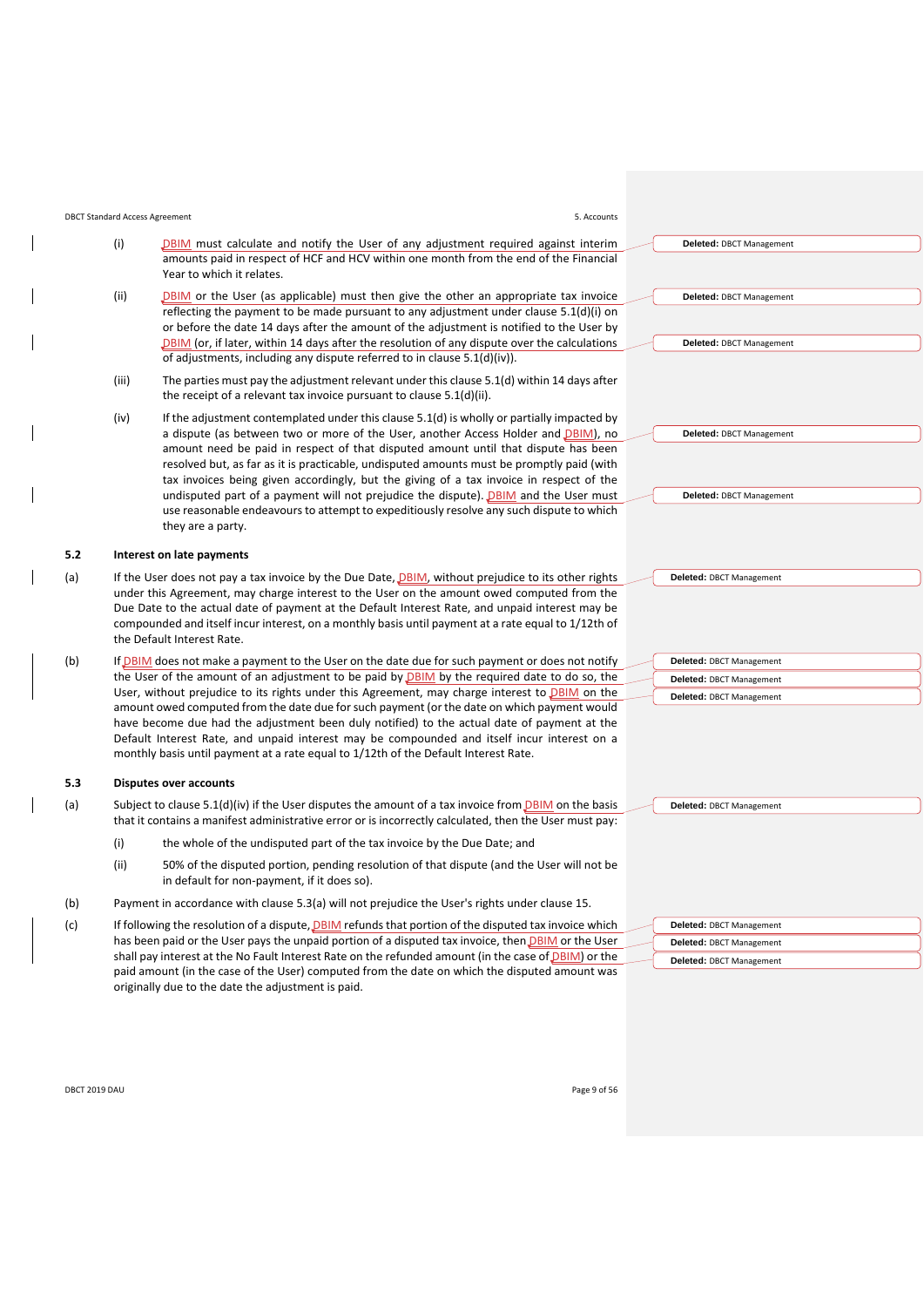(i) DBIM must calculate and notify the User of any adjustment required against interim amounts paid in respect of HCF and HCV within one month from the end of the Financial Year to which it relates.

(ii) DBIM or the User (as applicable) must then give the other an appropriate tax invoice reflecting the payment to be made pursuant to any adjustment under clause 5.1(d)(i) on or before the date 14 days after the amount of the adjustment is notified to the User by DBIM (or, if later, within 14 days after the resolution of any dispute over the calculations of adjustments, including any dispute referred to in clause 5.1(d)(iv)).

(iii) The parties must pay the adjustment relevant under this clause 5.1(d) within 14 days after the receipt of a relevant tax invoice pursuant to clause 5.1(d)(ii).

(iv) If the adjustment contemplated under this clause 5.1(d) is wholly or partially impacted by a dispute (as between two or more of the User, another Access Holder and DBIM), no amount need be paid in respect of that disputed amount until that dispute has been resolved but, as far as it is practicable, undisputed amounts must be promptly paid (with tax invoices being given accordingly, but the giving of a tax invoice in respect of the undisputed part of a payment will not prejudice the dispute). DBIM and the User must use reasonable endeavours to attempt to expeditiously resolve any such dispute to which they are a party.

### 5.2 Interest on late payments

(a) If the User does not pay a tax invoice by the Due Date, DBIM, without prejudice to its other rights under this Agreement, may charge interest to the User on the amount owed computed from the Due Date to the actual date of payment at the Default Interest Rate, and unpaid interest may be compounded and itself incur interest, on a monthly basis until payment at a rate equal to 1/12th of the Default Interest Rate.

(b) If DBIM does not make a payment to the User on the date due for such payment or does not notify the User of the amount of an adjustment to be paid by DBIM by the required date to do so, the User, without prejudice to its rights under this Agreement, may charge interest to DBIM on the amount owed computed from the date due for such payment (or the date on which payment would have become due had the adjustment been duly notified) to the actual date of payment at the Default Interest Rate, and unpaid interest may be compounded and itself incur interest on a monthly basis until payment at a rate equal to 1/12th of the Default Interest Rate.

### 5.3 Disputes over accounts

(a) Subject to clause 5.1(d)(iv) if the User disputes the amount of a tax invoice from DBIM on the basis that it contains a manifest administrative error or is incorrectly calculated, then the User must pay:

(i) the whole of the undisputed part of the tax invoice by the Due Date; and

(ii) 50% of the disputed portion, pending resolution of that dispute (and the User will not be in default for non-payment, if it does so).

(b) Payment in accordance with clause 5.3(a) will not prejudice the User's rights under clause 15.

(c) If following the resolution of a dispute, DBIM refunds that portion of the disputed tax invoice which has been paid or the User pays the unpaid portion of a disputed tax invoice, then DBIM or the User shall pay interest at the No Fault Interest Rate on the refunded amount (in the case of DBIM) or the paid amount (in the case of the User) computed from the date on which the disputed amount was originally due to the date the adjustment is paid.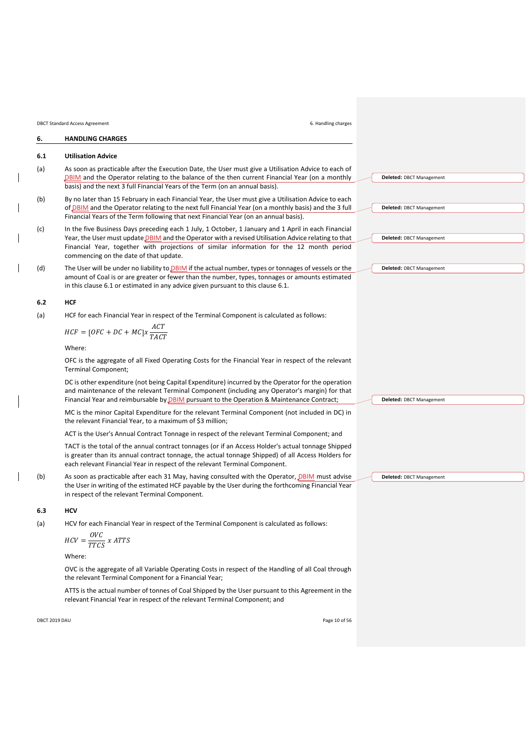## 6. HANDLING CHARGES

### 6.1 Utilisation Advice

(a) As soon as practicable after the Execution Date, the User must give a Utilisation Advice to each of DBIM and the Operator relating to the balance of the then current Financial Year (on a monthly basis) and the next 3 full Financial Years of the Term (on an annual basis).

(b) By no later than 15 February in each Financial Year, the User must give a Utilisation Advice to each of DBIM and the Operator relating to the next full Financial Year (on a monthly basis) and the 3 full Financial Years of the Term following that next Financial Year (on an annual basis).

(c) In the five Business Days preceding each 1 July, 1 October, 1 January and 1 April in each Financial Year, the User must update DBIM and the Operator with a revised Utilisation Advice relating to that Financial Year, together with projections of similar information for the 12 month period commencing on the date of that update.

(d) The User will be under no liability to DBIM if the actual number, types or tonnages of vessels or the amount of Coal is or are greater or fewer than the number, types, tonnages or amounts estimated in this clause 6.1 or estimated in any advice given pursuant to this clause 6.1.

### 6.2 HCF

(a) HCF for each Financial Year in respect of the Terminal Component is calculated as follows:

$$HCF = [OFC + DC + MC] x \frac{ACT}{TACT}$$

Where:

OFC is the aggregate of all Fixed Operating Costs for the Financial Year in respect of the relevant Terminal Component;

DC is other expenditure (not being Capital Expenditure) incurred by the Operator for the operation and maintenance of the relevant Terminal Component (including any Operator's margin) for that Financial Year and reimbursable by DBIM pursuant to the Operation & Maintenance Contract;

MC is the minor Capital Expenditure for the relevant Terminal Component (not included in DC) in the relevant Financial Year, to a maximum of $3 million;

ACT is the User's Annual Contract Tonnage in respect of the relevant Terminal Component; and

TACT is the total of the annual contract tonnages (or if an Access Holder's actual tonnage Shipped is greater than its annual contract tonnage, the actual tonnage Shipped) of all Access Holders for each relevant Financial Year in respect of the relevant Terminal Component.

(b) As soon as practicable after each 31 May, having consulted with the Operator, DBIM must advise the User in writing of the estimated HCF payable by the User during the forthcoming Financial Year in respect of the relevant Terminal Component.

### 6.3 HCV

(a) HCV for each Financial Year in respect of the Terminal Component is calculated as follows:

$$HCV = \frac{OVC}{TTCS} x ATTS$$

Where:

OVC is the aggregate of all Variable Operating Costs in respect of the Handling of all Coal through the relevant Terminal Component for a Financial Year;

ATTS is the actual number of tonnes of Coal Shipped by the User pursuant to this Agreement in the relevant Financial Year in respect of the relevant Terminal Component; and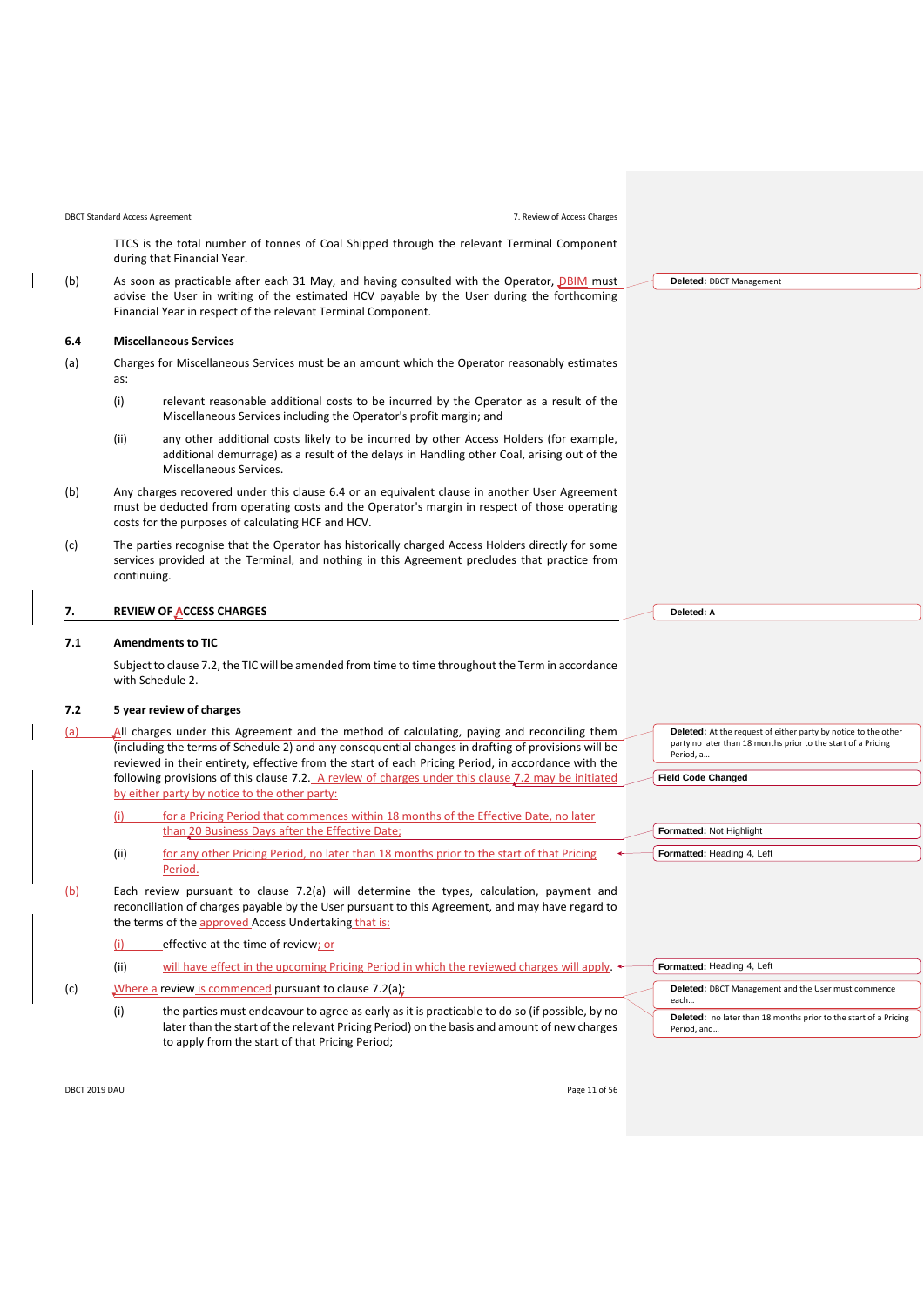TTCS is the total number of tonnes of Coal Shipped through the relevant Terminal Component during that Financial Year.

(b) As soon as practicable after each 31 May, and having consulted with the Operator, DBIM must advise the User in writing of the estimated HCV payable by the User during the forthcoming Financial Year in respect of the relevant Terminal Component.

### 6.4 Miscellaneous Services

(a) Charges for Miscellaneous Services must be an amount which the Operator reasonably estimates as:

  (i) relevant reasonable additional costs to be incurred by the Operator as a result of the Miscellaneous Services including the Operator's profit margin; and

  (ii) any other additional costs likely to be incurred by other Access Holders (for example, additional demurrage) as a result of the delays in Handling other Coal, arising out of the Miscellaneous Services.

(b) Any charges recovered under this clause 6.4 or an equivalent clause in another User Agreement must be deducted from operating costs and the Operator's margin in respect of those operating costs for the purposes of calculating HCF and HCV.

(c) The parties recognise that the Operator has historically charged Access Holders directly for some services provided at the Terminal, and nothing in this Agreement precludes that practice from continuing.

## 7. REVIEW OF ACCESS CHARGES

### 7.1 Amendments to TIC

Subject to clause 7.2, the TIC will be amended from time to time throughout the Term in accordance with Schedule 2.

### 7.2 5 year review of charges

(a) All charges under this Agreement and the method of calculating, paying and reconciling them (including the terms of Schedule 2) and any consequential changes in drafting of provisions will be reviewed in their entirety, effective from the start of each Pricing Period, in accordance with the following provisions of this clause 7.2. A review of charges under this clause 7.2 may be initiated by either party by notice to the other party:

  (i) for a Pricing Period that commences within 18 months of the Effective Date, no later than 20 Business Days after the Effective Date;

  (ii) for any other Pricing Period, no later than 18 months prior to the start of that Pricing Period.

(b) Each review pursuant to clause 7.2(a) will determine the types, calculation, payment and reconciliation of charges payable by the User pursuant to this Agreement, and may have regard to the terms of the approved Access Undertaking that is:

  (i) effective at the time of review; or

  (ii) will have effect in the upcoming Pricing Period in which the reviewed charges will apply.

(c) Where a review is commenced pursuant to clause 7.2(a):

  (i) the parties must endeavour to agree as early as it is practicable to do so (if possible, by no later than the start of the relevant Pricing Period) on the basis and amount of new charges to apply from the start of that Pricing Period;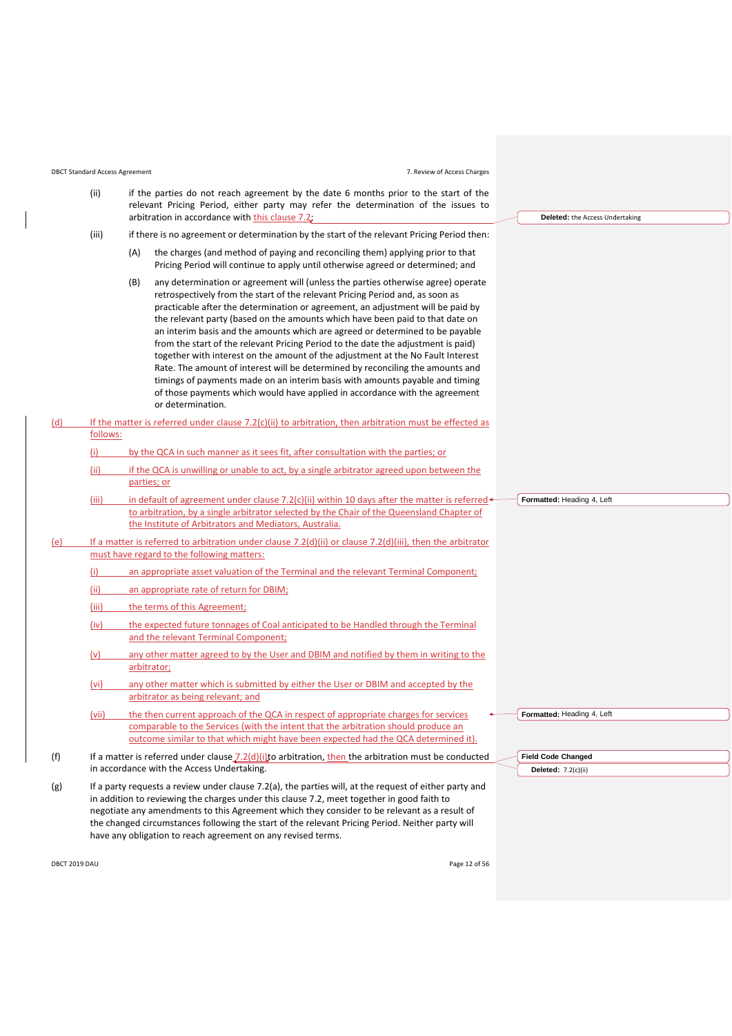(ii) if the parties do not reach agreement by the date 6 months prior to the start of the relevant Pricing Period, either party may refer the determination of the issues to arbitration in accordance with this clause 7.2;

(iii) if there is no agreement or determination by the start of the relevant Pricing Period then:

(A) the charges (and method of paying and reconciling them) applying prior to that Pricing Period will continue to apply until otherwise agreed or determined; and

(B) any determination or agreement will (unless the parties otherwise agree) operate retrospectively from the start of the relevant Pricing Period and, as soon as practicable after the determination or agreement, an adjustment will be paid by the relevant party (based on the amounts which have been paid to that date on an interim basis and the amounts which are agreed or determined to be payable from the start of the relevant Pricing Period to the date the adjustment is paid) together with interest on the amount of the adjustment at the No Fault Interest Rate. The amount of interest will be determined by reconciling the amounts and timings of payments made on an interim basis with amounts payable and timing of those payments which would have applied in accordance with the agreement or determination.

(d) If the matter is referred under clause 7.2(c)(ii) to arbitration, then arbitration must be effected as follows:

(i) by the QCA in such manner as it sees fit, after consultation with the parties; or

(ii) if the QCA is unwilling or unable to act, by a single arbitrator agreed upon between the parties; or

(iii) in default of agreement under clause 7.2(c)(ii) within 10 days after the matter is referred to arbitration, by a single arbitrator selected by the Chair of the Queensland Chapter of the Institute of Arbitrators and Mediators, Australia.

(e) If a matter is referred to arbitration under clause 7.2(d)(ii) or clause 7.2(d)(iii), then the arbitrator must have regard to the following matters:

(i) an appropriate asset valuation of the Terminal and the relevant Terminal Component;

(ii) an appropriate rate of return for DBIM;

(iii) the terms of this Agreement;

(iv) the expected future tonnages of Coal anticipated to be Handled through the Terminal and the relevant Terminal Component;

(v) any other matter agreed to by the User and DBIM and notified by them in writing to the arbitrator;

(vi) any other matter which is submitted by either the User or DBIM and accepted by the arbitrator as being relevant; and

(vii) the then current approach of the QCA in respect of appropriate charges for services comparable to the Services (with the intent that the arbitration should produce an outcome similar to that which might have been expected had the QCA determined it).

(f) If a matter is referred under clause 7.2(d)(i) to arbitration, then the arbitration must be conducted in accordance with the Access Undertaking.

(g) If a party requests a review under clause 7.2(a), the parties will, at the request of either party and in addition to reviewing the charges under this clause 7.2, meet together in good faith to negotiate any amendments to this Agreement which they consider to be relevant as a result of the changed circumstances following the start of the relevant Pricing Period. Neither party will have any obligation to reach agreement on any revised terms.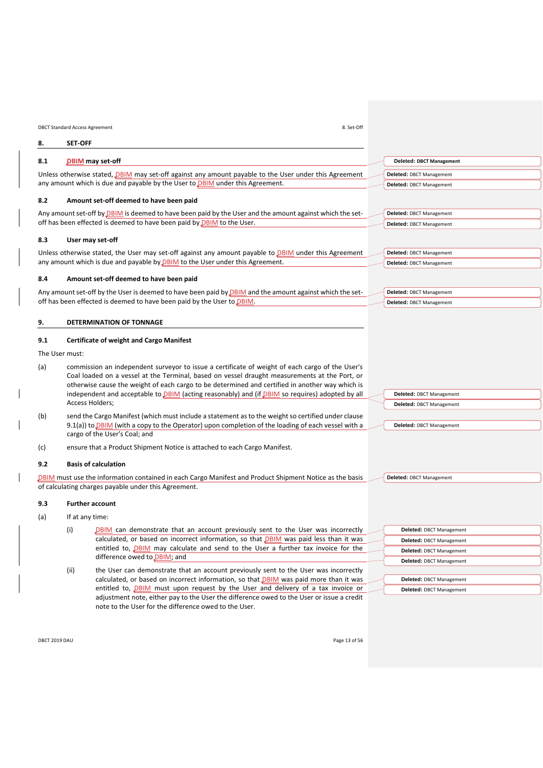## 8. SET-OFF

### 8.1 DBIM may set-off

Unless otherwise stated, DBIM may set-off against any amount payable to the User under this Agreement any amount which is due and payable by the User to DBIM under this Agreement.

### 8.2 Amount set-off deemed to have been paid

Any amount set-off by DBIM is deemed to have been paid by the User and the amount against which the set-off has been effected is deemed to have been paid by DBIM to the User.

### 8.3 User may set-off

Unless otherwise stated, the User may set-off against any amount payable to DBIM under this Agreement any amount which is due and payable by DBIM to the User under this Agreement.

### 8.4 Amount set-off deemed to have been paid

Any amount set-off by the User is deemed to have been paid by DBIM and the amount against which the set-off has been effected is deemed to have been paid by the User to DBIM.

## 9. DETERMINATION OF TONNAGE

### 9.1 Certificate of weight and Cargo Manifest

The User must:

(a) commission an independent surveyor to issue a certificate of weight of each cargo of the User's Coal loaded on a vessel at the Terminal, based on vessel draught measurements at the Port, or otherwise cause the weight of each cargo to be determined and certified in another way which is independent and acceptable to DBIM (acting reasonably) and (if DBIM so requires) adopted by all Access Holders;

(b) send the Cargo Manifest (which must include a statement as to the weight so certified under clause 9.1(a)) to DBIM (with a copy to the Operator) upon completion of the loading of each vessel with a cargo of the User's Coal; and

(c) ensure that a Product Shipment Notice is attached to each Cargo Manifest.

### 9.2 Basis of calculation

DBIM must use the information contained in each Cargo Manifest and Product Shipment Notice as the basis of calculating charges payable under this Agreement.

### 9.3 Further account

(a) If at any time:

(i) DBIM can demonstrate that an account previously sent to the User was incorrectly calculated, or based on incorrect information, so that DBIM was paid less than it was entitled to, DBIM may calculate and send to the User a further tax invoice for the difference owed to DBIM; and

(ii) the User can demonstrate that an account previously sent to the User was incorrectly calculated, or based on incorrect information, so that DBIM was paid more than it was entitled to, DBIM must upon request by the User and delivery of a tax invoice or adjustment note, either pay to the User the difference owed to the User or issue a credit note to the User for the difference owed to the User.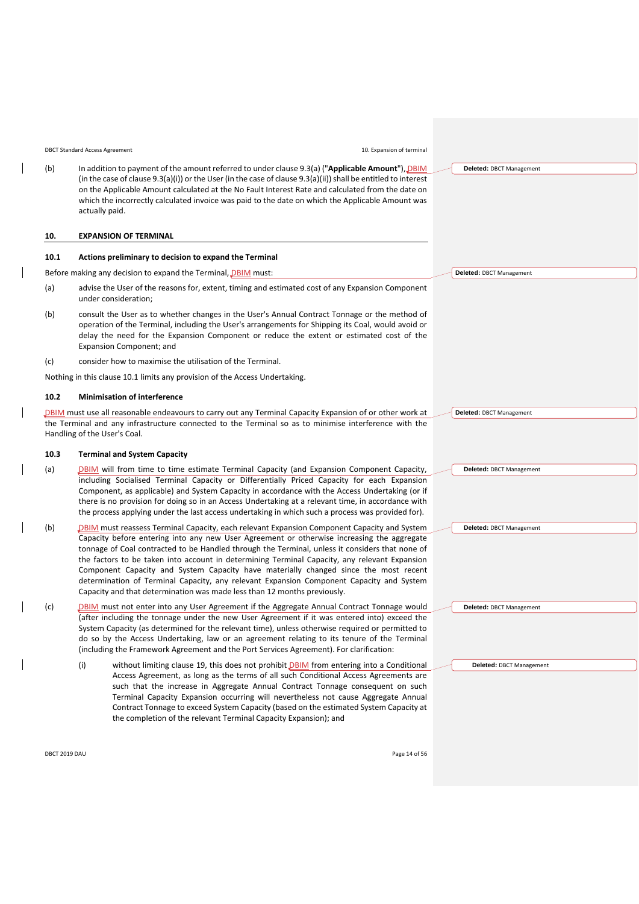(b) In addition to payment of the amount referred to under clause 9.3(a) ("**Applicable Amount**"), DBIM (in the case of clause 9.3(a)(i)) or the User (in the case of clause 9.3(a)(ii)) shall be entitled to interest on the Applicable Amount calculated at the No Fault Interest Rate and calculated from the date on which the incorrectly calculated invoice was paid to the date on which the Applicable Amount was actually paid.

## 10. EXPANSION OF TERMINAL

### 10.1 Actions preliminary to decision to expand the Terminal

Before making any decision to expand the Terminal, DBIM must:

(a) advise the User of the reasons for, extent, timing and estimated cost of any Expansion Component under consideration;

(b) consult the User as to whether changes in the User's Annual Contract Tonnage or the method of operation of the Terminal, including the User's arrangements for Shipping its Coal, would avoid or delay the need for the Expansion Component or reduce the extent or estimated cost of the Expansion Component; and

(c) consider how to maximise the utilisation of the Terminal.

Nothing in this clause 10.1 limits any provision of the Access Undertaking.

### 10.2 Minimisation of interference

DBIM must use all reasonable endeavours to carry out any Terminal Capacity Expansion of or other work at the Terminal and any infrastructure connected to the Terminal so as to minimise interference with the Handling of the User's Coal.

### 10.3 Terminal and System Capacity

(a) DBIM will from time to time estimate Terminal Capacity (and Expansion Component Capacity, including Socialised Terminal Capacity or Differentially Priced Capacity for each Expansion Component, as applicable) and System Capacity in accordance with the Access Undertaking (or if there is no provision for doing so in an Access Undertaking at a relevant time, in accordance with the process applying under the last access undertaking in which such a process was provided for).

(b) DBIM must reassess Terminal Capacity, each relevant Expansion Component Capacity and System Capacity before entering into any new User Agreement or otherwise increasing the aggregate tonnage of Coal contracted to be Handled through the Terminal, unless it considers that none of the factors to be taken into account in determining Terminal Capacity, any relevant Expansion Component Capacity and System Capacity have materially changed since the most recent determination of Terminal Capacity, any relevant Expansion Component Capacity and System Capacity and that determination was made less than 12 months previously.

(c) DBIM must not enter into any User Agreement if the Aggregate Annual Contract Tonnage would (after including the tonnage under the new User Agreement if it was entered into) exceed the System Capacity (as determined for the relevant time), unless otherwise required or permitted to do so by the Access Undertaking, law or an agreement relating to its tenure of the Terminal (including the Framework Agreement and the Port Services Agreement). For clarification:

(i) without limiting clause 19, this does not prohibit DBIM from entering into a Conditional Access Agreement, as long as the terms of all such Conditional Access Agreements are such that the increase in Aggregate Annual Contract Tonnage consequent on such Terminal Capacity Expansion occurring will nevertheless not cause Aggregate Annual Contract Tonnage to exceed System Capacity (based on the estimated System Capacity at the completion of the relevant Terminal Capacity Expansion); and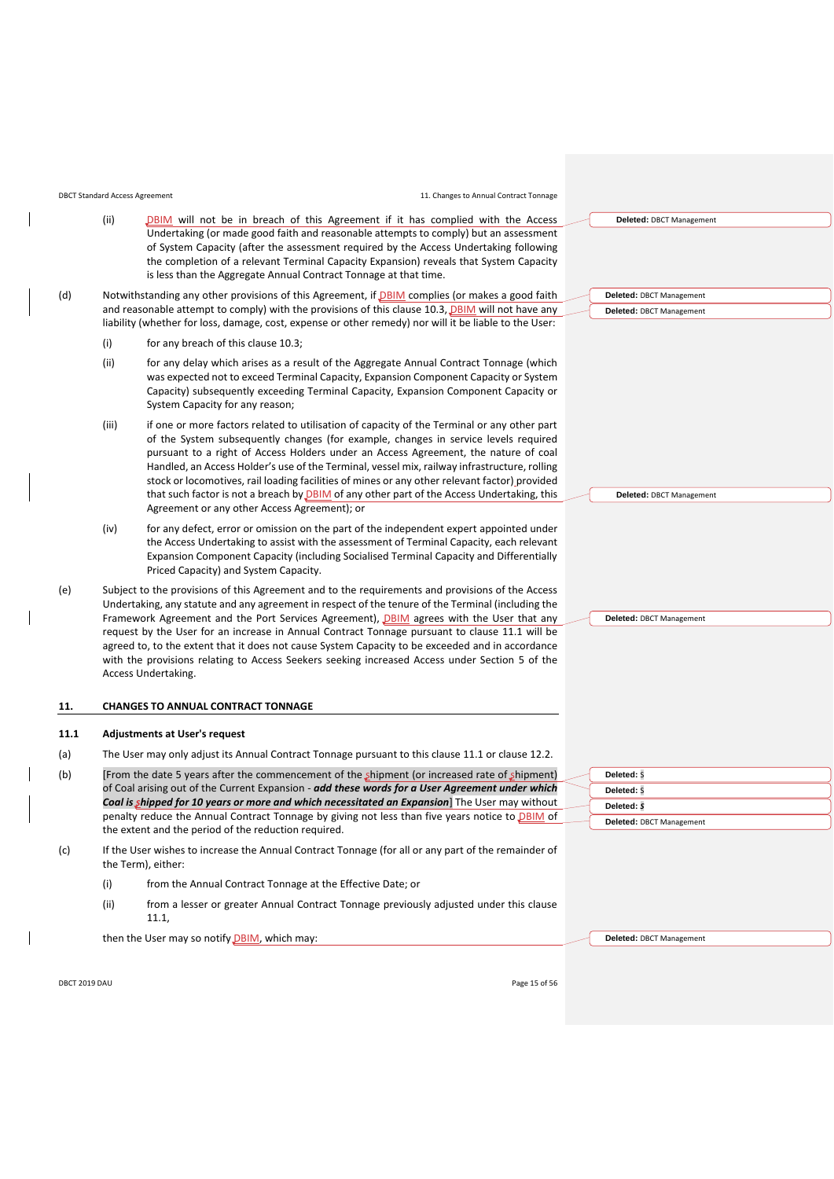(ii) DBIM will not be in breach of this Agreement if it has complied with the Access Undertaking (or made good faith and reasonable attempts to comply) but an assessment of System Capacity (after the assessment required by the Access Undertaking following the completion of a relevant Terminal Capacity Expansion) reveals that System Capacity is less than the Aggregate Annual Contract Tonnage at that time.

(d) Notwithstanding any other provisions of this Agreement, if DBIM complies (or makes a good faith and reasonable attempt to comply) with the provisions of this clause 10.3, DBIM will not have any liability (whether for loss, damage, cost, expense or other remedy) nor will it be liable to the User:

(i) for any breach of this clause 10.3;

(ii) for any delay which arises as a result of the Aggregate Annual Contract Tonnage (which was expected not to exceed Terminal Capacity, Expansion Component Capacity or System Capacity) subsequently exceeding Terminal Capacity, Expansion Component Capacity or System Capacity for any reason;

(iii) if one or more factors related to utilisation of capacity of the Terminal or any other part of the System subsequently changes (for example, changes in service levels required pursuant to a right of Access Holders under an Access Agreement, the nature of coal Handled, an Access Holder's use of the Terminal, vessel mix, railway infrastructure, rolling stock or locomotives, rail loading facilities of mines or any other relevant factor) provided that such factor is not a breach by DBIM of any other part of the Access Undertaking, this Agreement or any other Access Agreement); or

(iv) for any defect, error or omission on the part of the independent expert appointed under the Access Undertaking to assist with the assessment of Terminal Capacity, each relevant Expansion Component Capacity (including Socialised Terminal Capacity and Differentially Priced Capacity) and System Capacity.

(e) Subject to the provisions of this Agreement and to the requirements and provisions of the Access Undertaking, any statute and any agreement in respect of the tenure of the Terminal (including the Framework Agreement and the Port Services Agreement), DBIM agrees with the User that any request by the User for an increase in Annual Contract Tonnage pursuant to clause 11.1 will be agreed to, to the extent that it does not cause System Capacity to be exceeded and in accordance with the provisions relating to Access Seekers seeking increased Access under Section 5 of the Access Undertaking.

## 11. CHANGES TO ANNUAL CONTRACT TONNAGE

### 11.1 Adjustments at User's request

(a) The User may only adjust its Annual Contract Tonnage pursuant to this clause 11.1 or clause 12.2.

(b) [From the date 5 years after the commencement of the shipment (or increased rate of shipment) of Coal arising out of the Current Expansion - ***add these words for a User Agreement under which Coal is shipped for 10 years or more and which necessitated an Expansion***] The User may without penalty reduce the Annual Contract Tonnage by giving not less than five years notice to DBIM of the extent and the period of the reduction required.

(c) If the User wishes to increase the Annual Contract Tonnage (for all or any part of the remainder of the Term), either:

(i) from the Annual Contract Tonnage at the Effective Date; or

(ii) from a lesser or greater Annual Contract Tonnage previously adjusted under this clause 11.1,

then the User may so notify DBIM, which may: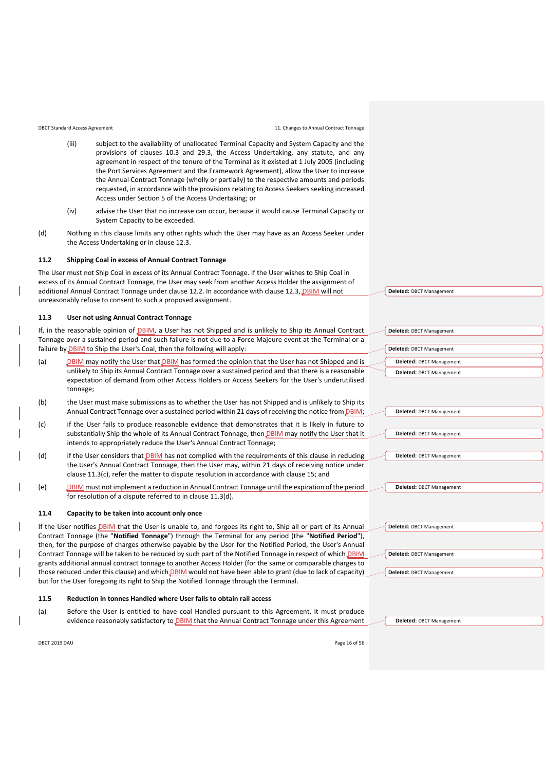(iii) subject to the availability of unallocated Terminal Capacity and System Capacity and the provisions of clauses 10.3 and 29.3, the Access Undertaking, any statute, and any agreement in respect of the tenure of the Terminal as it existed at 1 July 2005 (including the Port Services Agreement and the Framework Agreement), allow the User to increase the Annual Contract Tonnage (wholly or partially) to the respective amounts and periods requested, in accordance with the provisions relating to Access Seekers seeking increased Access under Section 5 of the Access Undertaking; or

(iv) advise the User that no increase can occur, because it would cause Terminal Capacity or System Capacity to be exceeded.

(d) Nothing in this clause limits any other rights which the User may have as an Access Seeker under the Access Undertaking or in clause 12.3.

### 11.2 Shipping Coal in excess of Annual Contract Tonnage

The User must not Ship Coal in excess of its Annual Contract Tonnage. If the User wishes to Ship Coal in excess of its Annual Contract Tonnage, the User may seek from another Access Holder the assignment of additional Annual Contract Tonnage under clause 12.2. In accordance with clause 12.3, DBIM will not unreasonably refuse to consent to such a proposed assignment.

### 11.3 User not using Annual Contract Tonnage

If, in the reasonable opinion of DBIM, a User has not Shipped and is unlikely to Ship its Annual Contract Tonnage over a sustained period and such failure is not due to a Force Majeure event at the Terminal or a failure by DBIM to Ship the User's Coal, then the following will apply:

(a) DBIM may notify the User that DBIM has formed the opinion that the User has not Shipped and is unlikely to Ship its Annual Contract Tonnage over a sustained period and that there is a reasonable expectation of demand from other Access Holders or Access Seekers for the User's underutilised tonnage;

(b) the User must make submissions as to whether the User has not Shipped and is unlikely to Ship its Annual Contract Tonnage over a sustained period within 21 days of receiving the notice from DBIM;

(c) if the User fails to produce reasonable evidence that demonstrates that it is likely in future to substantially Ship the whole of its Annual Contract Tonnage, then DBIM may notify the User that it intends to appropriately reduce the User's Annual Contract Tonnage;

(d) if the User considers that DBIM has not complied with the requirements of this clause in reducing the User's Annual Contract Tonnage, then the User may, within 21 days of receiving notice under clause 11.3(c), refer the matter to dispute resolution in accordance with clause 15; and

(e) DBIM must not implement a reduction in Annual Contract Tonnage until the expiration of the period for resolution of a dispute referred to in clause 11.3(d).

### 11.4 Capacity to be taken into account only once

If the User notifies DBIM that the User is unable to, and forgoes its right to, Ship all or part of its Annual Contract Tonnage (the "**Notified Tonnage**") through the Terminal for any period (the "**Notified Period**"), then, for the purpose of charges otherwise payable by the User for the Notified Period, the User's Annual Contract Tonnage will be taken to be reduced by such part of the Notified Tonnage in respect of which DBIM grants additional annual contract tonnage to another Access Holder (for the same or comparable charges to those reduced under this clause) and which DBIM would not have been able to grant (due to lack of capacity) but for the User foregoing its right to Ship the Notified Tonnage through the Terminal.

### 11.5 Reduction in tonnes Handled where User fails to obtain rail access

(a) Before the User is entitled to have coal Handled pursuant to this Agreement, it must produce evidence reasonably satisfactory to DBIM that the Annual Contract Tonnage under this Agreement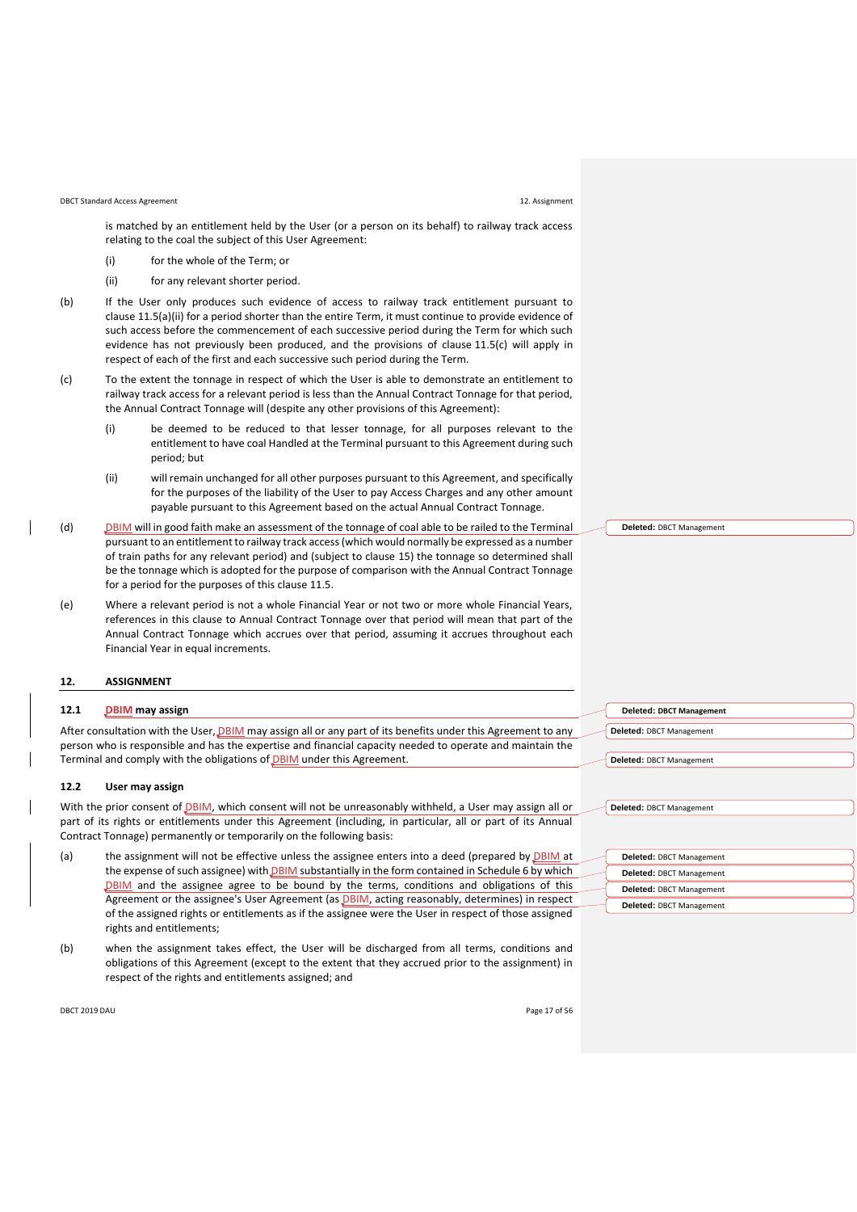is matched by an entitlement held by the User (or a person on its behalf) to railway track access relating to the coal the subject of this User Agreement:

(i) for the whole of the Term; or

(ii) for any relevant shorter period.

(b) If the User only produces such evidence of access to railway track entitlement pursuant to clause 11.5(a)(ii) for a period shorter than the entire Term, it must continue to provide evidence of such access before the commencement of each successive period during the Term for which such evidence has not previously been produced, and the provisions of clause 11.5(c) will apply in respect of each of the first and each successive such period during the Term.

(c) To the extent the tonnage in respect of which the User is able to demonstrate an entitlement to railway track access for a relevant period is less than the Annual Contract Tonnage for that period, the Annual Contract Tonnage will (despite any other provisions of this Agreement):

(i) be deemed to be reduced to that lesser tonnage, for all purposes relevant to the entitlement to have coal Handled at the Terminal pursuant to this Agreement during such period; but

(ii) will remain unchanged for all other purposes pursuant to this Agreement, and specifically for the purposes of the liability of the User to pay Access Charges and any other amount payable pursuant to this Agreement based on the actual Annual Contract Tonnage.

(d) DBIM will in good faith make an assessment of the tonnage of coal able to be railed to the Terminal pursuant to an entitlement to railway track access (which would normally be expressed as a number of train paths for any relevant period) and (subject to clause 15) the tonnage so determined shall be the tonnage which is adopted for the purpose of comparison with the Annual Contract Tonnage for a period for the purposes of this clause 11.5.

(e) Where a relevant period is not a whole Financial Year or not two or more whole Financial Years, references in this clause to Annual Contract Tonnage over that period will mean that part of the Annual Contract Tonnage which accrues over that period, assuming it accrues throughout each Financial Year in equal increments.

## 12. ASSIGNMENT

### 12.1 DBIM may assign

After consultation with the User, DBIM may assign all or any part of its benefits under this Agreement to any person who is responsible and has the expertise and financial capacity needed to operate and maintain the Terminal and comply with the obligations of DBIM under this Agreement.

### 12.2 User may assign

With the prior consent of DBIM, which consent will not be unreasonably withheld, a User may assign all or part of its rights or entitlements under this Agreement (including, in particular, all or part of its Annual Contract Tonnage) permanently or temporarily on the following basis:

(a) the assignment will not be effective unless the assignee enters into a deed (prepared by DBIM at the expense of such assignee) with DBIM substantially in the form contained in Schedule 6 by which DBIM and the assignee agree to be bound by the terms, conditions and obligations of this Agreement or the assignee's User Agreement (as DBIM, acting reasonably, determines) in respect of the assigned rights or entitlements as if the assignee were the User in respect of those assigned rights and entitlements;

(b) when the assignment takes effect, the User will be discharged from all terms, conditions and obligations of this Agreement (except to the extent that they accrued prior to the assignment) in respect of the rights and entitlements assigned; and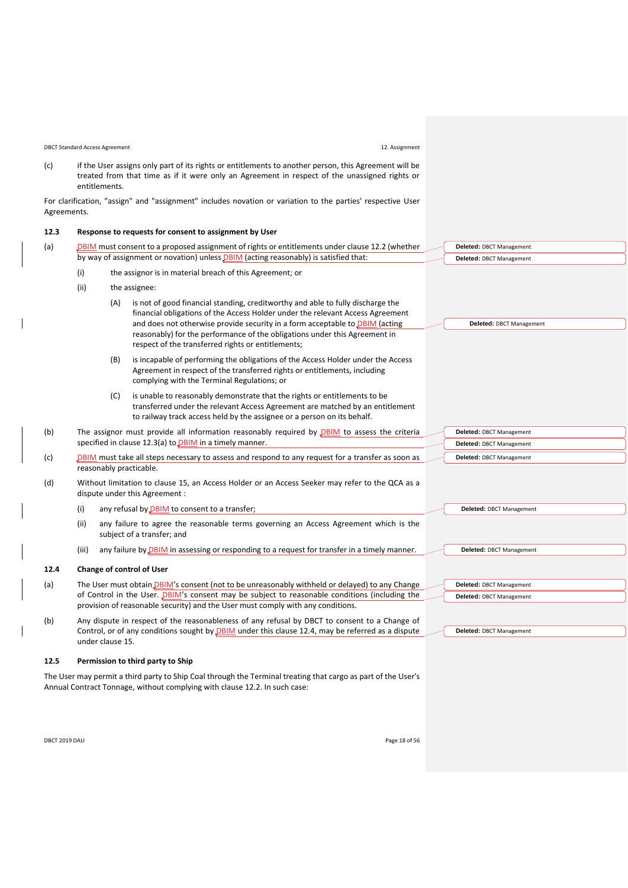(c) if the User assigns only part of its rights or entitlements to another person, this Agreement will be treated from that time as if it were only an Agreement in respect of the unassigned rights or entitlements.

For clarification, "assign" and "assignment" includes novation or variation to the parties' respective User Agreements.

### 12.3 Response to requests for consent to assignment by User

(a) DBIM must consent to a proposed assignment of rights or entitlements under clause 12.2 (whether by way of assignment or novation) unless DBIM (acting reasonably) is satisfied that:

   (i) the assignor is in material breach of this Agreement; or

   (ii) the assignee:

      (A) is not of good financial standing, creditworthy and able to fully discharge the financial obligations of the Access Holder under the relevant Access Agreement and does not otherwise provide security in a form acceptable to DBIM (acting reasonably) for the performance of the obligations under this Agreement in respect of the transferred rights or entitlements;

      (B) is incapable of performing the obligations of the Access Holder under the Access Agreement in respect of the transferred rights or entitlements, including complying with the Terminal Regulations; or

      (C) is unable to reasonably demonstrate that the rights or entitlements to be transferred under the relevant Access Agreement are matched by an entitlement to railway track access held by the assignee or a person on its behalf.

(b) The assignor must provide all information reasonably required by DBIM to assess the criteria specified in clause 12.3(a) to DBIM in a timely manner.

(c) DBIM must take all steps necessary to assess and respond to any request for a transfer as soon as reasonably practicable.

(d) Without limitation to clause 15, an Access Holder or an Access Seeker may refer to the QCA as a dispute under this Agreement :

   (i) any refusal by DBIM to consent to a transfer;

   (ii) any failure to agree the reasonable terms governing an Access Agreement which is the subject of a transfer; and

   (iii) any failure by DBIM in assessing or responding to a request for transfer in a timely manner.

### 12.4 Change of control of User

(a) The User must obtain DBIM's consent (not to be unreasonably withheld or delayed) to any Change of Control in the User. DBIM's consent may be subject to reasonable conditions (including the provision of reasonable security) and the User must comply with any conditions.

(b) Any dispute in respect of the reasonableness of any refusal by DBCT to consent to a Change of Control, or of any conditions sought by DBIM under this clause 12.4, may be referred as a dispute under clause 15.

### 12.5 Permission to third party to Ship

The User may permit a third party to Ship Coal through the Terminal treating that cargo as part of the User's Annual Contract Tonnage, without complying with clause 12.2. In such case: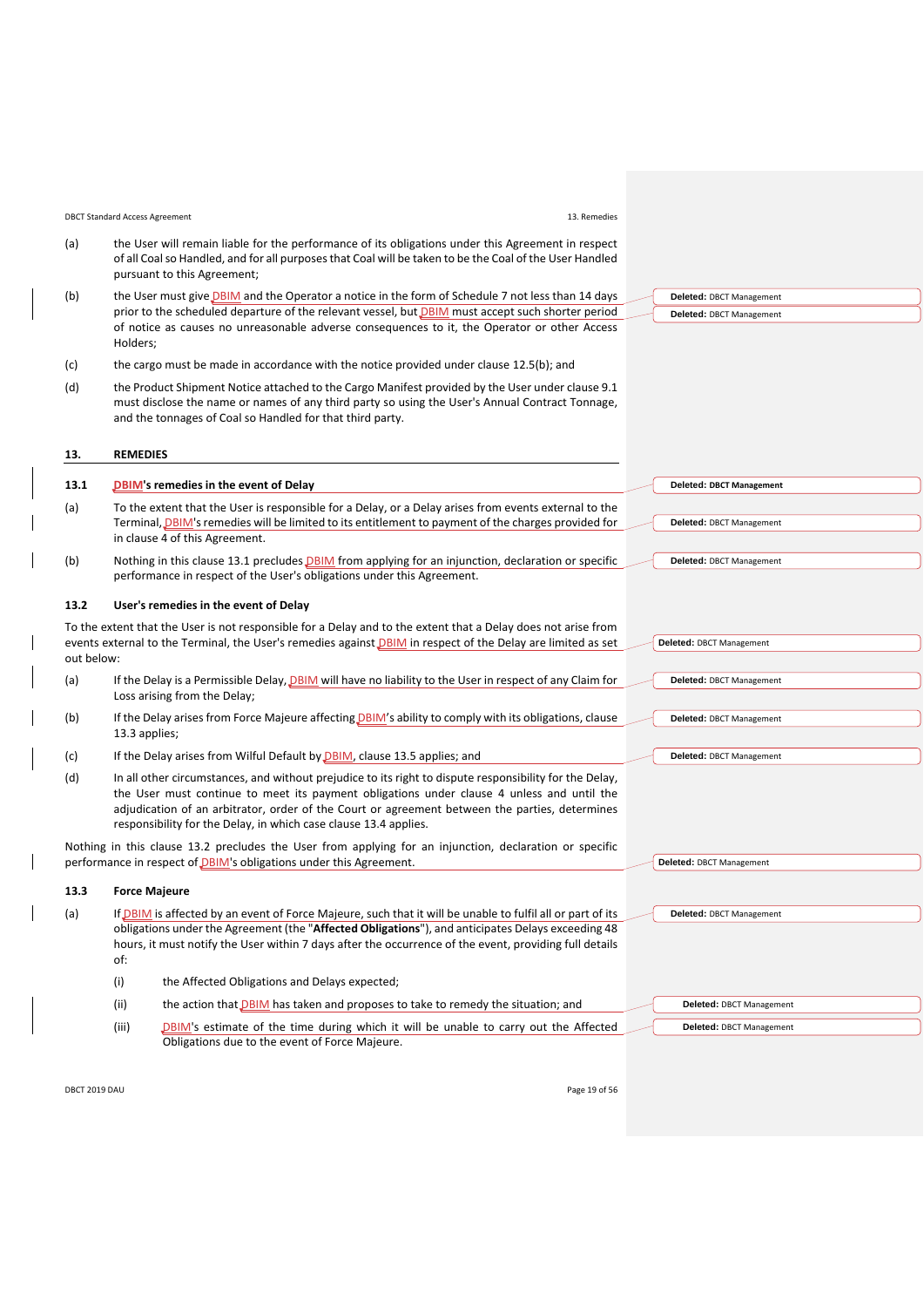(a) the User will remain liable for the performance of its obligations under this Agreement in respect of all Coal so Handled, and for all purposes that Coal will be taken to be the Coal of the User Handled pursuant to this Agreement;

(b) the User must give DBIM and the Operator a notice in the form of Schedule 7 not less than 14 days prior to the scheduled departure of the relevant vessel, but DBIM must accept such shorter period of notice as causes no unreasonable adverse consequences to it, the Operator or other Access Holders;

(c) the cargo must be made in accordance with the notice provided under clause 12.5(b); and

(d) the Product Shipment Notice attached to the Cargo Manifest provided by the User under clause 9.1 must disclose the name or names of any third party so using the User's Annual Contract Tonnage, and the tonnages of Coal so Handled for that third party.

## 13. REMEDIES

### 13.1 DBIM's remedies in the event of Delay

(a) To the extent that the User is responsible for a Delay, or a Delay arises from events external to the Terminal, DBIM's remedies will be limited to its entitlement to payment of the charges provided for in clause 4 of this Agreement.

(b) Nothing in this clause 13.1 precludes DBIM from applying for an injunction, declaration or specific performance in respect of the User's obligations under this Agreement.

### 13.2 User's remedies in the event of Delay

To the extent that the User is not responsible for a Delay and to the extent that a Delay does not arise from events external to the Terminal, the User's remedies against DBIM in respect of the Delay are limited as set out below:

(a) If the Delay is a Permissible Delay, DBIM will have no liability to the User in respect of any Claim for Loss arising from the Delay;

(b) If the Delay arises from Force Majeure affecting DBIM's ability to comply with its obligations, clause 13.3 applies;

(c) If the Delay arises from Wilful Default by DBIM, clause 13.5 applies; and

(d) In all other circumstances, and without prejudice to its right to dispute responsibility for the Delay, the User must continue to meet its payment obligations under clause 4 unless and until the adjudication of an arbitrator, order of the Court or agreement between the parties, determines responsibility for the Delay, in which case clause 13.4 applies.

Nothing in this clause 13.2 precludes the User from applying for an injunction, declaration or specific performance in respect of DBIM's obligations under this Agreement.

### 13.3 Force Majeure

(a) If DBIM is affected by an event of Force Majeure, such that it will be unable to fulfil all or part of its obligations under the Agreement (the "**Affected Obligations**"), and anticipates Delays exceeding 48 hours, it must notify the User within 7 days after the occurrence of the event, providing full details of:

  (i) the Affected Obligations and Delays expected;

  (ii) the action that DBIM has taken and proposes to take to remedy the situation; and

  (iii) DBIM's estimate of the time during which it will be unable to carry out the Affected Obligations due to the event of Force Majeure.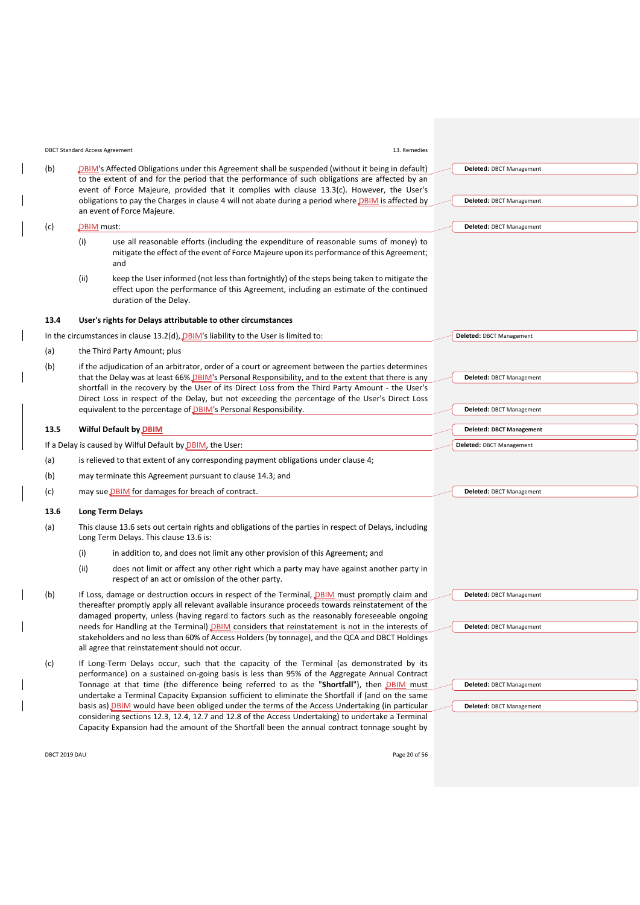(b) DBIM's Affected Obligations under this Agreement shall be suspended (without it being in default) to the extent of and for the period that the performance of such obligations are affected by an event of Force Majeure, provided that it complies with clause 13.3(c). However, the User's obligations to pay the Charges in clause 4 will not abate during a period where DBIM is affected by an event of Force Majeure.

(c) DBIM must:

(i) use all reasonable efforts (including the expenditure of reasonable sums of money) to mitigate the effect of the event of Force Majeure upon its performance of this Agreement; and

(ii) keep the User informed (not less than fortnightly) of the steps being taken to mitigate the effect upon the performance of this Agreement, including an estimate of the continued duration of the Delay.

### 13.4 User's rights for Delays attributable to other circumstances

In the circumstances in clause 13.2(d), DBIM's liability to the User is limited to:

(a) the Third Party Amount; plus

(b) if the adjudication of an arbitrator, order of a court or agreement between the parties determines that the Delay was at least 66% DBIM's Personal Responsibility, and to the extent that there is any shortfall in the recovery by the User of its Direct Loss from the Third Party Amount - the User's Direct Loss in respect of the Delay, but not exceeding the percentage of the User's Direct Loss equivalent to the percentage of DBIM's Personal Responsibility.

### 13.5 Wilful Default by DBIM

If a Delay is caused by Wilful Default by DBIM, the User:

(a) is relieved to that extent of any corresponding payment obligations under clause 4;

(b) may terminate this Agreement pursuant to clause 14.3; and

(c) may sue DBIM for damages for breach of contract.

### 13.6 Long Term Delays

(a) This clause 13.6 sets out certain rights and obligations of the parties in respect of Delays, including Long Term Delays. This clause 13.6 is:

(i) in addition to, and does not limit any other provision of this Agreement; and

(ii) does not limit or affect any other right which a party may have against another party in respect of an act or omission of the other party.

(b) If Loss, damage or destruction occurs in respect of the Terminal, DBIM must promptly claim and thereafter promptly apply all relevant available insurance proceeds towards reinstatement of the damaged property, unless (having regard to factors such as the reasonably foreseeable ongoing needs for Handling at the Terminal) DBIM considers that reinstatement is not in the interests of stakeholders and no less than 60% of Access Holders (by tonnage), and the QCA and DBCT Holdings all agree that reinstatement should not occur.

(c) If Long-Term Delays occur, such that the capacity of the Terminal (as demonstrated by its performance) on a sustained on-going basis is less than 95% of the Aggregate Annual Contract Tonnage at that time (the difference being referred to as the "**Shortfall**"), then DBIM must undertake a Terminal Capacity Expansion sufficient to eliminate the Shortfall if (and on the same basis as) DBIM would have been obliged under the terms of the Access Undertaking (in particular considering sections 12.3, 12.4, 12.7 and 12.8 of the Access Undertaking) to undertake a Terminal Capacity Expansion had the amount of the Shortfall been the annual contract tonnage sought by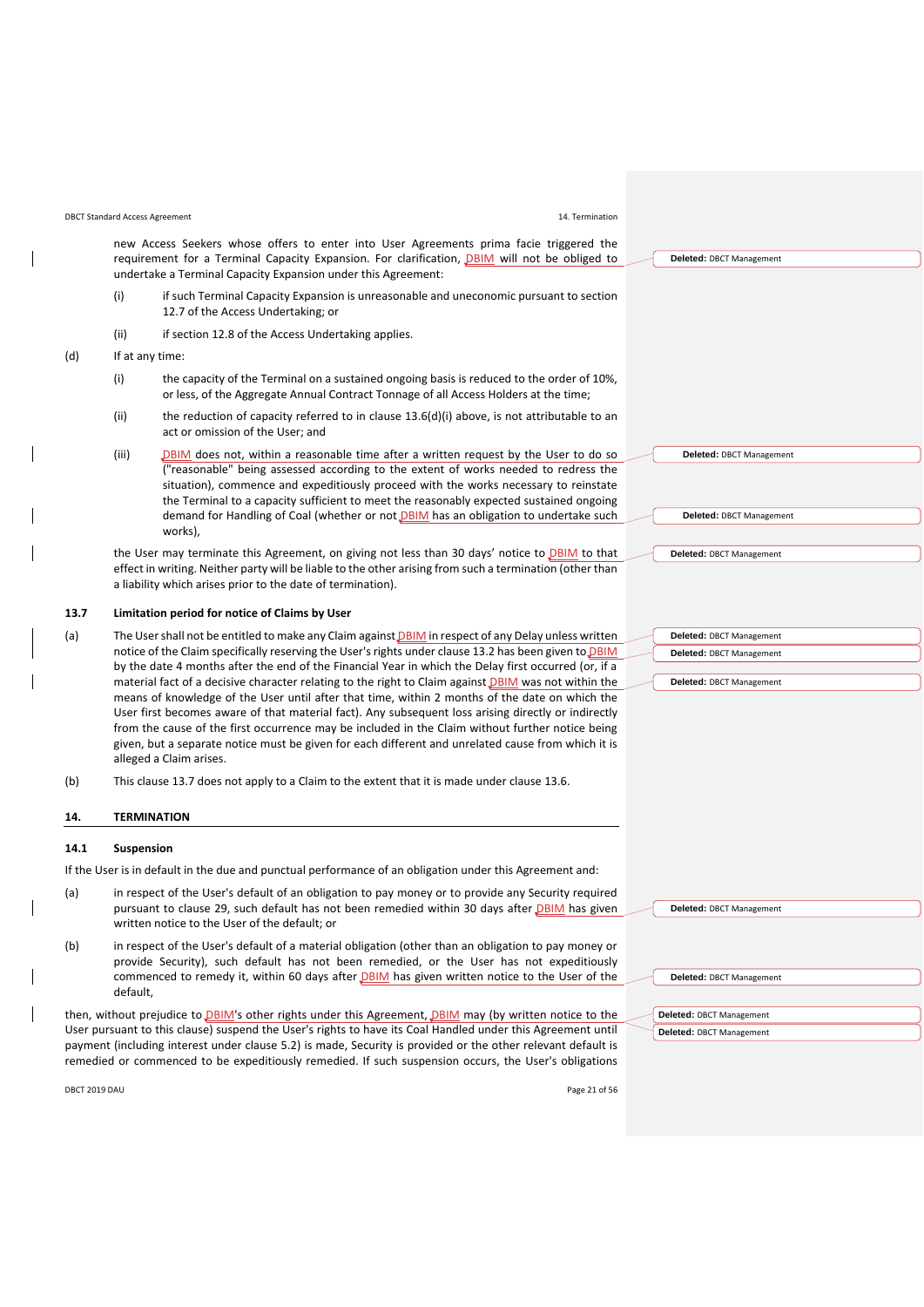new Access Seekers whose offers to enter into User Agreements prima facie triggered the requirement for a Terminal Capacity Expansion. For clarification, DBIM will not be obliged to undertake a Terminal Capacity Expansion under this Agreement:

(i) if such Terminal Capacity Expansion is unreasonable and uneconomic pursuant to section 12.7 of the Access Undertaking; or

(ii) if section 12.8 of the Access Undertaking applies.

(d) If at any time:

(i) the capacity of the Terminal on a sustained ongoing basis is reduced to the order of 10%, or less, of the Aggregate Annual Contract Tonnage of all Access Holders at the time;

(ii) the reduction of capacity referred to in clause 13.6(d)(i) above, is not attributable to an act or omission of the User; and

(iii) DBIM does not, within a reasonable time after a written request by the User to do so ("reasonable" being assessed according to the extent of works needed to redress the situation), commence and expeditiously proceed with the works necessary to reinstate the Terminal to a capacity sufficient to meet the reasonably expected sustained ongoing demand for Handling of Coal (whether or not DBIM has an obligation to undertake such works),

the User may terminate this Agreement, on giving not less than 30 days' notice to DBIM to that effect in writing. Neither party will be liable to the other arising from such a termination (other than a liability which arises prior to the date of termination).

### 13.7 Limitation period for notice of Claims by User

(a) The User shall not be entitled to make any Claim against DBIM in respect of any Delay unless written notice of the Claim specifically reserving the User's rights under clause 13.2 has been given to DBIM by the date 4 months after the end of the Financial Year in which the Delay first occurred (or, if a material fact of a decisive character relating to the right to Claim against DBIM was not within the means of knowledge of the User until after that time, within 2 months of the date on which the User first becomes aware of that material fact). Any subsequent loss arising directly or indirectly from the cause of the first occurrence may be included in the Claim without further notice being given, but a separate notice must be given for each different and unrelated cause from which it is alleged a Claim arises.

(b) This clause 13.7 does not apply to a Claim to the extent that it is made under clause 13.6.

## 14. TERMINATION

### 14.1 Suspension

If the User is in default in the due and punctual performance of an obligation under this Agreement and:

(a) in respect of the User's default of an obligation to pay money or to provide any Security required pursuant to clause 29, such default has not been remedied within 30 days after DBIM has given written notice to the User of the default; or

(b) in respect of the User's default of a material obligation (other than an obligation to pay money or provide Security), such default has not been remedied, or the User has not expeditiously commenced to remedy it, within 60 days after DBIM has given written notice to the User of the default,

then, without prejudice to DBIM's other rights under this Agreement, DBIM may (by written notice to the User pursuant to this clause) suspend the User's rights to have its Coal Handled under this Agreement until payment (including interest under clause 5.2) is made, Security is provided or the other relevant default is remedied or commenced to be expeditiously remedied. If such suspension occurs, the User's obligations

Deleted: DBCT Management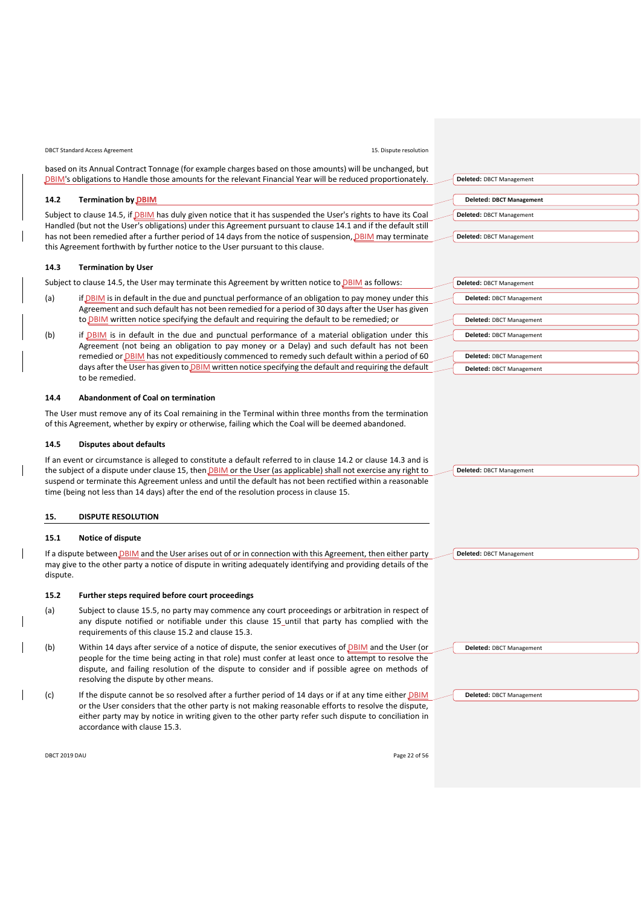based on its Annual Contract Tonnage (for example charges based on those amounts) will be unchanged, but DBIM's obligations to Handle those amounts for the relevant Financial Year will be reduced proportionately.

### 14.2 Termination by DBIM

Subject to clause 14.5, if DBIM has duly given notice that it has suspended the User's rights to have its Coal Handled (but not the User's obligations) under this Agreement pursuant to clause 14.1 and if the default still has not been remedied after a further period of 14 days from the notice of suspension, DBIM may terminate this Agreement forthwith by further notice to the User pursuant to this clause.

### 14.3 Termination by User

Subject to clause 14.5, the User may terminate this Agreement by written notice to DBIM as follows:

(a) if DBIM is in default in the due and punctual performance of an obligation to pay money under this Agreement and such default has not been remedied for a period of 30 days after the User has given to DBIM written notice specifying the default and requiring the default to be remedied; or

(b) if DBIM is in default in the due and punctual performance of a material obligation under this Agreement (not being an obligation to pay money or a Delay) and such default has not been remedied or DBIM has not expeditiously commenced to remedy such default within a period of 60 days after the User has given to DBIM written notice specifying the default and requiring the default to be remedied.

### 14.4 Abandonment of Coal on termination

The User must remove any of its Coal remaining in the Terminal within three months from the termination of this Agreement, whether by expiry or otherwise, failing which the Coal will be deemed abandoned.

### 14.5 Disputes about defaults

If an event or circumstance is alleged to constitute a default referred to in clause 14.2 or clause 14.3 and is the subject of a dispute under clause 15, then DBIM or the User (as applicable) shall not exercise any right to suspend or terminate this Agreement unless and until the default has not been rectified within a reasonable time (being not less than 14 days) after the end of the resolution process in clause 15.

## 15. DISPUTE RESOLUTION

### 15.1 Notice of dispute

If a dispute between DBIM and the User arises out of or in connection with this Agreement, then either party may give to the other party a notice of dispute in writing adequately identifying and providing details of the dispute.

### 15.2 Further steps required before court proceedings

(a) Subject to clause 15.5, no party may commence any court proceedings or arbitration in respect of any dispute notified or notifiable under this clause 15 until that party has complied with the requirements of this clause 15.2 and clause 15.3.

(b) Within 14 days after service of a notice of dispute, the senior executives of DBIM and the User (or people for the time being acting in that role) must confer at least once to attempt to resolve the dispute, and failing resolution of the dispute to consider and if possible agree on methods of resolving the dispute by other means.

(c) If the dispute cannot be so resolved after a further period of 14 days or if at any time either DBIM or the User considers that the other party is not making reasonable efforts to resolve the dispute, either party may by notice in writing given to the other party refer such dispute to conciliation in accordance with clause 15.3.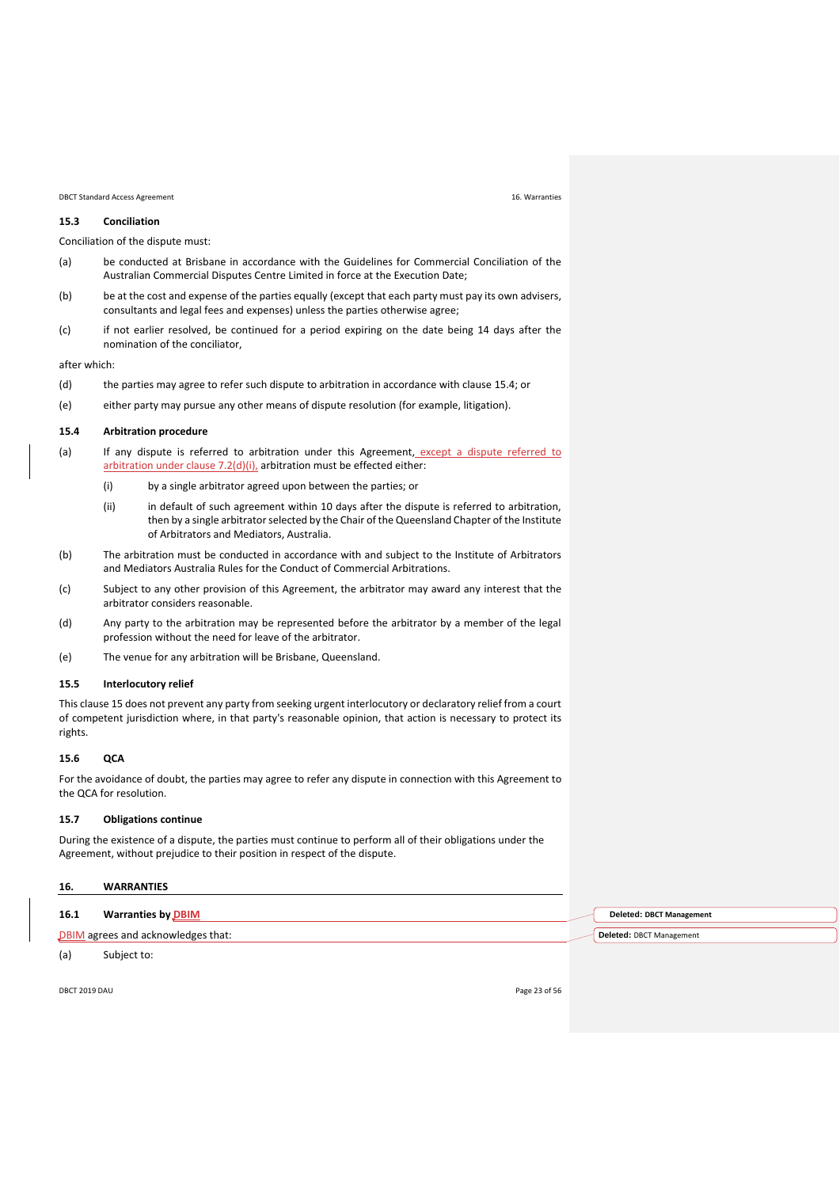### 15.3 Conciliation

Conciliation of the dispute must:

(a) be conducted at Brisbane in accordance with the Guidelines for Commercial Conciliation of the Australian Commercial Disputes Centre Limited in force at the Execution Date;

(b) be at the cost and expense of the parties equally (except that each party must pay its own advisers, consultants and legal fees and expenses) unless the parties otherwise agree;

(c) if not earlier resolved, be continued for a period expiring on the date being 14 days after the nomination of the conciliator,

after which:

(d) the parties may agree to refer such dispute to arbitration in accordance with clause 15.4; or

(e) either party may pursue any other means of dispute resolution (for example, litigation).

### 15.4 Arbitration procedure

(a) If any dispute is referred to arbitration under this Agreement, except a dispute referred to arbitration under clause 7.2(d)(i), arbitration must be effected either:

   (i) by a single arbitrator agreed upon between the parties; or

   (ii) in default of such agreement within 10 days after the dispute is referred to arbitration, then by a single arbitrator selected by the Chair of the Queensland Chapter of the Institute of Arbitrators and Mediators, Australia.

(b) The arbitration must be conducted in accordance with and subject to the Institute of Arbitrators and Mediators Australia Rules for the Conduct of Commercial Arbitrations.

(c) Subject to any other provision of this Agreement, the arbitrator may award any interest that the arbitrator considers reasonable.

(d) Any party to the arbitration may be represented before the arbitrator by a member of the legal profession without the need for leave of the arbitrator.

(e) The venue for any arbitration will be Brisbane, Queensland.

### 15.5 Interlocutory relief

This clause 15 does not prevent any party from seeking urgent interlocutory or declaratory relief from a court of competent jurisdiction where, in that party's reasonable opinion, that action is necessary to protect its rights.

### 15.6 QCA

For the avoidance of doubt, the parties may agree to refer any dispute in connection with this Agreement to the QCA for resolution.

### 15.7 Obligations continue

During the existence of a dispute, the parties must continue to perform all of their obligations under the Agreement, without prejudice to their position in respect of the dispute.

## 16. WARRANTIES

### 16.1 Warranties by DBIM

Deleted: DBCT Management

DBIM agrees and acknowledges that:

Deleted: DBCT Management

(a) Subject to: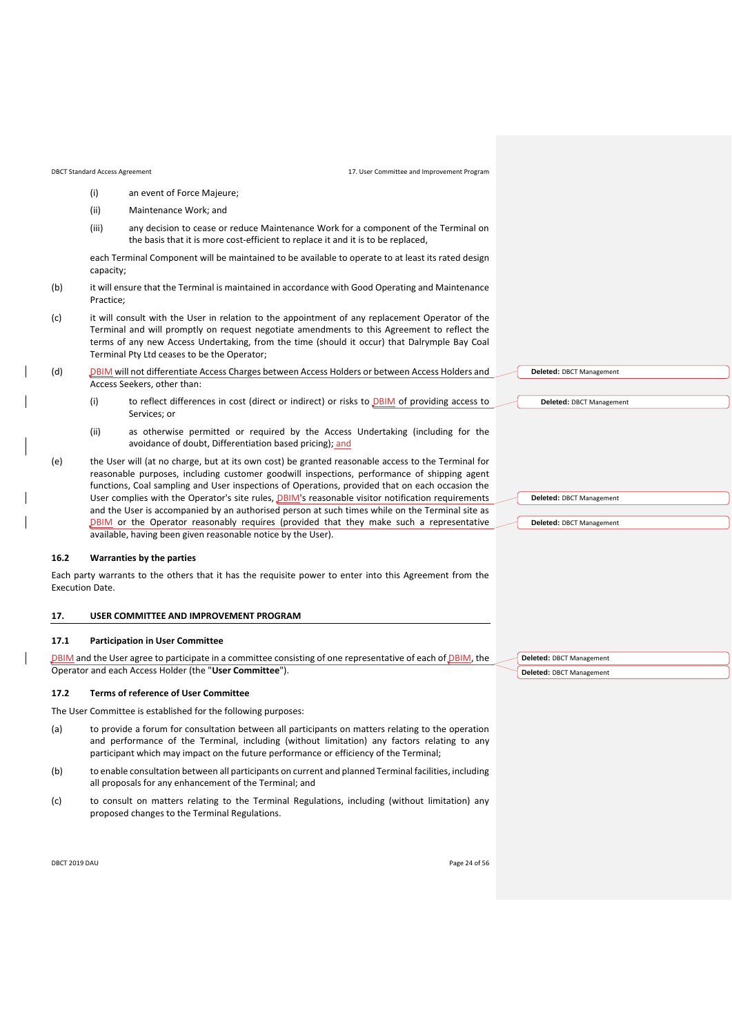(i) an event of Force Majeure;

(ii) Maintenance Work; and

(iii) any decision to cease or reduce Maintenance Work for a component of the Terminal on the basis that it is more cost-efficient to replace it and it is to be replaced,

each Terminal Component will be maintained to be available to operate to at least its rated design capacity;

(b) it will ensure that the Terminal is maintained in accordance with Good Operating and Maintenance Practice;

(c) it will consult with the User in relation to the appointment of any replacement Operator of the Terminal and will promptly on request negotiate amendments to this Agreement to reflect the terms of any new Access Undertaking, from the time (should it occur) that Dalrymple Bay Coal Terminal Pty Ltd ceases to be the Operator;

(d) DBIM will not differentiate Access Charges between Access Holders or between Access Holders and Access Seekers, other than:

(i) to reflect differences in cost (direct or indirect) or risks to DBIM of providing access to Services; or

(ii) as otherwise permitted or required by the Access Undertaking (including for the avoidance of doubt, Differentiation based pricing); and

(e) the User will (at no charge, but at its own cost) be granted reasonable access to the Terminal for reasonable purposes, including customer goodwill inspections, performance of shipping agent functions, Coal sampling and User inspections of Operations, provided that on each occasion the User complies with the Operator's site rules, DBIM's reasonable visitor notification requirements and the User is accompanied by an authorised person at such times while on the Terminal site as DBIM or the Operator reasonably requires (provided that they make such a representative available, having been given reasonable notice by the User).

### 16.2 Warranties by the parties

Each party warrants to the others that it has the requisite power to enter into this Agreement from the Execution Date.

## 17. USER COMMITTEE AND IMPROVEMENT PROGRAM

### 17.1 Participation in User Committee

DBIM and the User agree to participate in a committee consisting of one representative of each of DBIM, the Operator and each Access Holder (the "**User Committee**").

### 17.2 Terms of reference of User Committee

The User Committee is established for the following purposes:

(a) to provide a forum for consultation between all participants on matters relating to the operation and performance of the Terminal, including (without limitation) any factors relating to any participant which may impact on the future performance or efficiency of the Terminal;

(b) to enable consultation between all participants on current and planned Terminal facilities, including all proposals for any enhancement of the Terminal; and

(c) to consult on matters relating to the Terminal Regulations, including (without limitation) any proposed changes to the Terminal Regulations.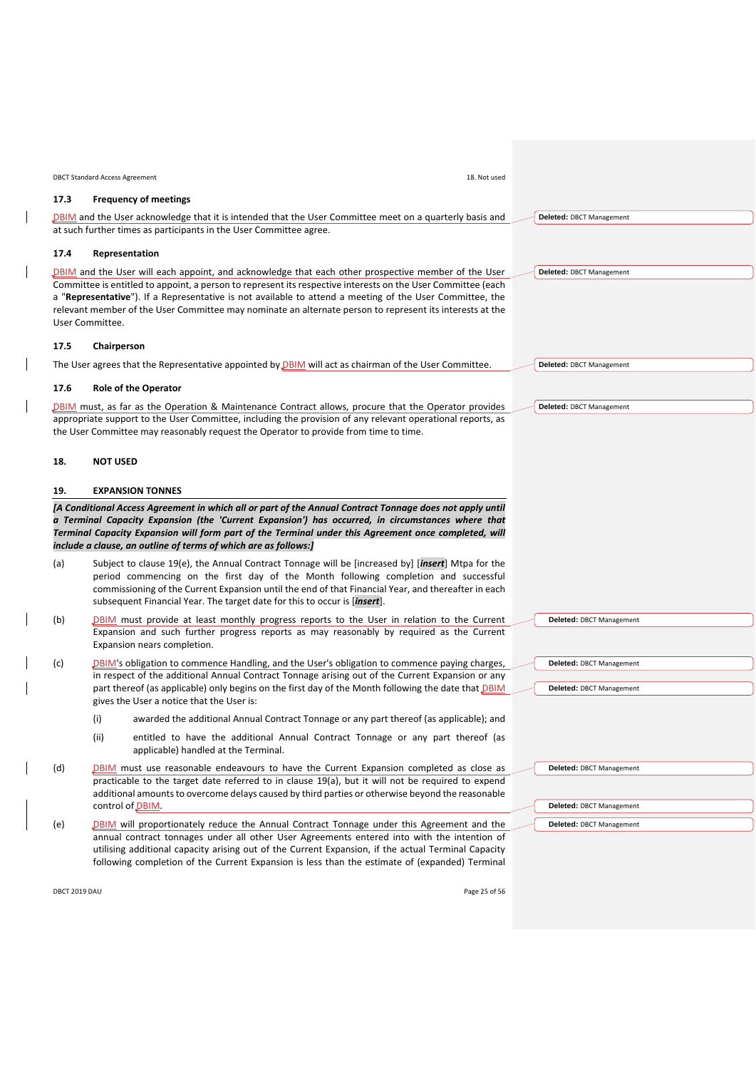### 17.3 Frequency of meetings

DBIM and the User acknowledge that it is intended that the User Committee meet on a quarterly basis and at such further times as participants in the User Committee agree.

### 17.4 Representation

DBIM and the User will each appoint, and acknowledge that each other prospective member of the User Committee is entitled to appoint, a person to represent its respective interests on the User Committee (each a "**Representative**"). If a Representative is not available to attend a meeting of the User Committee, the relevant member of the User Committee may nominate an alternate person to represent its interests at the User Committee.

### 17.5 Chairperson

The User agrees that the Representative appointed by DBIM will act as chairman of the User Committee.

### 17.6 Role of the Operator

DBIM must, as far as the Operation & Maintenance Contract allows, procure that the Operator provides appropriate support to the User Committee, including the provision of any relevant operational reports, as the User Committee may reasonably request the Operator to provide from time to time.

## 18. NOT USED

## 19. EXPANSION TONNES

***[A Conditional Access Agreement in which all or part of the Annual Contract Tonnage does not apply until a Terminal Capacity Expansion (the 'Current Expansion') has occurred, in circumstances where that Terminal Capacity Expansion will form part of the Terminal under this Agreement once completed, will include a clause, an outline of terms of which are as follows:]***

(a) Subject to clause 19(e), the Annual Contract Tonnage will be [increased by] [***insert***] Mtpa for the period commencing on the first day of the Month following completion and successful commissioning of the Current Expansion until the end of that Financial Year, and thereafter in each subsequent Financial Year. The target date for this to occur is [***insert***].

(b) DBIM must provide at least monthly progress reports to the User in relation to the Current Expansion and such further progress reports as may reasonably by required as the Current Expansion nears completion.

(c) DBIM's obligation to commence Handling, and the User's obligation to commence paying charges, in respect of the additional Annual Contract Tonnage arising out of the Current Expansion or any part thereof (as applicable) only begins on the first day of the Month following the date that DBIM gives the User a notice that the User is:

  (i) awarded the additional Annual Contract Tonnage or any part thereof (as applicable); and

  (ii) entitled to have the additional Annual Contract Tonnage or any part thereof (as applicable) handled at the Terminal.

(d) DBIM must use reasonable endeavours to have the Current Expansion completed as close as practicable to the target date referred to in clause 19(a), but it will not be required to expend additional amounts to overcome delays caused by third parties or otherwise beyond the reasonable control of DBIM.

(e) DBIM will proportionately reduce the Annual Contract Tonnage under this Agreement and the annual contract tonnages under all other User Agreements entered into with the intention of utilising additional capacity arising out of the Current Expansion, if the actual Terminal Capacity following completion of the Current Expansion is less than the estimate of (expanded) Terminal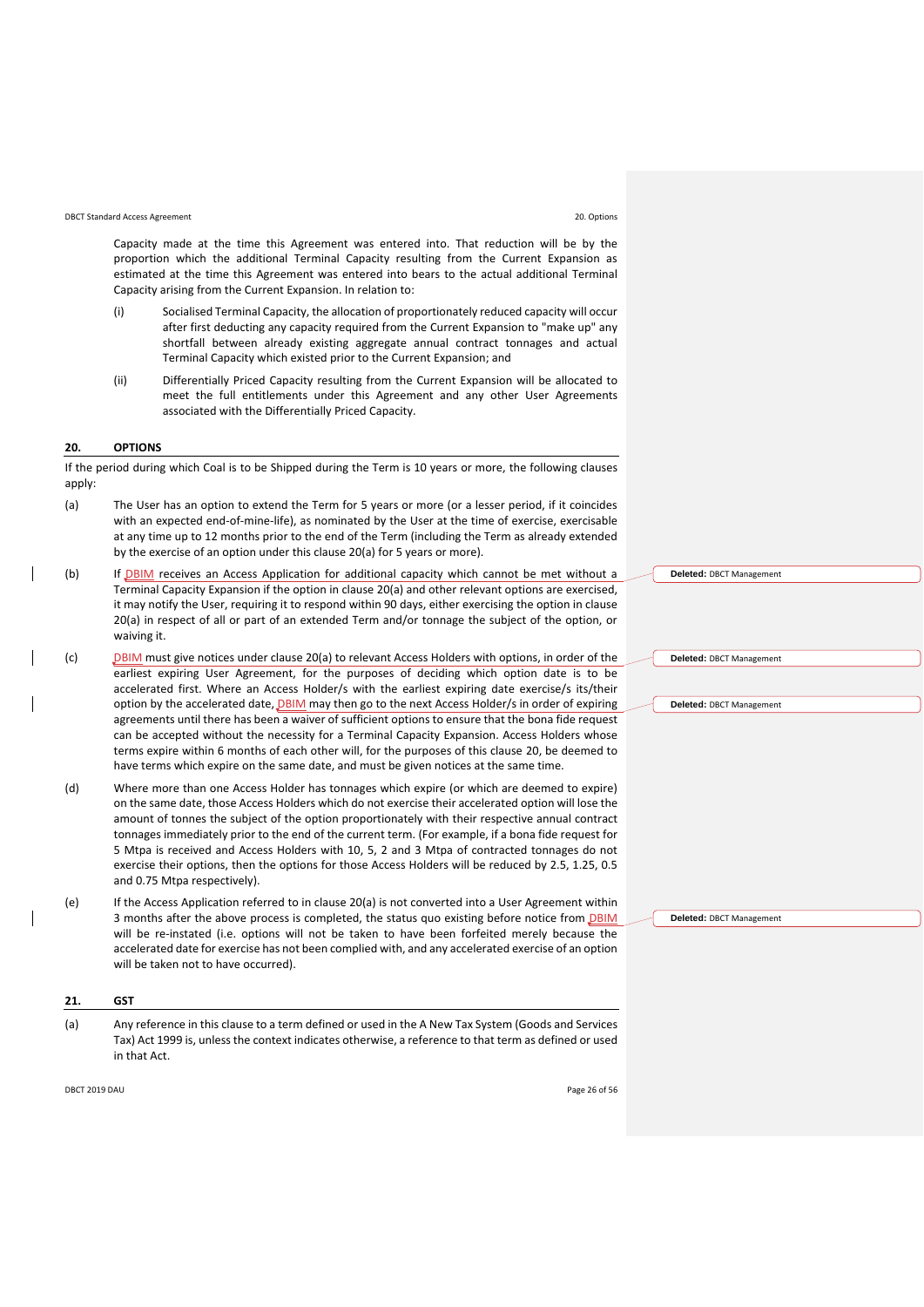Capacity made at the time this Agreement was entered into. That reduction will be by the proportion which the additional Terminal Capacity resulting from the Current Expansion as estimated at the time this Agreement was entered into bears to the actual additional Terminal Capacity arising from the Current Expansion. In relation to:

(i) Socialised Terminal Capacity, the allocation of proportionately reduced capacity will occur after first deducting any capacity required from the Current Expansion to "make up" any shortfall between already existing aggregate annual contract tonnages and actual Terminal Capacity which existed prior to the Current Expansion; and

(ii) Differentially Priced Capacity resulting from the Current Expansion will be allocated to meet the full entitlements under this Agreement and any other User Agreements associated with the Differentially Priced Capacity.

## 20. OPTIONS

If the period during which Coal is to be Shipped during the Term is 10 years or more, the following clauses apply:

(a) The User has an option to extend the Term for 5 years or more (or a lesser period, if it coincides with an expected end-of-mine-life), as nominated by the User at the time of exercise, exercisable at any time up to 12 months prior to the end of the Term (including the Term as already extended by the exercise of an option under this clause 20(a) for 5 years or more).

(b) If DBIM receives an Access Application for additional capacity which cannot be met without a Terminal Capacity Expansion if the option in clause 20(a) and other relevant options are exercised, it may notify the User, requiring it to respond within 90 days, either exercising the option in clause 20(a) in respect of all or part of an extended Term and/or tonnage the subject of the option, or waiving it.

(c) DBIM must give notices under clause 20(a) to relevant Access Holders with options, in order of the earliest expiring User Agreement, for the purposes of deciding which option date is to be accelerated first. Where an Access Holder/s with the earliest expiring date exercise/s its/their option by the accelerated date, DBIM may then go to the next Access Holder/s in order of expiring agreements until there has been a waiver of sufficient options to ensure that the bona fide request can be accepted without the necessity for a Terminal Capacity Expansion. Access Holders whose terms expire within 6 months of each other will, for the purposes of this clause 20, be deemed to have terms which expire on the same date, and must be given notices at the same time.

(d) Where more than one Access Holder has tonnages which expire (or which are deemed to expire) on the same date, those Access Holders which do not exercise their accelerated option will lose the amount of tonnes the subject of the option proportionately with their respective annual contract tonnages immediately prior to the end of the current term. (For example, if a bona fide request for 5 Mtpa is received and Access Holders with 10, 5, 2 and 3 Mtpa of contracted tonnages do not exercise their options, then the options for those Access Holders will be reduced by 2.5, 1.25, 0.5 and 0.75 Mtpa respectively).

(e) If the Access Application referred to in clause 20(a) is not converted into a User Agreement within 3 months after the above process is completed, the status quo existing before notice from DBIM will be re-instated (i.e. options will not be taken to have been forfeited merely because the accelerated date for exercise has not been complied with, and any accelerated exercise of an option will be taken not to have occurred).

## 21. GST

(a) Any reference in this clause to a term defined or used in the A New Tax System (Goods and Services Tax) Act 1999 is, unless the context indicates otherwise, a reference to that term as defined or used in that Act.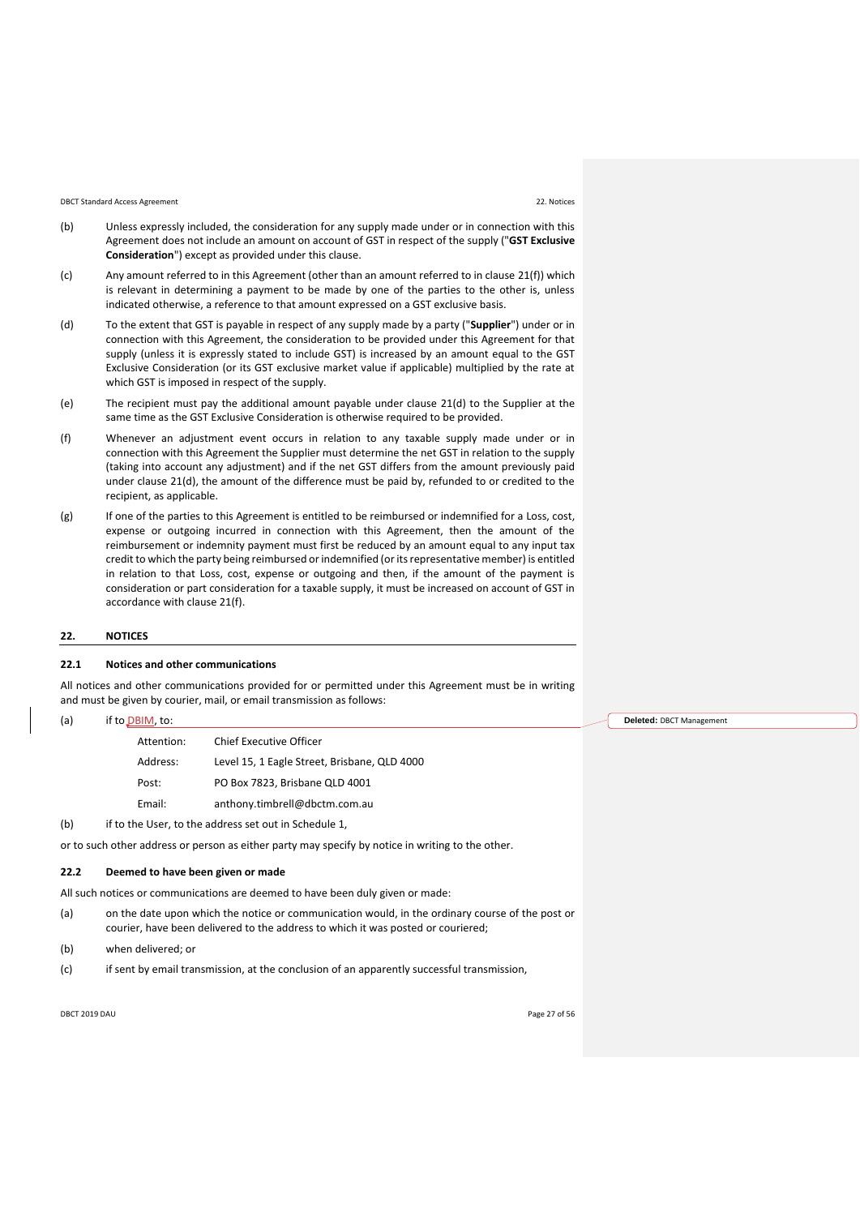(b) Unless expressly included, the consideration for any supply made under or in connection with this Agreement does not include an amount on account of GST in respect of the supply ("**GST Exclusive Consideration**") except as provided under this clause.

(c) Any amount referred to in this Agreement (other than an amount referred to in clause 21(f)) which is relevant in determining a payment to be made by one of the parties to the other is, unless indicated otherwise, a reference to that amount expressed on a GST exclusive basis.

(d) To the extent that GST is payable in respect of any supply made by a party ("**Supplier**") under or in connection with this Agreement, the consideration to be provided under this Agreement for that supply (unless it is expressly stated to include GST) is increased by an amount equal to the GST Exclusive Consideration (or its GST exclusive market value if applicable) multiplied by the rate at which GST is imposed in respect of the supply.

(e) The recipient must pay the additional amount payable under clause 21(d) to the Supplier at the same time as the GST Exclusive Consideration is otherwise required to be provided.

(f) Whenever an adjustment event occurs in relation to any taxable supply made under or in connection with this Agreement the Supplier must determine the net GST in relation to the supply (taking into account any adjustment) and if the net GST differs from the amount previously paid under clause 21(d), the amount of the difference must be paid by, refunded to or credited to the recipient, as applicable.

(g) If one of the parties to this Agreement is entitled to be reimbursed or indemnified for a Loss, cost, expense or outgoing incurred in connection with this Agreement, then the amount of the reimbursement or indemnity payment must first be reduced by an amount equal to any input tax credit to which the party being reimbursed or indemnified (or its representative member) is entitled in relation to that Loss, cost, expense or outgoing and then, if the amount of the payment is consideration or part consideration for a taxable supply, it must be increased on account of GST in accordance with clause 21(f).

## 22. NOTICES

### 22.1 Notices and other communications

All notices and other communications provided for or permitted under this Agreement must be in writing and must be given by courier, mail, or email transmission as follows:

(a) if to DBIM, to:

| | |
|---|---|
| Attention: | Chief Executive Officer |
| Address: | Level 15, 1 Eagle Street, Brisbane, QLD 4000 |
| Post: | PO Box 7823, Brisbane QLD 4001 |
| Email: | anthony.timbrell@dbctm.com.au |

(b) if to the User, to the address set out in Schedule 1,

or to such other address or person as either party may specify by notice in writing to the other.

Deleted: DBCT Management

### 22.2 Deemed to have been given or made

All such notices or communications are deemed to have been duly given or made:

(a) on the date upon which the notice or communication would, in the ordinary course of the post or courier, have been delivered to the address to which it was posted or couriered;

(b) when delivered; or

(c) if sent by email transmission, at the conclusion of an apparently successful transmission,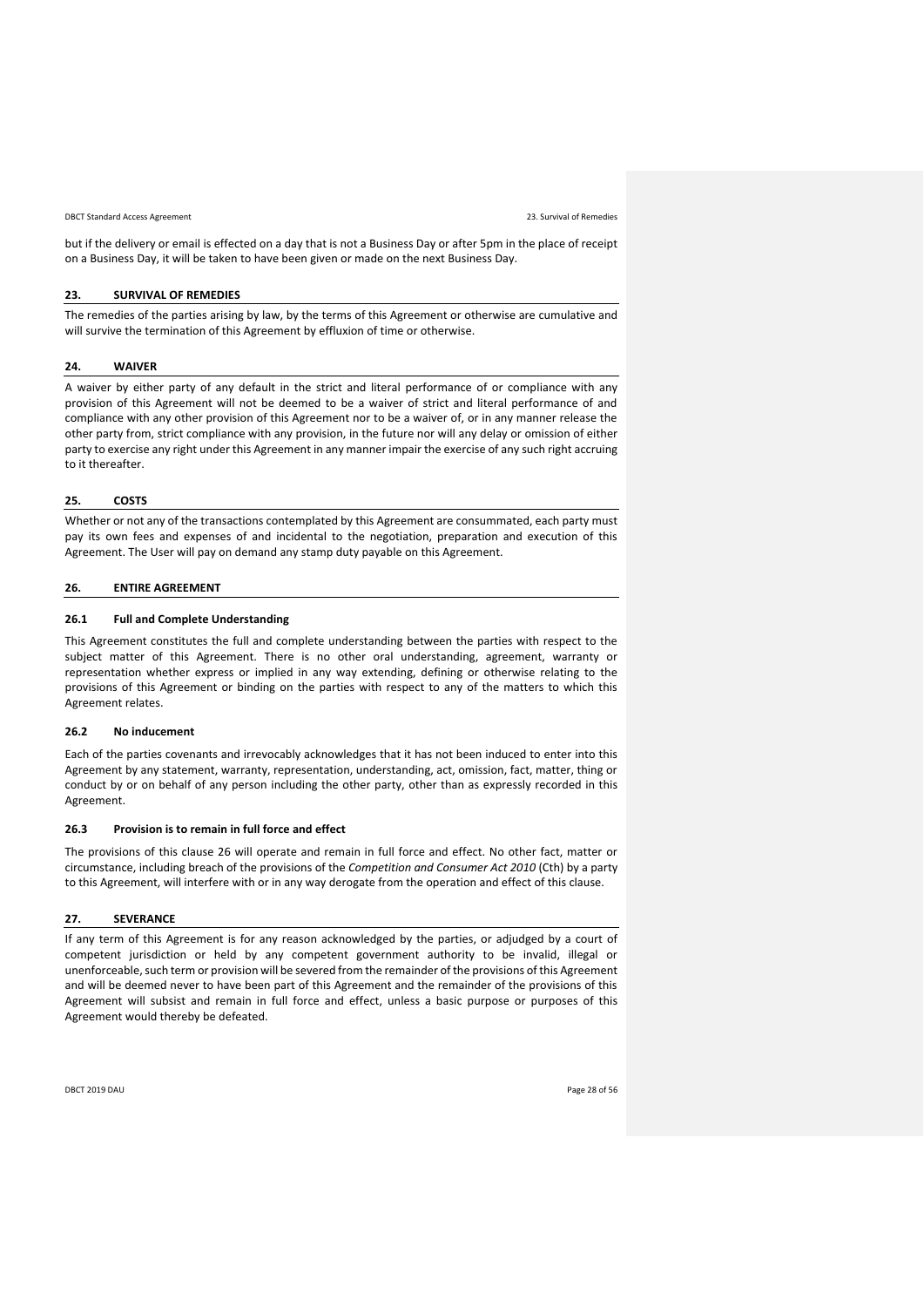but if the delivery or email is effected on a day that is not a Business Day or after 5pm in the place of receipt on a Business Day, it will be taken to have been given or made on the next Business Day.

## 23. SURVIVAL OF REMEDIES

The remedies of the parties arising by law, by the terms of this Agreement or otherwise are cumulative and will survive the termination of this Agreement by effluxion of time or otherwise.

## 24. WAIVER

A waiver by either party of any default in the strict and literal performance of or compliance with any provision of this Agreement will not be deemed to be a waiver of strict and literal performance of and compliance with any other provision of this Agreement nor to be a waiver of, or in any manner release the other party from, strict compliance with any provision, in the future nor will any delay or omission of either party to exercise any right under this Agreement in any manner impair the exercise of any such right accruing to it thereafter.

## 25. COSTS

Whether or not any of the transactions contemplated by this Agreement are consummated, each party must pay its own fees and expenses of and incidental to the negotiation, preparation and execution of this Agreement. The User will pay on demand any stamp duty payable on this Agreement.

## 26. ENTIRE AGREEMENT

### 26.1 Full and Complete Understanding

This Agreement constitutes the full and complete understanding between the parties with respect to the subject matter of this Agreement. There is no other oral understanding, agreement, warranty or representation whether express or implied in any way extending, defining or otherwise relating to the provisions of this Agreement or binding on the parties with respect to any of the matters to which this Agreement relates.

### 26.2 No inducement

Each of the parties covenants and irrevocably acknowledges that it has not been induced to enter into this Agreement by any statement, warranty, representation, understanding, act, omission, fact, matter, thing or conduct by or on behalf of any person including the other party, other than as expressly recorded in this Agreement.

### 26.3 Provision is to remain in full force and effect

The provisions of this clause 26 will operate and remain in full force and effect. No other fact, matter or circumstance, including breach of the provisions of the *Competition and Consumer Act 2010* (Cth) by a party to this Agreement, will interfere with or in any way derogate from the operation and effect of this clause.

## 27. SEVERANCE

If any term of this Agreement is for any reason acknowledged by the parties, or adjudged by a court of competent jurisdiction or held by any competent government authority to be invalid, illegal or unenforceable, such term or provision will be severed from the remainder of the provisions of this Agreement and will be deemed never to have been part of this Agreement and the remainder of the provisions of this Agreement will subsist and remain in full force and effect, unless a basic purpose or purposes of this Agreement would thereby be defeated.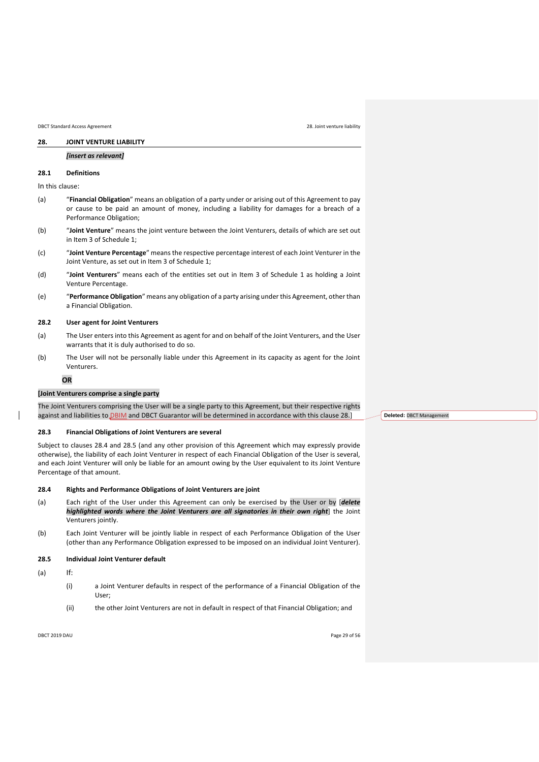## 28. JOINT VENTURE LIABILITY

***[insert as relevant]***

### 28.1 Definitions

In this clause:

(a) "**Financial Obligation**" means an obligation of a party under or arising out of this Agreement to pay or cause to be paid an amount of money, including a liability for damages for a breach of a Performance Obligation;

(b) "**Joint Venture**" means the joint venture between the Joint Venturers, details of which are set out in Item 3 of Schedule 1;

(c) "**Joint Venture Percentage**" means the respective percentage interest of each Joint Venturer in the Joint Venture, as set out in Item 3 of Schedule 1;

(d) "**Joint Venturers**" means each of the entities set out in Item 3 of Schedule 1 as holding a Joint Venture Percentage.

(e) "**Performance Obligation**" means any obligation of a party arising under this Agreement, other than a Financial Obligation.

### 28.2 User agent for Joint Venturers

(a) The User enters into this Agreement as agent for and on behalf of the Joint Venturers, and the User warrants that it is duly authorised to do so.

(b) The User will not be personally liable under this Agreement in its capacity as agent for the Joint Venturers.

**OR**

**[Joint Venturers comprise a single party**

The Joint Venturers comprising the User will be a single party to this Agreement, but their respective rights against and liabilities to DBIM and DBCT Guarantor will be determined in accordance with this clause 28.]

Deleted: DBCT Management

### 28.3 Financial Obligations of Joint Venturers are several

Subject to clauses 28.4 and 28.5 (and any other provision of this Agreement which may expressly provide otherwise), the liability of each Joint Venturer in respect of each Financial Obligation of the User is several, and each Joint Venturer will only be liable for an amount owing by the User equivalent to its Joint Venture Percentage of that amount.

### 28.4 Rights and Performance Obligations of Joint Venturers are joint

(a) Each right of the User under this Agreement can only be exercised by the User or by [***delete highlighted words where the Joint Venturers are all signatories in their own right***] the Joint Venturers jointly.

(b) Each Joint Venturer will be jointly liable in respect of each Performance Obligation of the User (other than any Performance Obligation expressed to be imposed on an individual Joint Venturer).

### 28.5 Individual Joint Venturer default

(a) If:

(i) a Joint Venturer defaults in respect of the performance of a Financial Obligation of the User;

(ii) the other Joint Venturers are not in default in respect of that Financial Obligation; and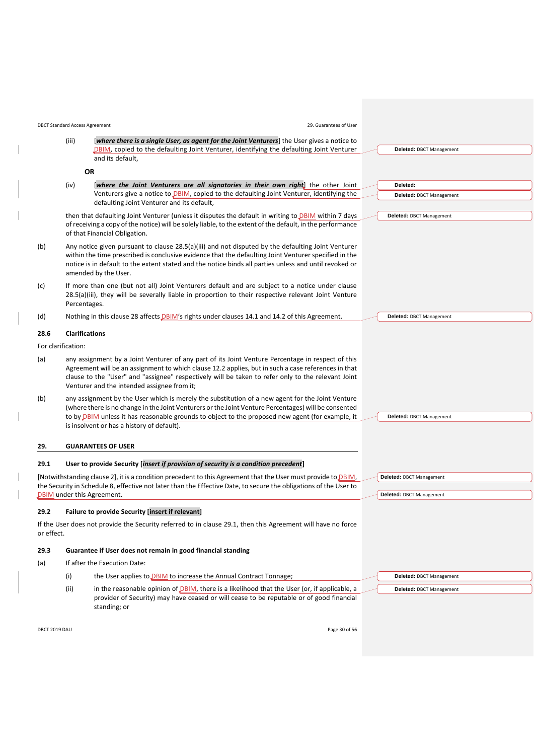(iii) [***where there is a single User, as agent for the Joint Venturers***] the User gives a notice to DBIM, copied to the defaulting Joint Venturer, identifying the defaulting Joint Venturer and its default,

**OR**

(iv) [***where the Joint Venturers are all signatories in their own right***] the other Joint Venturers give a notice to DBIM, copied to the defaulting Joint Venturer, identifying the defaulting Joint Venturer and its default,

then that defaulting Joint Venturer (unless it disputes the default in writing to DBIM within 7 days of receiving a copy of the notice) will be solely liable, to the extent of the default, in the performance of that Financial Obligation.

(b) Any notice given pursuant to clause 28.5(a)(iii) and not disputed by the defaulting Joint Venturer within the time prescribed is conclusive evidence that the defaulting Joint Venturer specified in the notice is in default to the extent stated and the notice binds all parties unless and until revoked or amended by the User.

(c) If more than one (but not all) Joint Venturers default and are subject to a notice under clause 28.5(a)(iii), they will be severally liable in proportion to their respective relevant Joint Venture Percentages.

(d) Nothing in this clause 28 affects DBIM's rights under clauses 14.1 and 14.2 of this Agreement.

### 28.6 Clarifications

For clarification:

(a) any assignment by a Joint Venturer of any part of its Joint Venture Percentage in respect of this Agreement will be an assignment to which clause 12.2 applies, but in such a case references in that clause to the "User" and "assignee" respectively will be taken to refer only to the relevant Joint Venturer and the intended assignee from it;

(b) any assignment by the User which is merely the substitution of a new agent for the Joint Venture (where there is no change in the Joint Venturers or the Joint Venture Percentages) will be consented to by DBIM unless it has reasonable grounds to object to the proposed new agent (for example, it is insolvent or has a history of default).

## 29. GUARANTEES OF USER

### 29.1 User to provide Security [*insert if provision of security is a condition precedent*]

[Notwithstanding clause 2], it is a condition precedent to this Agreement that the User must provide to DBIM, the Security in Schedule 8, effective not later than the Effective Date, to secure the obligations of the User to DBIM under this Agreement.

### 29.2 Failure to provide Security [insert if relevant]

If the User does not provide the Security referred to in clause 29.1, then this Agreement will have no force or effect.

### 29.3 Guarantee if User does not remain in good financial standing

(a) If after the Execution Date:

(i) the User applies to DBIM to increase the Annual Contract Tonnage;

(ii) in the reasonable opinion of DBIM, there is a likelihood that the User (or, if applicable, a provider of Security) may have ceased or will cease to be reputable or of good financial standing; or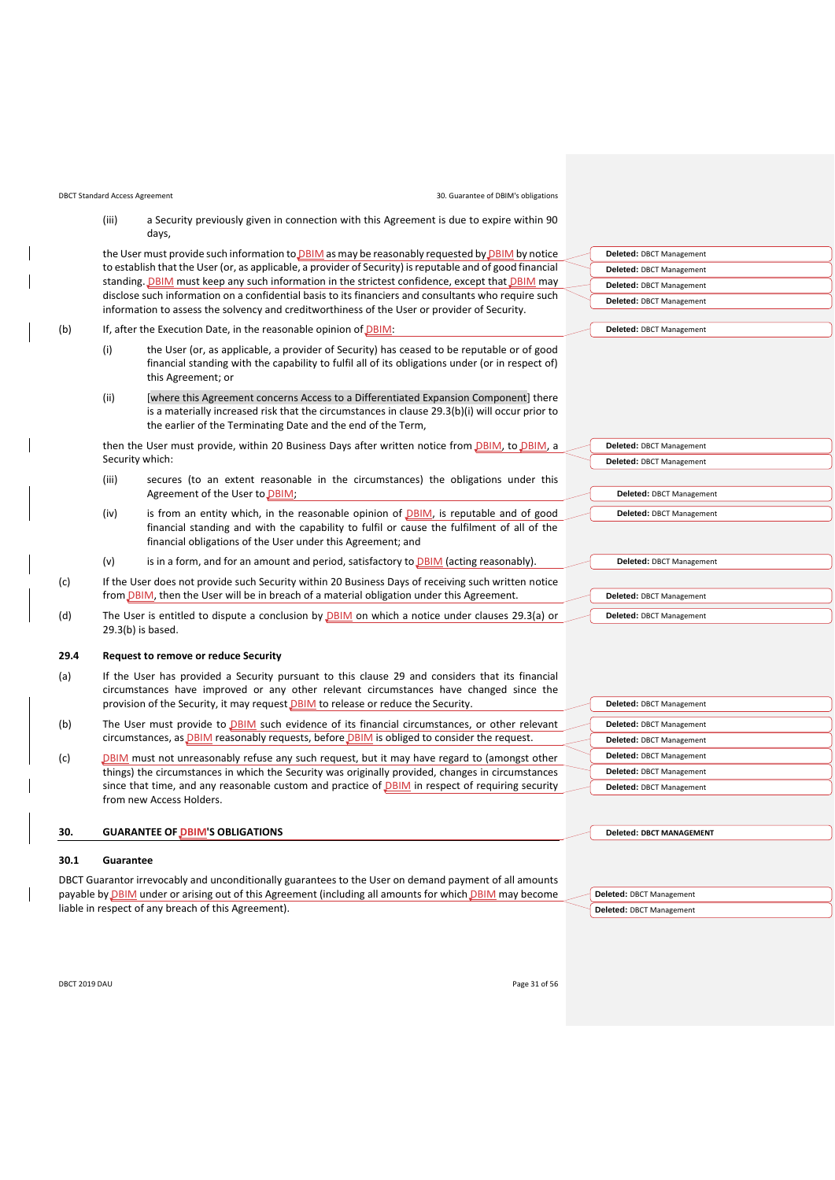(iii) a Security previously given in connection with this Agreement is due to expire within 90 days,

the User must provide such information to DBIM as may be reasonably requested by DBIM by notice to establish that the User (or, as applicable, a provider of Security) is reputable and of good financial standing. DBIM must keep any such information in the strictest confidence, except that DBIM may disclose such information on a confidential basis to its financiers and consultants who require such information to assess the solvency and creditworthiness of the User or provider of Security.

(b) If, after the Execution Date, in the reasonable opinion of DBIM:

(i) the User (or, as applicable, a provider of Security) has ceased to be reputable or of good financial standing with the capability to fulfil all of its obligations under (or in respect of) this Agreement; or

(ii) [where this Agreement concerns Access to a Differentiated Expansion Component] there is a materially increased risk that the circumstances in clause 29.3(b)(i) will occur prior to the earlier of the Terminating Date and the end of the Term,

then the User must provide, within 20 Business Days after written notice from DBIM, to DBIM, a Security which:

(iii) secures (to an extent reasonable in the circumstances) the obligations under this Agreement of the User to DBIM;

(iv) is from an entity which, in the reasonable opinion of DBIM, is reputable and of good financial standing and with the capability to fulfil or cause the fulfilment of all of the financial obligations of the User under this Agreement; and

(v) is in a form, and for an amount and period, satisfactory to DBIM (acting reasonably).

(c) If the User does not provide such Security within 20 Business Days of receiving such written notice from DBIM, then the User will be in breach of a material obligation under this Agreement.

(d) The User is entitled to dispute a conclusion by DBIM on which a notice under clauses 29.3(a) or 29.3(b) is based.

### 29.4 Request to remove or reduce Security

(a) If the User has provided a Security pursuant to this clause 29 and considers that its financial circumstances have improved or any other relevant circumstances have changed since the provision of the Security, it may request DBIM to release or reduce the Security.

(b) The User must provide to DBIM such evidence of its financial circumstances, or other relevant circumstances, as DBIM reasonably requests, before DBIM is obliged to consider the request.

(c) DBIM must not unreasonably refuse any such request, but it may have regard to (amongst other things) the circumstances in which the Security was originally provided, changes in circumstances since that time, and any reasonable custom and practice of DBIM in respect of requiring security from new Access Holders.

## 30. GUARANTEE OF DBIM'S OBLIGATIONS

### 30.1 Guarantee

DBCT Guarantor irrevocably and unconditionally guarantees to the User on demand payment of all amounts payable by DBIM under or arising out of this Agreement (including all amounts for which DBIM may become liable in respect of any breach of this Agreement).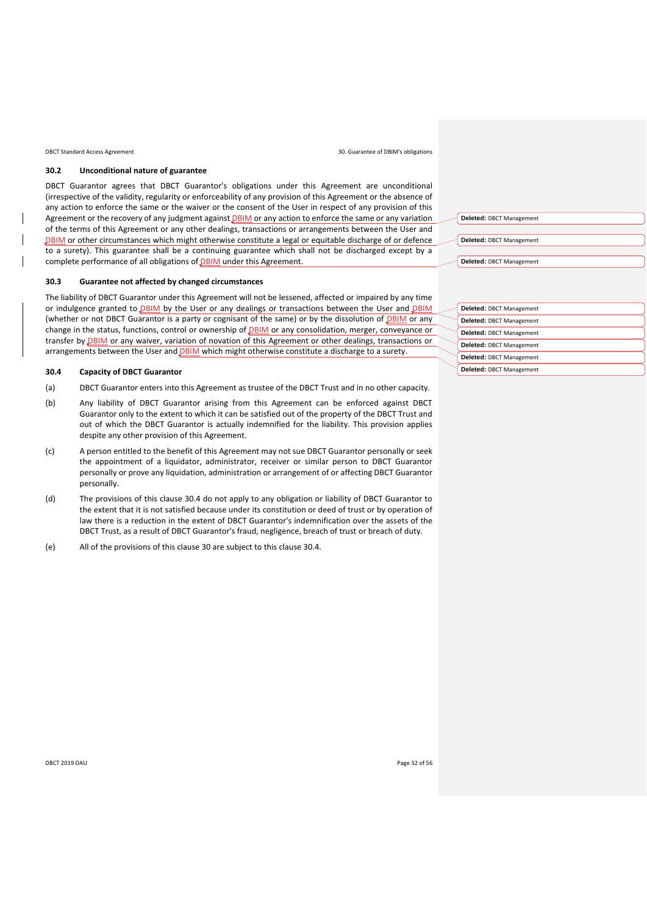### 30.2 Unconditional nature of guarantee

DBCT Guarantor agrees that DBCT Guarantor's obligations under this Agreement are unconditional (irrespective of the validity, regularity or enforceability of any provision of this Agreement or the absence of any action to enforce the same or the waiver or the consent of the User in respect of any provision of this Agreement or the recovery of any judgment against DBIM or any action to enforce the same or any variation of the terms of this Agreement or any other dealings, transactions or arrangements between the User and DBIM or other circumstances which might otherwise constitute a legal or equitable discharge of or defence to a surety). This guarantee shall be a continuing guarantee which shall not be discharged except by a complete performance of all obligations of DBIM under this Agreement.

### 30.3 Guarantee not affected by changed circumstances

The liability of DBCT Guarantor under this Agreement will not be lessened, affected or impaired by any time or indulgence granted to DBIM by the User or any dealings or transactions between the User and DBIM (whether or not DBCT Guarantor is a party or cognisant of the same) or by the dissolution of DBIM or any change in the status, functions, control or ownership of DBIM or any consolidation, merger, conveyance or transfer by DBIM or any waiver, variation of novation of this Agreement or other dealings, transactions or arrangements between the User and DBIM which might otherwise constitute a discharge to a surety.

### 30.4 Capacity of DBCT Guarantor

(a) DBCT Guarantor enters into this Agreement as trustee of the DBCT Trust and in no other capacity.

(b) Any liability of DBCT Guarantor arising from this Agreement can be enforced against DBCT Guarantor only to the extent to which it can be satisfied out of the property of the DBCT Trust and out of which the DBCT Guarantor is actually indemnified for the liability. This provision applies despite any other provision of this Agreement.

(c) A person entitled to the benefit of this Agreement may not sue DBCT Guarantor personally or seek the appointment of a liquidator, administrator, receiver or similar person to DBCT Guarantor personally or prove any liquidation, administration or arrangement of or affecting DBCT Guarantor personally.

(d) The provisions of this clause 30.4 do not apply to any obligation or liability of DBCT Guarantor to the extent that it is not satisfied because under its constitution or deed of trust or by operation of law there is a reduction in the extent of DBCT Guarantor's indemnification over the assets of the DBCT Trust, as a result of DBCT Guarantor's fraud, negligence, breach of trust or breach of duty.

(e) All of the provisions of this clause 30 are subject to this clause 30.4.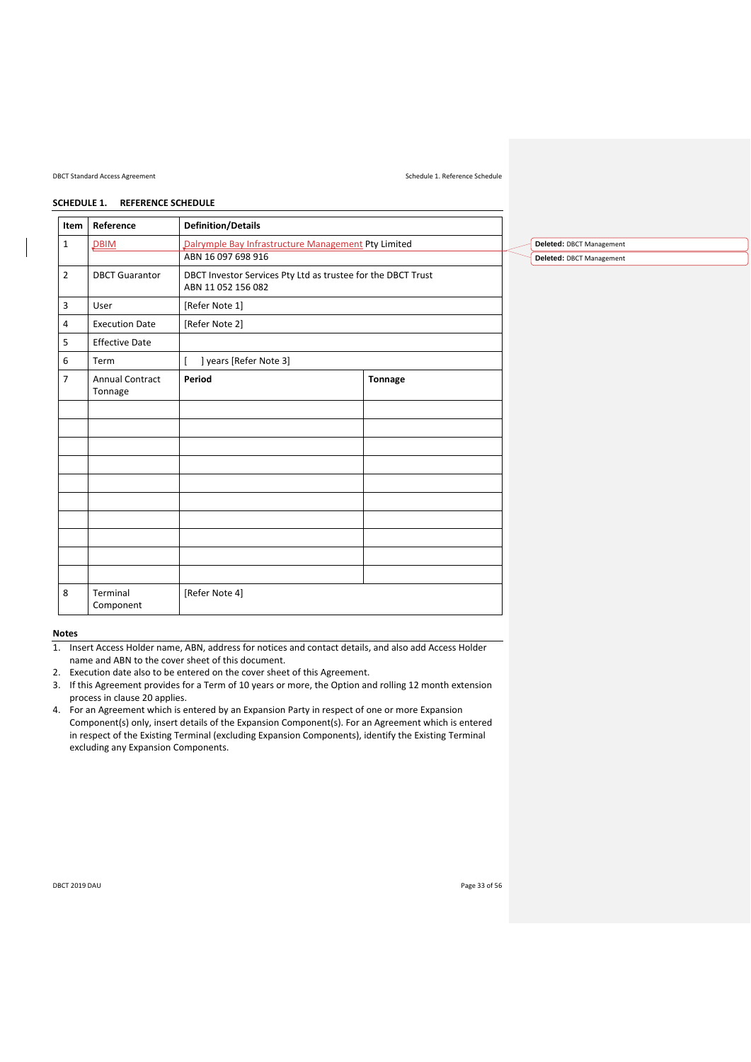## SCHEDULE 1. REFERENCE SCHEDULE

| Item | Reference | Definition/Details | |
|---|---|---|---|
| 1 | DBIM | Dalrymple Bay Infrastructure Management Pty Limited<br>ABN 16 097 698 916 | |
| 2 | DBCT Guarantor | DBCT Investor Services Pty Ltd as trustee for the DBCT Trust<br>ABN 11 052 156 082 | |
| 3 | User | [Refer Note 1] | |
| 4 | Execution Date | [Refer Note 2] | |
| 5 | Effective Date | | |
| 6 | Term | [ ] years [Refer Note 3] | |
| 7 | Annual Contract Tonnage | **Period** | **Tonnage** |
| | | | |
| | | | |
| | | | |
| | | | |
| | | | |
| | | | |
| | | | |
| | | | |
| | | | |
| | | | |
| 8 | Terminal Component | [Refer Note 4] | |

**Notes**

1. Insert Access Holder name, ABN, address for notices and contact details, and also add Access Holder name and ABN to the cover sheet of this document.
2. Execution date also to be entered on the cover sheet of this Agreement.
3. If this Agreement provides for a Term of 10 years or more, the Option and rolling 12 month extension process in clause 20 applies.
4. For an Agreement which is entered by an Expansion Party in respect of one or more Expansion Component(s) only, insert details of the Expansion Component(s). For an Agreement which is entered in respect of the Existing Terminal (excluding Expansion Components), identify the Existing Terminal excluding any Expansion Components.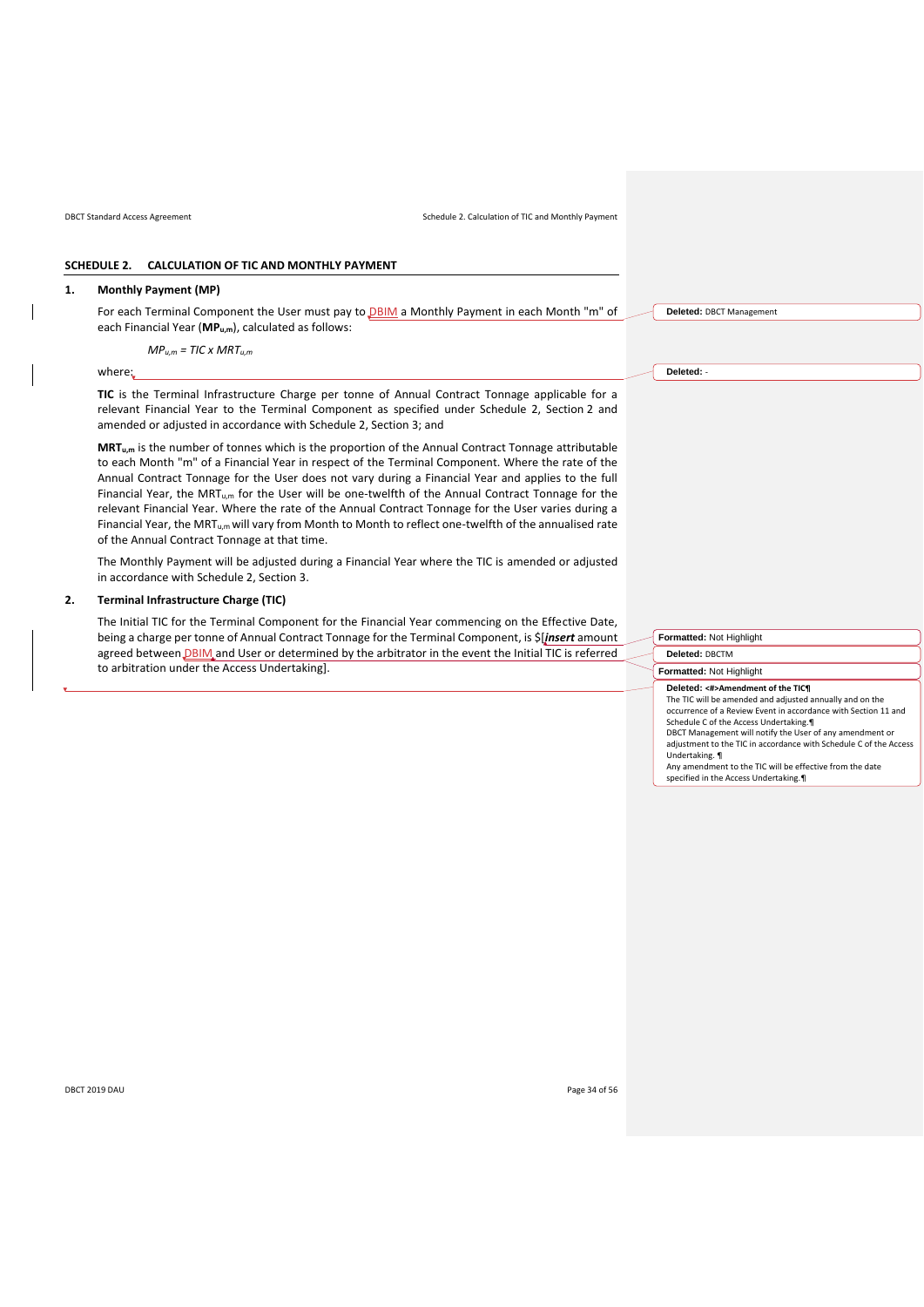## SCHEDULE 2. CALCULATION OF TIC AND MONTHLY PAYMENT

### 1. Monthly Payment (MP)

For each Terminal Component the User must pay to DBIM a Monthly Payment in each Month "m" of each Financial Year (**$MP_{u,m}$**), calculated as follows:

$$MP_{u,m} = TIC \times MRT_{u,m}$$

where:

**TIC** is the Terminal Infrastructure Charge per tonne of Annual Contract Tonnage applicable for a relevant Financial Year to the Terminal Component as specified under Schedule 2, Section 2 and amended or adjusted in accordance with Schedule 2, Section 3; and

**$MRT_{u,m}$** is the number of tonnes which is the proportion of the Annual Contract Tonnage attributable to each Month "m" of a Financial Year in respect of the Terminal Component. Where the rate of the Annual Contract Tonnage for the User does not vary during a Financial Year and applies to the full Financial Year, the $MRT_{u,m}$ for the User will be one-twelfth of the Annual Contract Tonnage for the relevant Financial Year. Where the rate of the Annual Contract Tonnage for the User varies during a Financial Year, the $MRT_{u,m}$ will vary from Month to Month to reflect one-twelfth of the annualised rate of the Annual Contract Tonnage at that time.

The Monthly Payment will be adjusted during a Financial Year where the TIC is amended or adjusted in accordance with Schedule 2, Section 3.

### 2. Terminal Infrastructure Charge (TIC)

The Initial TIC for the Terminal Component for the Financial Year commencing on the Effective Date, being a charge per tonne of Annual Contract Tonnage for the Terminal Component, is $[***insert*** amount agreed between DBIM and User or determined by the arbitrator in the event the Initial TIC is referred to arbitration under the Access Undertaking].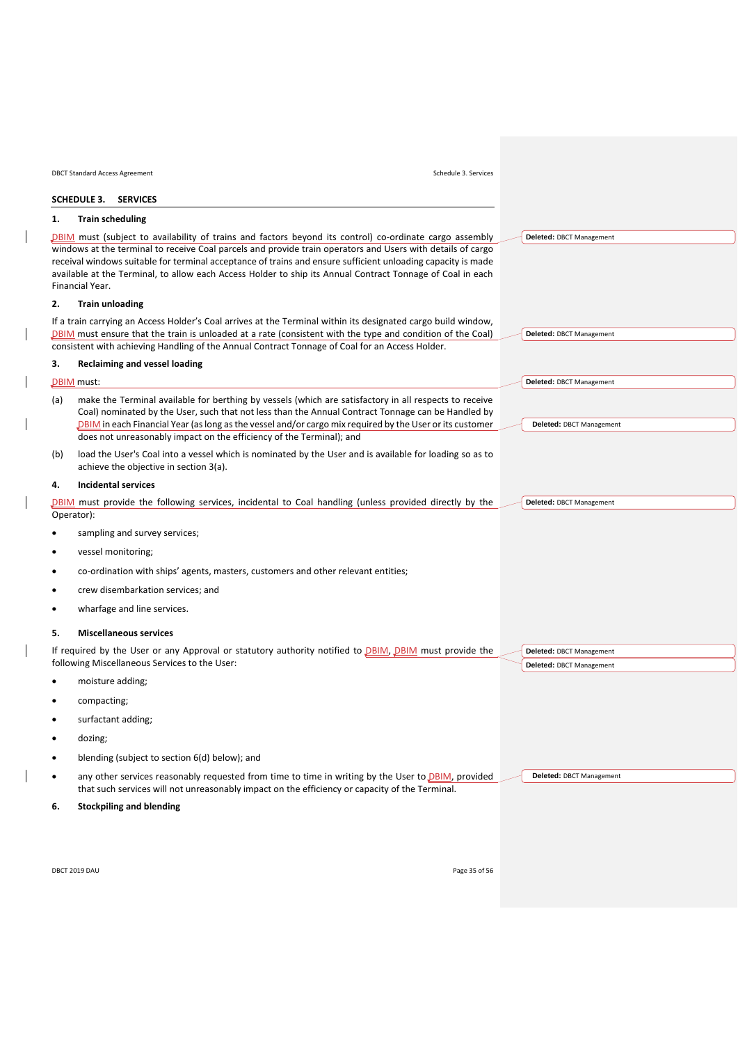## SCHEDULE 3. SERVICES

### 1. Train scheduling

DBIM must (subject to availability of trains and factors beyond its control) co-ordinate cargo assembly windows at the terminal to receive Coal parcels and provide train operators and Users with details of cargo receival windows suitable for terminal acceptance of trains and ensure sufficient unloading capacity is made available at the Terminal, to allow each Access Holder to ship its Annual Contract Tonnage of Coal in each Financial Year.

### 2. Train unloading

If a train carrying an Access Holder's Coal arrives at the Terminal within its designated cargo build window, DBIM must ensure that the train is unloaded at a rate (consistent with the type and condition of the Coal) consistent with achieving Handling of the Annual Contract Tonnage of Coal for an Access Holder.

### 3. Reclaiming and vessel loading

DBIM must:

(a) make the Terminal available for berthing by vessels (which are satisfactory in all respects to receive Coal) nominated by the User, such that not less than the Annual Contract Tonnage can be Handled by DBIM in each Financial Year (as long as the vessel and/or cargo mix required by the User or its customer does not unreasonably impact on the efficiency of the Terminal); and

(b) load the User's Coal into a vessel which is nominated by the User and is available for loading so as to achieve the objective in section 3(a).

### 4. Incidental services

DBIM must provide the following services, incidental to Coal handling (unless provided directly by the Operator):

- sampling and survey services;
- vessel monitoring;
- co-ordination with ships' agents, masters, customers and other relevant entities;
- crew disembarkation services; and
- wharfage and line services.

### 5. Miscellaneous services

If required by the User or any Approval or statutory authority notified to DBIM, DBIM must provide the following Miscellaneous Services to the User:

- moisture adding;
- compacting;
- surfactant adding;
- dozing;
- blending (subject to section 6(d) below); and
- any other services reasonably requested from time to time in writing by the User to DBIM, provided that such services will not unreasonably impact on the efficiency or capacity of the Terminal.

### 6. Stockpiling and blending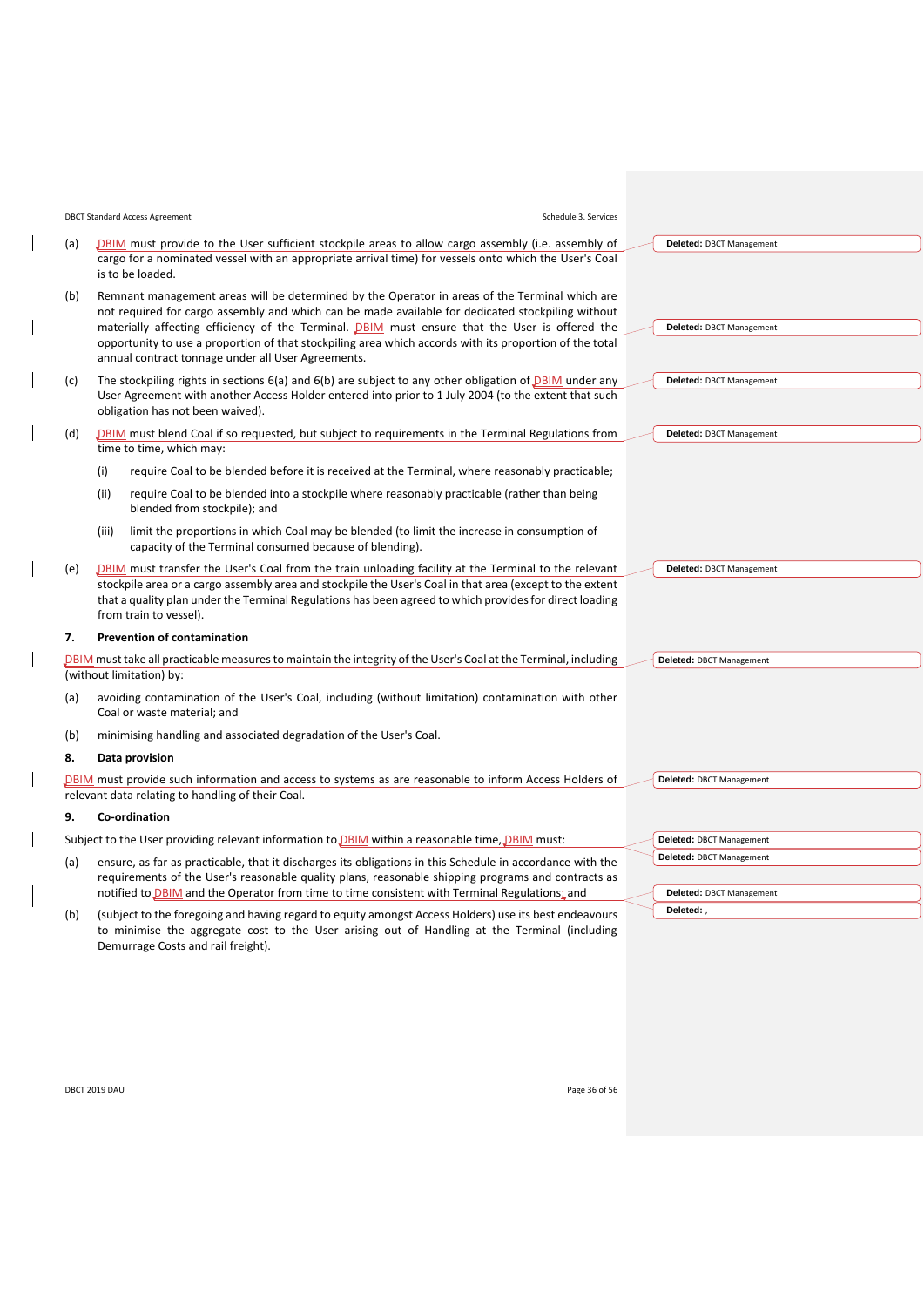(a) DBIM must provide to the User sufficient stockpile areas to allow cargo assembly (i.e. assembly of cargo for a nominated vessel with an appropriate arrival time) for vessels onto which the User's Coal is to be loaded.

(b) Remnant management areas will be determined by the Operator in areas of the Terminal which are not required for cargo assembly and which can be made available for dedicated stockpiling without materially affecting efficiency of the Terminal. DBIM must ensure that the User is offered the opportunity to use a proportion of that stockpiling area which accords with its proportion of the total annual contract tonnage under all User Agreements.

(c) The stockpiling rights in sections 6(a) and 6(b) are subject to any other obligation of DBIM under any User Agreement with another Access Holder entered into prior to 1 July 2004 (to the extent that such obligation has not been waived).

(d) DBIM must blend Coal if so requested, but subject to requirements in the Terminal Regulations from time to time, which may:

  (i) require Coal to be blended before it is received at the Terminal, where reasonably practicable;

  (ii) require Coal to be blended into a stockpile where reasonably practicable (rather than being blended from stockpile); and

  (iii) limit the proportions in which Coal may be blended (to limit the increase in consumption of capacity of the Terminal consumed because of blending).

(e) DBIM must transfer the User's Coal from the train unloading facility at the Terminal to the relevant stockpile area or a cargo assembly area and stockpile the User's Coal in that area (except to the extent that a quality plan under the Terminal Regulations has been agreed to which provides for direct loading from train to vessel).

**7. Prevention of contamination**

DBIM must take all practicable measures to maintain the integrity of the User's Coal at the Terminal, including (without limitation) by:

(a) avoiding contamination of the User's Coal, including (without limitation) contamination with other Coal or waste material; and

(b) minimising handling and associated degradation of the User's Coal.

**8. Data provision**

DBIM must provide such information and access to systems as are reasonable to inform Access Holders of relevant data relating to handling of their Coal.

**9. Co-ordination**

Subject to the User providing relevant information to DBIM within a reasonable time, DBIM must:

(a) ensure, as far as practicable, that it discharges its obligations in this Schedule in accordance with the requirements of the User's reasonable quality plans, reasonable shipping programs and contracts as notified to DBIM and the Operator from time to time consistent with Terminal Regulations; and

(b) (subject to the foregoing and having regard to equity amongst Access Holders) use its best endeavours to minimise the aggregate cost to the User arising out of Handling at the Terminal (including Demurrage Costs and rail freight).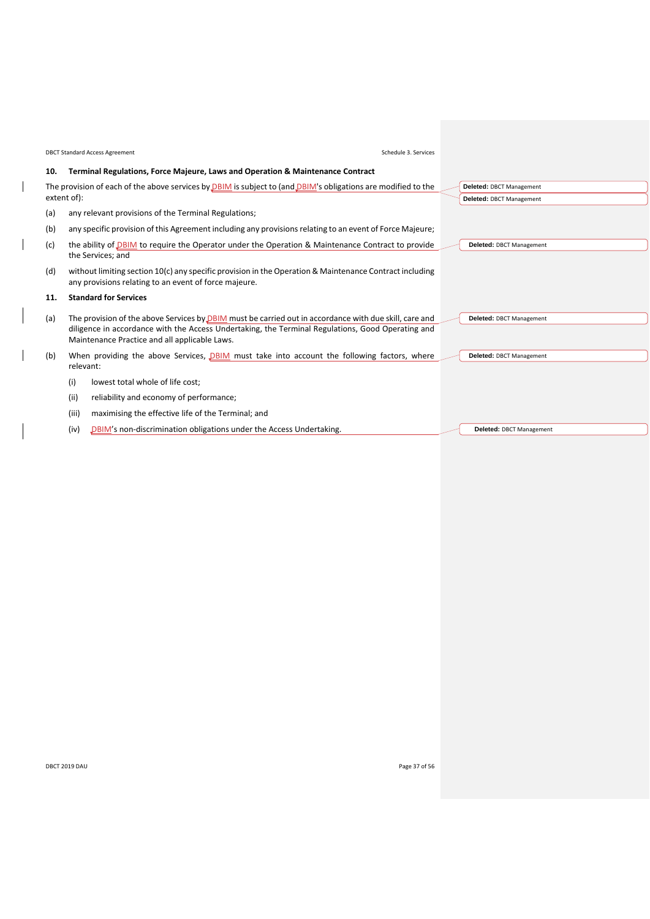## 10. Terminal Regulations, Force Majeure, Laws and Operation & Maintenance Contract

The provision of each of the above services by DBIM is subject to (and DBIM's obligations are modified to the extent of):

(a) any relevant provisions of the Terminal Regulations;

(b) any specific provision of this Agreement including any provisions relating to an event of Force Majeure;

(c) the ability of DBIM to require the Operator under the Operation & Maintenance Contract to provide the Services; and

(d) without limiting section 10(c) any specific provision in the Operation & Maintenance Contract including any provisions relating to an event of force majeure.

## 11. Standard for Services

(a) The provision of the above Services by DBIM must be carried out in accordance with due skill, care and diligence in accordance with the Access Undertaking, the Terminal Regulations, Good Operating and Maintenance Practice and all applicable Laws.

(b) When providing the above Services, DBIM must take into account the following factors, where relevant:

(i) lowest total whole of life cost;

(ii) reliability and economy of performance;

(iii) maximising the effective life of the Terminal; and

(iv) DBIM's non-discrimination obligations under the Access Undertaking.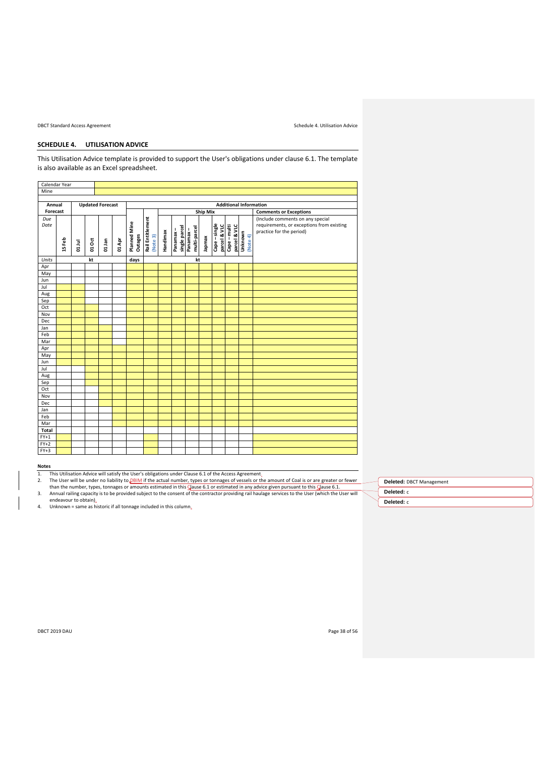## SCHEDULE 4. UTILISATION ADVICE

This Utilisation Advice template is provided to support the User's obligations under clause 6.1. The template is also available as an Excel spreadsheet.

| Calendar Year | | | | | | | | | | | | | | | |
|---|---|---|---|---|---|---|---|---|---|---|---|---|---|---|---|
| Mine | | | | | | | | | | | | | | | |
| Annual Forecast | | Updated Forecast | | | | Additional Information | | | | | | | | | |
| | | | | | | | | Ship Mix | | | | | | | Comments or Exceptions |
| *Due Date* | 15 Feb | 01 Jul | 01 Oct | 01 Jan | 01 Apr | Planned Mine Outages | Rail Entitlement (Note 3) | Handimax | Panamax – single parcel | Panamax – multi-parcel | Japmax | Cape – single parcel & VLC | Cape – multi parcel & VLC | Unknown (Note 4) | (Include comments on any special requirements, or exceptions from existing practice for the period) |
| *Units* | | | kt | | | days | | | | | kt | | | | |
| Apr | | | | | | | | | | | | | | | |
| May | | | | | | | | | | | | | | | |
| Jun | | | | | | | | | | | | | | | |
| Jul | | | | | | | | | | | | | | | |
| Aug | | | | | | | | | | | | | | | |
| Sep | | | | | | | | | | | | | | | |
| Oct | | | | | | | | | | | | | | | |
| Nov | | | | | | | | | | | | | | | |
| Dec | | | | | | | | | | | | | | | |
| Jan | | | | | | | | | | | | | | | |
| Feb | | | | | | | | | | | | | | | |
| Mar | | | | | | | | | | | | | | | |
| Apr | | | | | | | | | | | | | | | |
| May | | | | | | | | | | | | | | | |
| Jun | | | | | | | | | | | | | | | |
| Jul | | | | | | | | | | | | | | | |
| Aug | | | | | | | | | | | | | | | |
| Sep | | | | | | | | | | | | | | | |
| Oct | | | | | | | | | | | | | | | |
| Nov | | | | | | | | | | | | | | | |
| Dec | | | | | | | | | | | | | | | |
| Jan | | | | | | | | | | | | | | | |
| Feb | | | | | | | | | | | | | | | |
| Mar | | | | | | | | | | | | | | | |
| **Total** | | | | | | | | | | | | | | | |
| FY+1 | | | | | | | | | | | | | | | |
| FY+2 | | | | | | | | | | | | | | | |
| FY+3 | | | | | | | | | | | | | | | |

**Notes**

1. This Utilisation Advice will satisfy the User's obligations under Clause 6.1 of the Access Agreement.
2. The User will be under no liability to DBIM if the actual number, types or tonnages of vessels or the amount of Coal is or are greater or fewer than the number, types, tonnages or amounts estimated in this Clause 6.1 or estimated in any advice given pursuant to this Clause 6.1.
3. Annual railing capacity is to be provided subject to the consent of the contractor providing rail haulage services to the User (which the User will endeavour to obtain).
4. Unknown = same as historic if all tonnage included in this column.

Deleted: DBCT Management

Deleted: c

Deleted: c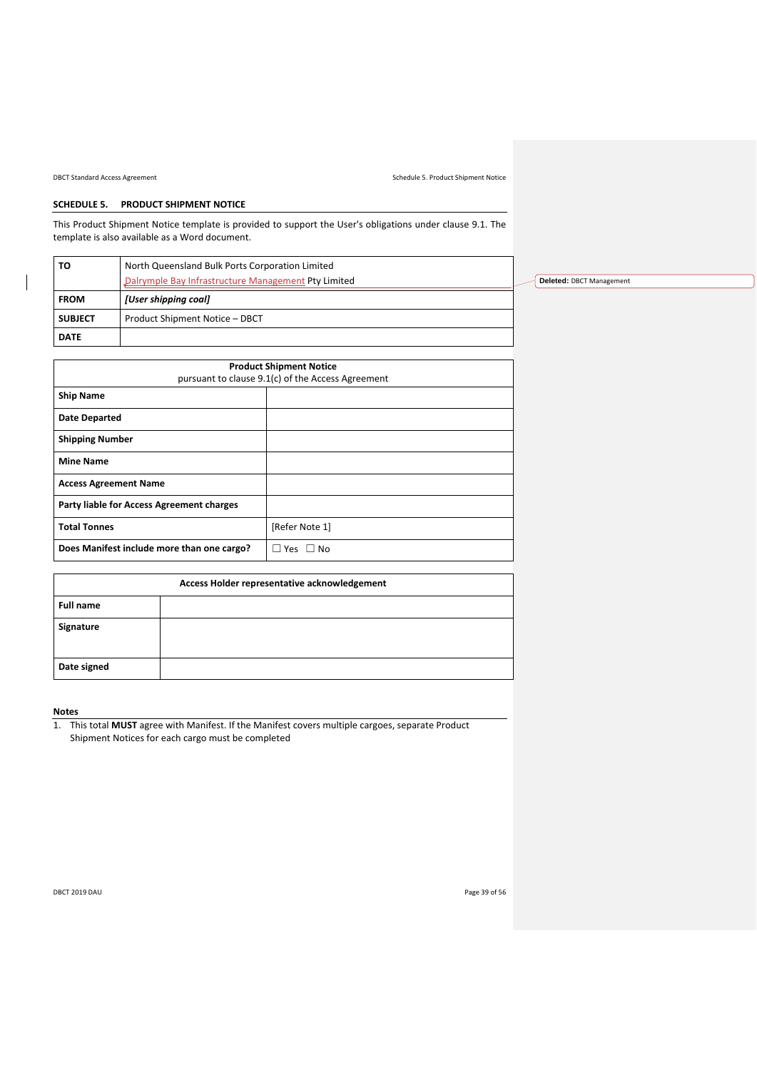## SCHEDULE 5. PRODUCT SHIPMENT NOTICE

This Product Shipment Notice template is provided to support the User's obligations under clause 9.1. The template is also available as a Word document.

| | |
|---|---|
| **TO** | North Queensland Bulk Ports Corporation Limited<br>Dalrymple Bay Infrastructure Management Pty Limited |
| **FROM** | ***[User shipping coal]*** |
| **SUBJECT** | Product Shipment Notice – DBCT |
| **DATE** | |

Deleted: DBCT Management

| **Product Shipment Notice**<br>pursuant to clause 9.1(c) of the Access Agreement | |
|---|---|
| **Ship Name** | |
| **Date Departed** | |
| **Shipping Number** | |
| **Mine Name** | |
| **Access Agreement Name** | |
| **Party liable for Access Agreement charges** | |
| **Total Tonnes** | [Refer Note 1] |
| **Does Manifest include more than one cargo?** | ☐ Yes ☐ No |

| **Access Holder representative acknowledgement** | |
|---|---|
| **Full name** | |
| **Signature** | |
| **Date signed** | |

**Notes**

1. This total **MUST** agree with Manifest. If the Manifest covers multiple cargoes, separate Product Shipment Notices for each cargo must be completed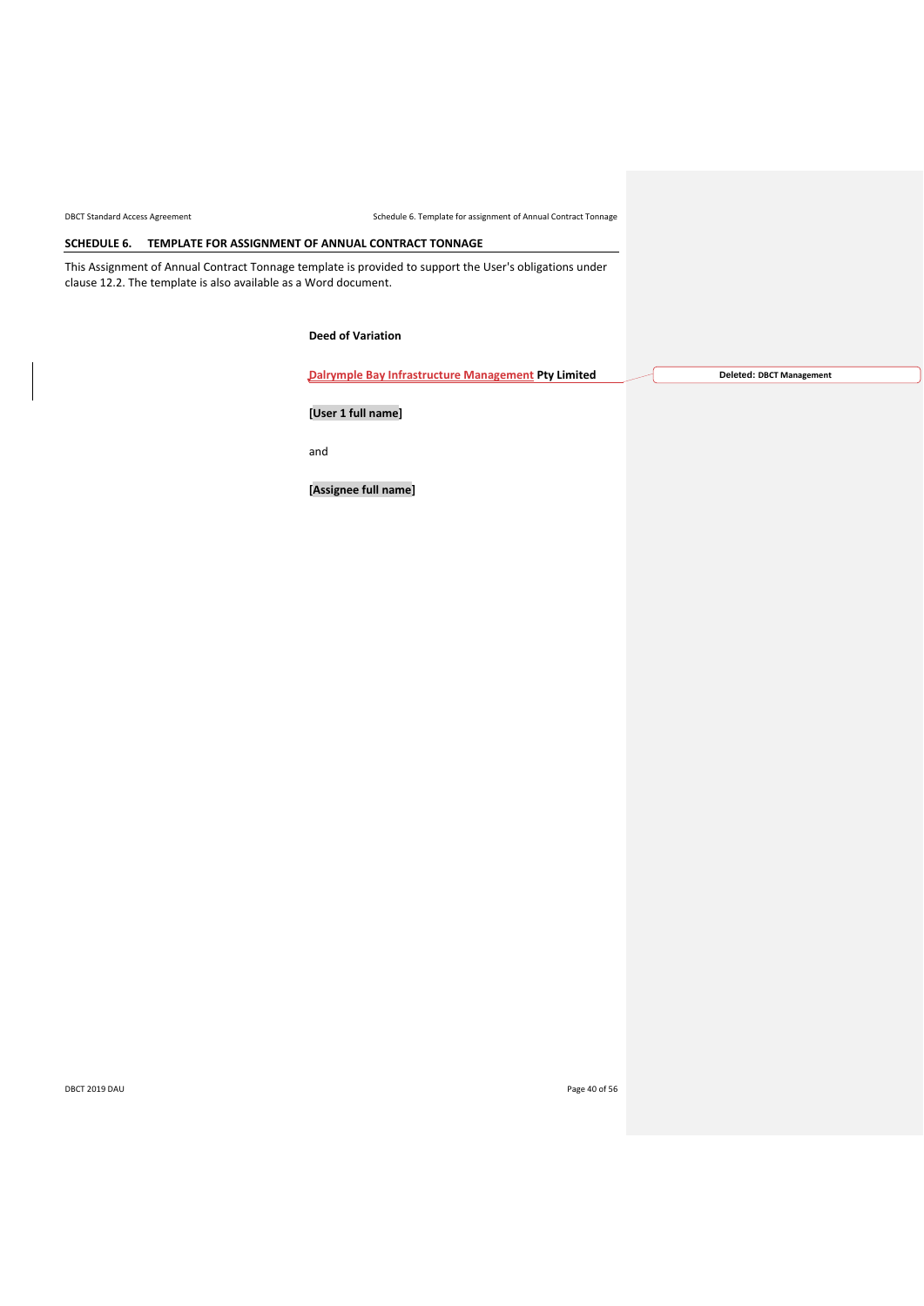## SCHEDULE 6. TEMPLATE FOR ASSIGNMENT OF ANNUAL CONTRACT TONNAGE

This Assignment of Annual Contract Tonnage template is provided to support the User's obligations under clause 12.2. The template is also available as a Word document.

**Deed of Variation**

**Dalrymple Bay Infrastructure Management Pty Limited**

**[User 1 full name]**

and

**[Assignee full name]**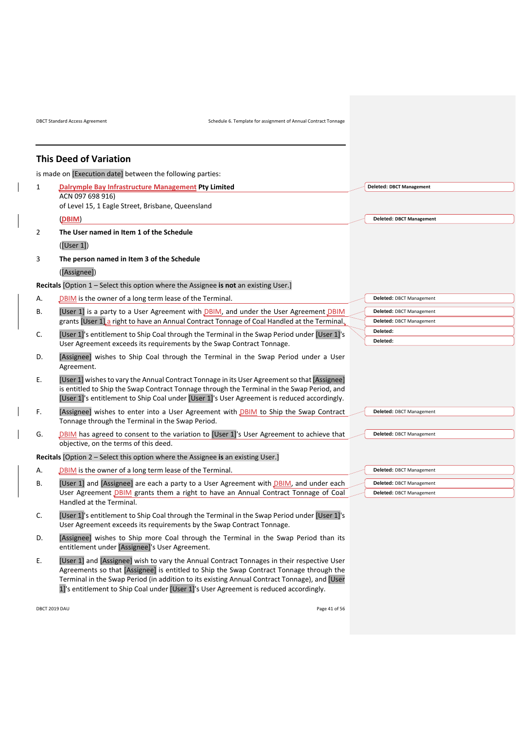## This Deed of Variation

is made on [Execution date] between the following parties:

1 **Dalrymple Bay Infrastructure Management Pty Limited**
ACN 097 698 916)
of Level 15, 1 Eagle Street, Brisbane, Queensland
(DBIM)

2 **The User named in Item 1 of the Schedule**
([User 1])

3 **The person named in Item 3 of the Schedule**
([Assignee])

**Recitals** [Option 1 – Select this option where the Assignee **is not** an existing User.]

A. DBIM is the owner of a long term lease of the Terminal.

B. [User 1] is a party to a User Agreement with DBIM, and under the User Agreement DBIM grants [User 1] a right to have an Annual Contract Tonnage of Coal Handled at the Terminal.

C. [User 1]'s entitlement to Ship Coal through the Terminal in the Swap Period under [User 1]'s User Agreement exceeds its requirements by the Swap Contract Tonnage.

D. [Assignee] wishes to Ship Coal through the Terminal in the Swap Period under a User Agreement.

E. [User 1] wishes to vary the Annual Contract Tonnage in its User Agreement so that [Assignee] is entitled to Ship the Swap Contract Tonnage through the Terminal in the Swap Period, and [User 1]'s entitlement to Ship Coal under [User 1]'s User Agreement is reduced accordingly.

F. [Assignee] wishes to enter into a User Agreement with DBIM to Ship the Swap Contract Tonnage through the Terminal in the Swap Period.

G. DBIM has agreed to consent to the variation to [User 1]'s User Agreement to achieve that objective, on the terms of this deed.

**Recitals** [Option 2 – Select this option where the Assignee **is** an existing User.]

A. DBIM is the owner of a long term lease of the Terminal.

B. [User 1] and [Assignee] are each a party to a User Agreement with DBIM, and under each User Agreement DBIM grants them a right to have an Annual Contract Tonnage of Coal Handled at the Terminal.

C. [User 1]'s entitlement to Ship Coal through the Terminal in the Swap Period under [User 1]'s User Agreement exceeds its requirements by the Swap Contract Tonnage.

D. [Assignee] wishes to Ship more Coal through the Terminal in the Swap Period than its entitlement under [Assignee]'s User Agreement.

E. [User 1] and [Assignee] wish to vary the Annual Contract Tonnages in their respective User Agreements so that [Assignee] is entitled to Ship the Swap Contract Tonnage through the Terminal in the Swap Period (in addition to its existing Annual Contract Tonnage), and [User 1]'s entitlement to Ship Coal under [User 1]'s User Agreement is reduced accordingly.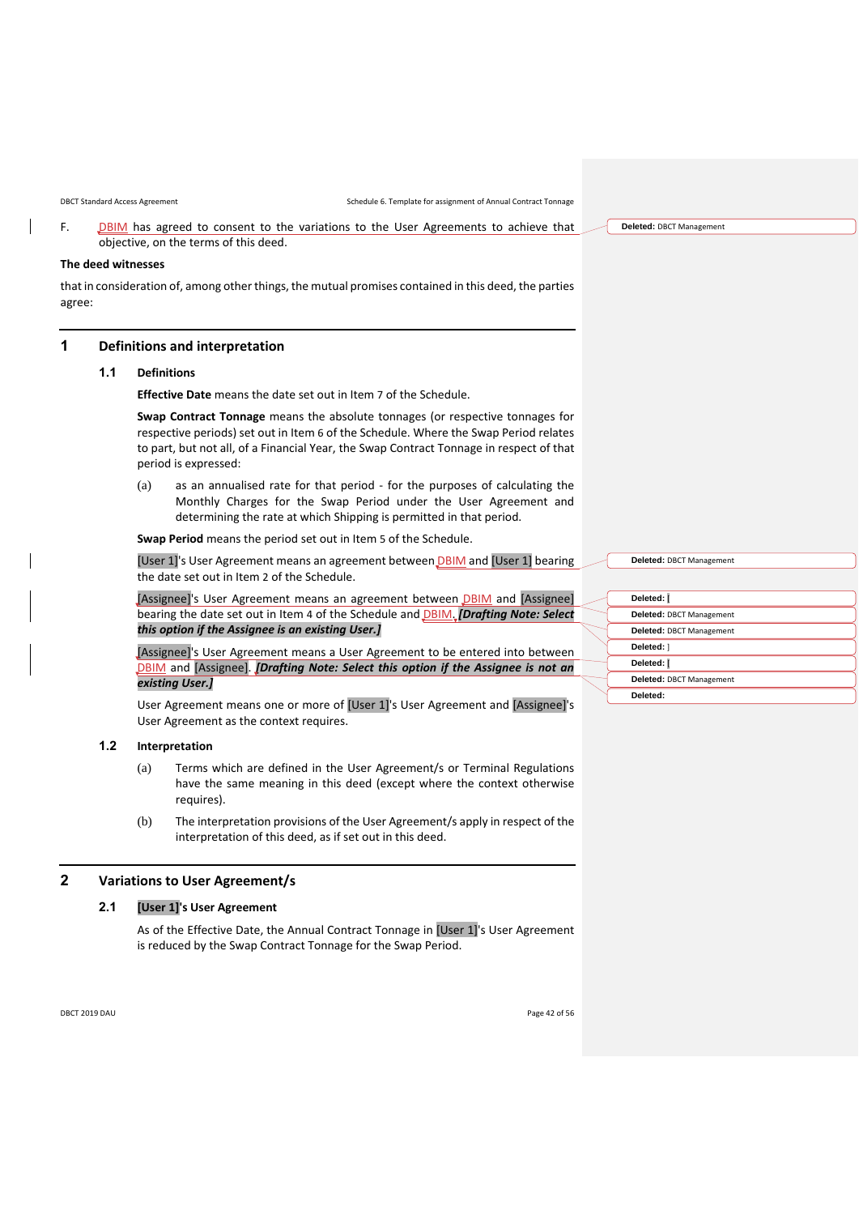F. DBIM has agreed to consent to the variations to the User Agreements to achieve that objective, on the terms of this deed.

**The deed witnesses**

that in consideration of, among other things, the mutual promises contained in this deed, the parties agree:

# 1 Definitions and interpretation

## 1.1 Definitions

**Effective Date** means the date set out in Item 7 of the Schedule.

**Swap Contract Tonnage** means the absolute tonnages (or respective tonnages for respective periods) set out in Item 6 of the Schedule. Where the Swap Period relates to part, but not all, of a Financial Year, the Swap Contract Tonnage in respect of that period is expressed:

(a) as an annualised rate for that period - for the purposes of calculating the Monthly Charges for the Swap Period under the User Agreement and determining the rate at which Shipping is permitted in that period.

**Swap Period** means the period set out in Item 5 of the Schedule.

[User 1]'s User Agreement means an agreement between DBIM and [User 1] bearing the date set out in Item 2 of the Schedule.

[Assignee]'s User Agreement means an agreement between DBIM and [Assignee] bearing the date set out in Item 4 of the Schedule and DBIM. ***[Drafting Note: Select this option if the Assignee is an existing User.]***

[Assignee]'s User Agreement means a User Agreement to be entered into between DBIM and [Assignee]. ***[Drafting Note: Select this option if the Assignee is not an existing User.]***

User Agreement means one or more of [User 1]'s User Agreement and [Assignee]'s User Agreement as the context requires.

## 1.2 Interpretation

(a) Terms which are defined in the User Agreement/s or Terminal Regulations have the same meaning in this deed (except where the context otherwise requires).

(b) The interpretation provisions of the User Agreement/s apply in respect of the interpretation of this deed, as if set out in this deed.

# 2 Variations to User Agreement/s

## 2.1 [User 1]'s User Agreement

As of the Effective Date, the Annual Contract Tonnage in [User 1]'s User Agreement is reduced by the Swap Contract Tonnage for the Swap Period.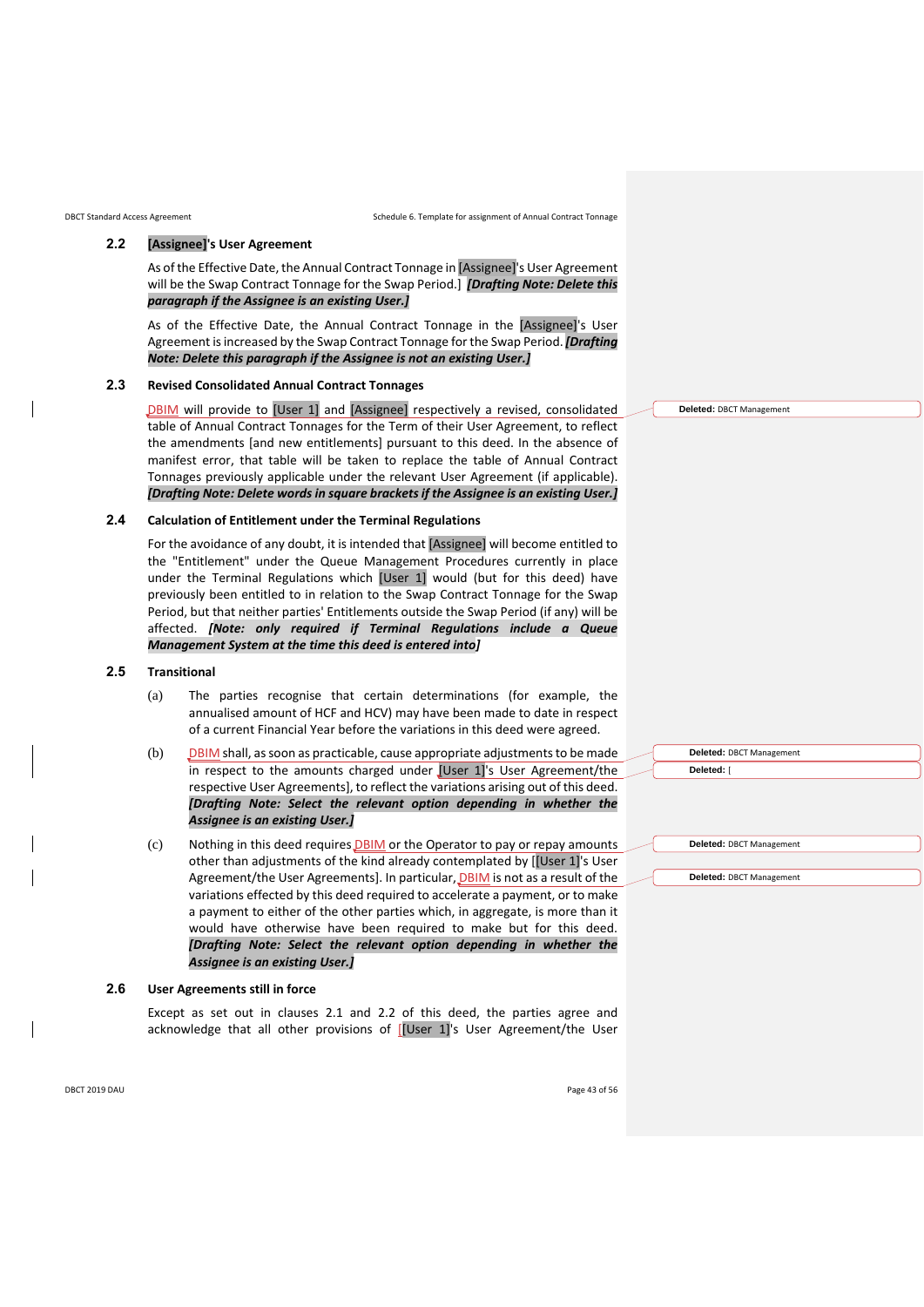### 2.2 [Assignee]'s User Agreement

As of the Effective Date, the Annual Contract Tonnage in [Assignee]'s User Agreement will be the Swap Contract Tonnage for the Swap Period.] ***[Drafting Note: Delete this paragraph if the Assignee is an existing User.]***

As of the Effective Date, the Annual Contract Tonnage in the [Assignee]'s User Agreement is increased by the Swap Contract Tonnage for the Swap Period. ***[Drafting Note: Delete this paragraph if the Assignee is not an existing User.]***

### 2.3 Revised Consolidated Annual Contract Tonnages

DBIM will provide to [User 1] and [Assignee] respectively a revised, consolidated table of Annual Contract Tonnages for the Term of their User Agreement, to reflect the amendments [and new entitlements] pursuant to this deed. In the absence of manifest error, that table will be taken to replace the table of Annual Contract Tonnages previously applicable under the relevant User Agreement (if applicable). ***[Drafting Note: Delete words in square brackets if the Assignee is an existing User.]***

### 2.4 Calculation of Entitlement under the Terminal Regulations

For the avoidance of any doubt, it is intended that [Assignee] will become entitled to the "Entitlement" under the Queue Management Procedures currently in place under the Terminal Regulations which [User 1] would (but for this deed) have previously been entitled to in relation to the Swap Contract Tonnage for the Swap Period, but that neither parties' Entitlements outside the Swap Period (if any) will be affected. ***[Note: only required if Terminal Regulations include a Queue Management System at the time this deed is entered into]***

### 2.5 Transitional

(a) The parties recognise that certain determinations (for example, the annualised amount of HCF and HCV) may have been made to date in respect of a current Financial Year before the variations in this deed were agreed.

(b) DBIM shall, as soon as practicable, cause appropriate adjustments to be made in respect to the amounts charged under [User 1]'s User Agreement/the respective User Agreements], to reflect the variations arising out of this deed. ***[Drafting Note: Select the relevant option depending in whether the Assignee is an existing User.]***

(c) Nothing in this deed requires DBIM or the Operator to pay or repay amounts other than adjustments of the kind already contemplated by [[User 1]'s User Agreement/the User Agreements]. In particular, DBIM is not as a result of the variations effected by this deed required to accelerate a payment, or to make a payment to either of the other parties which, in aggregate, is more than it would otherwise have been required to make but for this deed. ***[Drafting Note: Select the relevant option depending in whether the Assignee is an existing User.]***

### 2.6 User Agreements still in force

Except as set out in clauses 2.1 and 2.2 of this deed, the parties agree and acknowledge that all other provisions of [[User 1]'s User Agreement/the User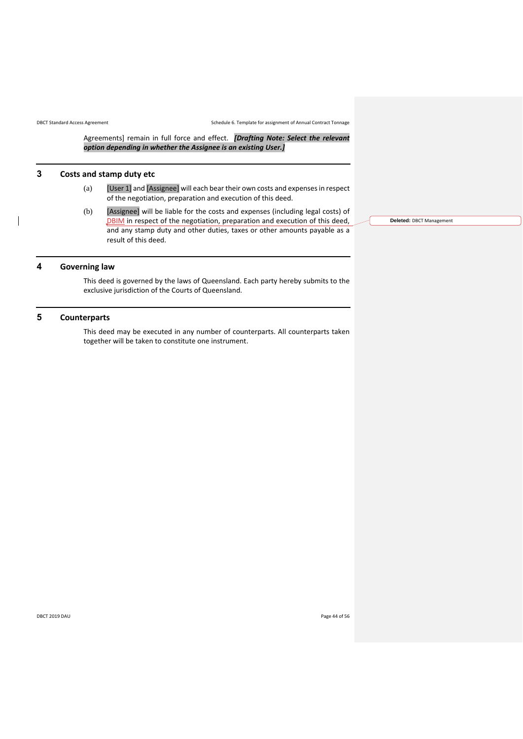Agreements] remain in full force and effect. ***[Drafting Note: Select the relevant option depending in whether the Assignee is an existing User.]***

## 3 Costs and stamp duty etc

(a) [User 1] and [Assignee] will each bear their own costs and expenses in respect of the negotiation, preparation and execution of this deed.

(b) [Assignee] will be liable for the costs and expenses (including legal costs) of DBIM in respect of the negotiation, preparation and execution of this deed, and any stamp duty and other duties, taxes or other amounts payable as a result of this deed.

**Deleted:** DBCT Management

## 4 Governing law

This deed is governed by the laws of Queensland. Each party hereby submits to the exclusive jurisdiction of the Courts of Queensland.

## 5 Counterparts

This deed may be executed in any number of counterparts. All counterparts taken together will be taken to constitute one instrument.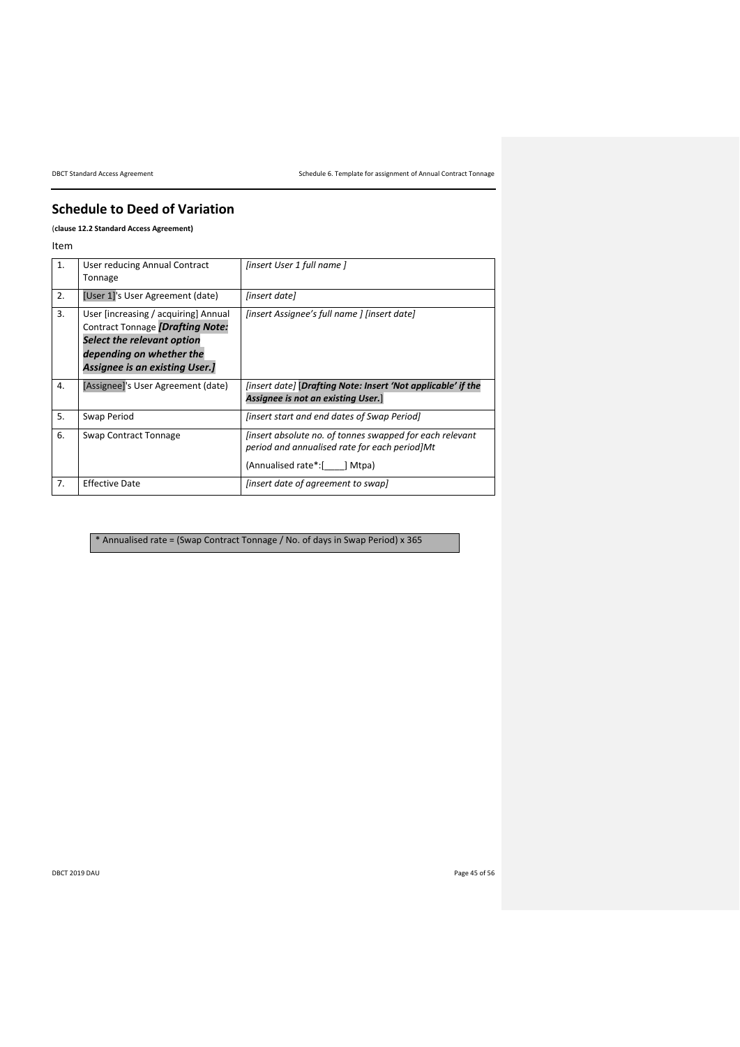## Schedule to Deed of Variation

(**clause 12.2 Standard Access Agreement)**

Item

| | | |
|---|---|---|
| 1. | User reducing Annual Contract Tonnage | *[insert User 1 full name ]* |
| 2. | [User 1]'s User Agreement (date) | *[insert date]* |
| 3. | User [increasing / acquiring] Annual Contract Tonnage ***[Drafting Note: Select the relevant option depending on whether the Assignee is an existing User.]*** | *[insert Assignee's full name ] [insert date]* |
| 4. | [Assignee]'s User Agreement (date) | *[insert date]* [***Drafting Note: Insert 'Not applicable' if the Assignee is not an existing User.***] |
| 5. | Swap Period | *[insert start and end dates of Swap Period]* |
| 6. | Swap Contract Tonnage | *[insert absolute no. of tonnes swapped for each relevant period and annualised rate for each period]Mt*<br><br>(Annualised rate*:[____] Mtpa) |
| 7. | Effective Date | *[insert date of agreement to swap]* |

* Annualised rate = (Swap Contract Tonnage / No. of days in Swap Period) x 365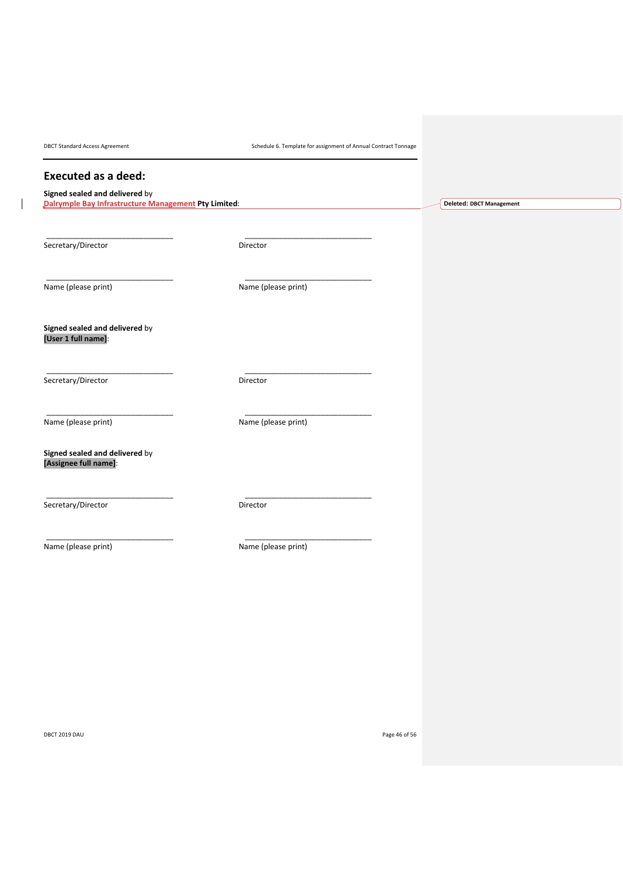## Executed as a deed:

**Signed sealed and delivered** by
**Dalrymple Bay Infrastructure Management Pty Limited**:

Deleted: DBCT Management

| | |
|---|---|
| _______________________________ | _______________________________ |
| Secretary/Director | Director |
| _______________________________ | _______________________________ |
| Name (please print) | Name (please print) |

**Signed sealed and delivered** by
**[User 1 full name]**:

| | |
|---|---|
| _______________________________ | _______________________________ |
| Secretary/Director | Director |
| _______________________________ | _______________________________ |
| Name (please print) | Name (please print) |

**Signed sealed and delivered** by
**[Assignee full name]**:

| | |
|---|---|
| _______________________________ | _______________________________ |
| Secretary/Director | Director |
| _______________________________ | _______________________________ |
| Name (please print) | Name (please print) |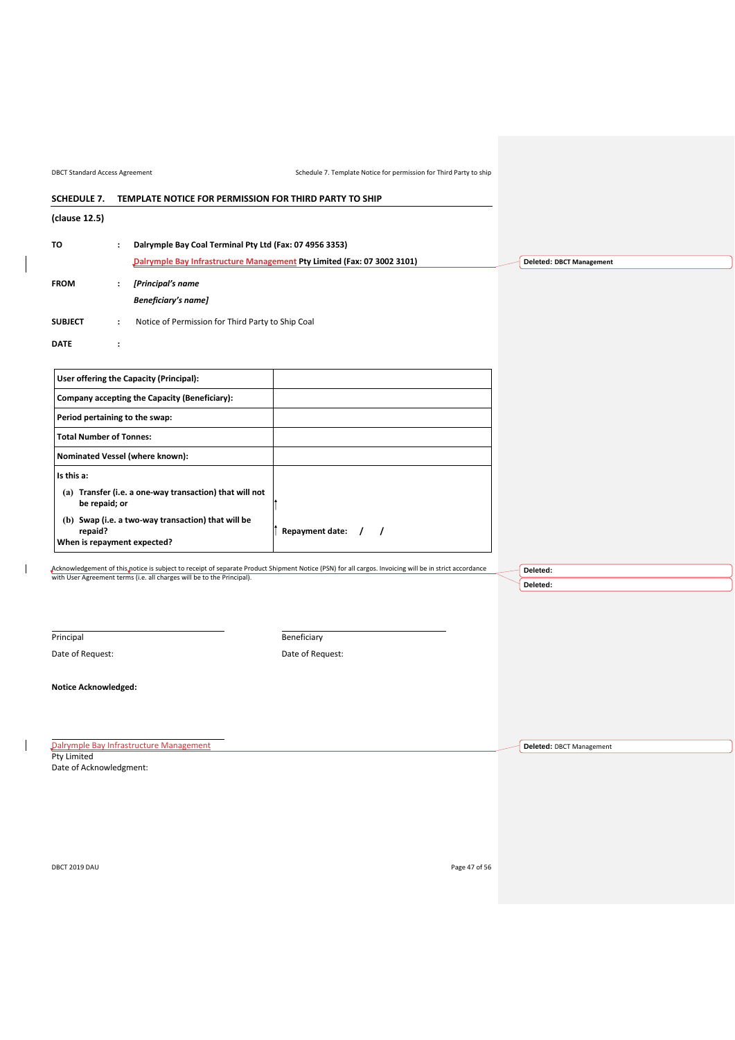## SCHEDULE 7. TEMPLATE NOTICE FOR PERMISSION FOR THIRD PARTY TO SHIP

**(clause 12.5)**

**TO** : **Dalrymple Bay Coal Terminal Pty Ltd (Fax: 07 4956 3353)**

**Dalrymple Bay Infrastructure Management Pty Limited (Fax: 07 3002 3101)**

Deleted: DBCT Management

**FROM** : ***[Principal's name***

***Beneficiary's name]***

**SUBJECT** : Notice of Permission for Third Party to Ship Coal

**DATE** :

| **User offering the Capacity (Principal):** | |
|---|---|
| **Company accepting the Capacity (Beneficiary):** | |
| **Period pertaining to the swap:** | |
| **Total Number of Tonnes:** | |
| **Nominated Vessel (where known):** | |
| **Is this a:**<br>**(a) Transfer (i.e. a one-way transaction) that will not be repaid; or**<br>**(b) Swap (i.e. a two-way transaction) that will be repaid?**<br>**When is repayment expected?** | **Repayment date: / /** |

Acknowledgement of this notice is subject to receipt of separate Product Shipment Notice (PSN) for all cargos. Invoicing will be in strict accordance with User Agreement terms (i.e. all charges will be to the Principal).

Deleted:

Deleted:

Principal

Date of Request:

Beneficiary

Date of Request:

**Notice Acknowledged:**

Dalrymple Bay Infrastructure Management Pty Limited

Date of Acknowledgment:

Deleted: DBCT Management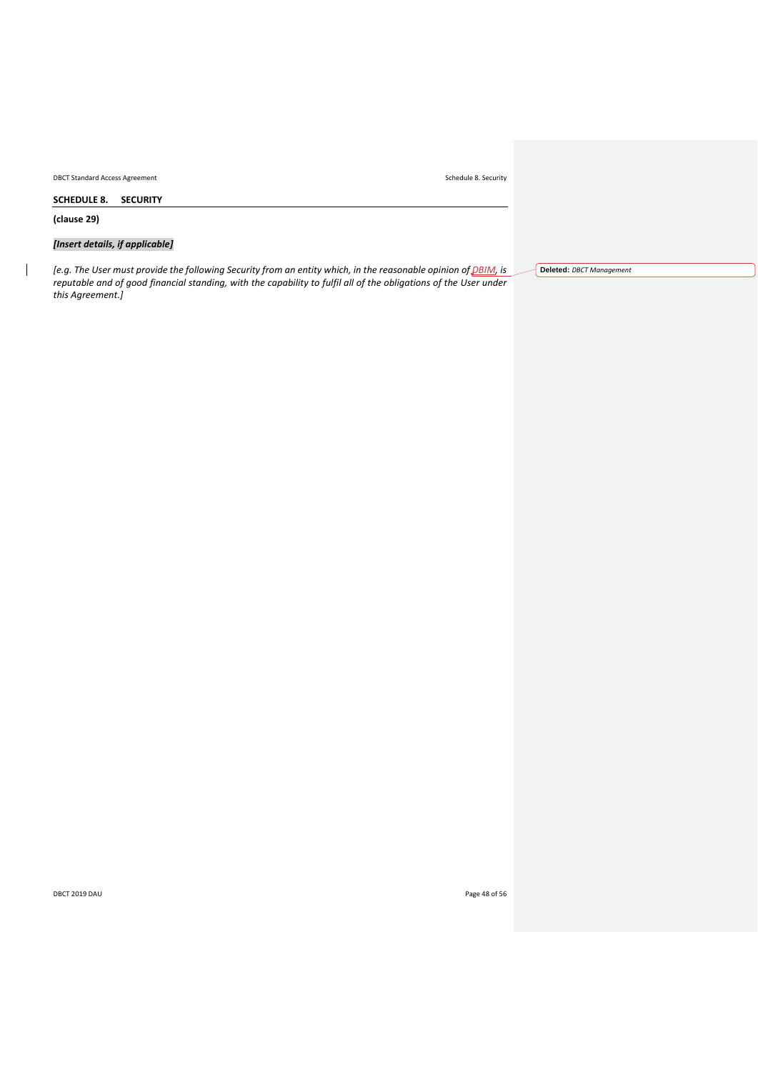## SCHEDULE 8. SECURITY

**(clause 29)**

***[Insert details, if applicable]***

*[e.g. The User must provide the following Security from an entity which, in the reasonable opinion of DBIM, is reputable and of good financial standing, with the capability to fulfil all of the obligations of the User under this Agreement.]*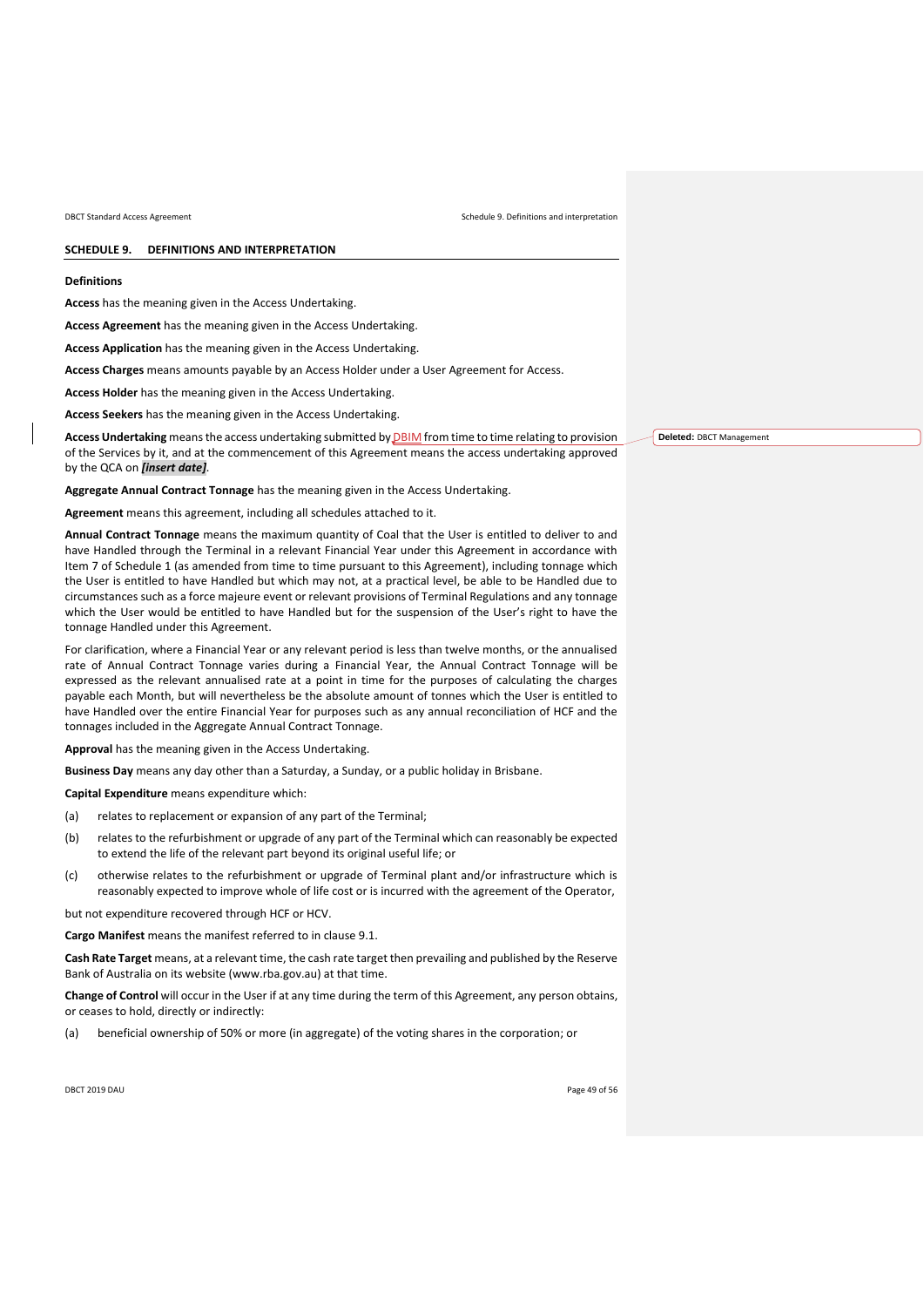## SCHEDULE 9. DEFINITIONS AND INTERPRETATION

### Definitions

**Access** has the meaning given in the Access Undertaking.

**Access Agreement** has the meaning given in the Access Undertaking.

**Access Application** has the meaning given in the Access Undertaking.

**Access Charges** means amounts payable by an Access Holder under a User Agreement for Access.

**Access Holder** has the meaning given in the Access Undertaking.

**Access Seekers** has the meaning given in the Access Undertaking.

**Access Undertaking** means the access undertaking submitted by DBIM from time to time relating to provision of the Services by it, and at the commencement of this Agreement means the access undertaking approved by the QCA on ***[insert date]***.

Deleted: DBCT Management

**Aggregate Annual Contract Tonnage** has the meaning given in the Access Undertaking.

**Agreement** means this agreement, including all schedules attached to it.

**Annual Contract Tonnage** means the maximum quantity of Coal that the User is entitled to deliver to and have Handled through the Terminal in a relevant Financial Year under this Agreement in accordance with Item 7 of Schedule 1 (as amended from time to time pursuant to this Agreement), including tonnage which the User is entitled to have Handled but which may not, at a practical level, be able to be Handled due to circumstances such as a force majeure event or relevant provisions of Terminal Regulations and any tonnage which the User would be entitled to have Handled but for the suspension of the User's right to have the tonnage Handled under this Agreement.

For clarification, where a Financial Year or any relevant period is less than twelve months, or the annualised rate of Annual Contract Tonnage varies during a Financial Year, the Annual Contract Tonnage will be expressed as the relevant annualised rate at a point in time for the purposes of calculating the charges payable each Month, but will nevertheless be the absolute amount of tonnes which the User is entitled to have Handled over the entire Financial Year for purposes such as any annual reconciliation of HCF and the tonnages included in the Aggregate Annual Contract Tonnage.

**Approval** has the meaning given in the Access Undertaking.

**Business Day** means any day other than a Saturday, a Sunday, or a public holiday in Brisbane.

**Capital Expenditure** means expenditure which:

(a) relates to replacement or expansion of any part of the Terminal;

(b) relates to the refurbishment or upgrade of any part of the Terminal which can reasonably be expected to extend the life of the relevant part beyond its original useful life; or

(c) otherwise relates to the refurbishment or upgrade of Terminal plant and/or infrastructure which is reasonably expected to improve whole of life cost or is incurred with the agreement of the Operator,

but not expenditure recovered through HCF or HCV.

**Cargo Manifest** means the manifest referred to in clause 9.1.

**Cash Rate Target** means, at a relevant time, the cash rate target then prevailing and published by the Reserve Bank of Australia on its website (www.rba.gov.au) at that time.

**Change of Control** will occur in the User if at any time during the term of this Agreement, any person obtains, or ceases to hold, directly or indirectly:

(a) beneficial ownership of 50% or more (in aggregate) of the voting shares in the corporation; or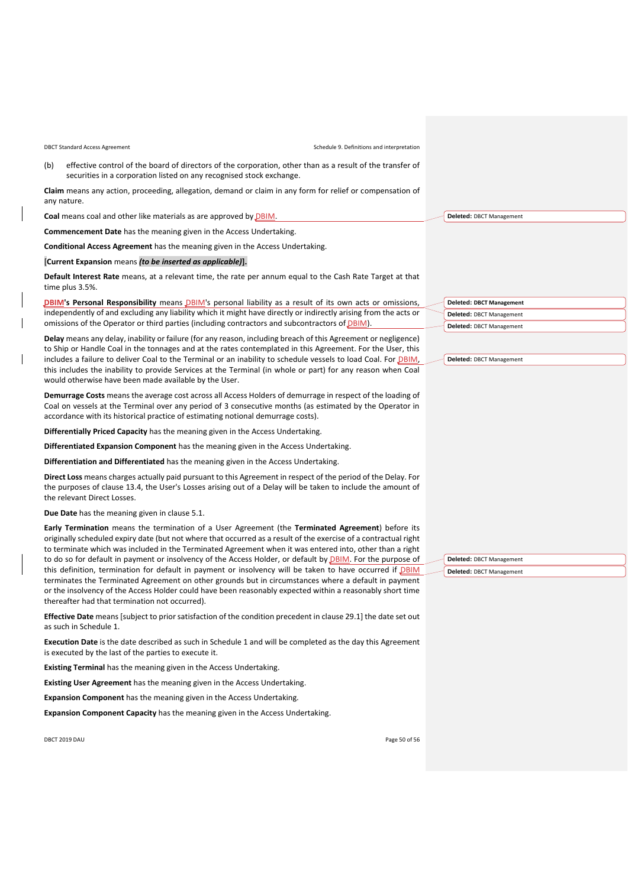(b) effective control of the board of directors of the corporation, other than as a result of the transfer of securities in a corporation listed on any recognised stock exchange.

**Claim** means any action, proceeding, allegation, demand or claim in any form for relief or compensation of any nature.

**Coal** means coal and other like materials as are approved by DBIM.

**Commencement Date** has the meaning given in the Access Undertaking.

**Conditional Access Agreement** has the meaning given in the Access Undertaking.

[**Current Expansion** means ***(to be inserted as applicable)*****].**

**Default Interest Rate** means, at a relevant time, the rate per annum equal to the Cash Rate Target at that time plus 3.5%.

**DBIM's Personal Responsibility** means DBIM's personal liability as a result of its own acts or omissions, independently of and excluding any liability which it might have directly or indirectly arising from the acts or omissions of the Operator or third parties (including contractors and subcontractors of DBIM).

**Delay** means any delay, inability or failure (for any reason, including breach of this Agreement or negligence) to Ship or Handle Coal in the tonnages and at the rates contemplated in this Agreement. For the User, this includes a failure to deliver Coal to the Terminal or an inability to schedule vessels to load Coal. For DBIM, this includes the inability to provide Services at the Terminal (in whole or part) for any reason when Coal would otherwise have been made available by the User.

**Demurrage Costs** means the average cost across all Access Holders of demurrage in respect of the loading of Coal on vessels at the Terminal over any period of 3 consecutive months (as estimated by the Operator in accordance with its historical practice of estimating notional demurrage costs).

**Differentially Priced Capacity** has the meaning given in the Access Undertaking.

**Differentiated Expansion Component** has the meaning given in the Access Undertaking.

**Differentiation and Differentiated** has the meaning given in the Access Undertaking.

**Direct Loss** means charges actually paid pursuant to this Agreement in respect of the period of the Delay. For the purposes of clause 13.4, the User's Losses arising out of a Delay will be taken to include the amount of the relevant Direct Losses.

**Due Date** has the meaning given in clause 5.1.

**Early Termination** means the termination of a User Agreement (the **Terminated Agreement**) before its originally scheduled expiry date (but not where that occurred as a result of the exercise of a contractual right to terminate which was included in the Terminated Agreement when it was entered into, other than a right to do so for default in payment or insolvency of the Access Holder, or default by DBIM. For the purpose of this definition, termination for default in payment or insolvency will be taken to have occurred if DBIM terminates the Terminated Agreement on other grounds but in circumstances where a default in payment or the insolvency of the Access Holder could have been reasonably expected within a reasonably short time thereafter had that termination not occurred).

**Effective Date** means [subject to prior satisfaction of the condition precedent in clause 29.1] the date set out as such in Schedule 1.

**Execution Date** is the date described as such in Schedule 1 and will be completed as the day this Agreement is executed by the last of the parties to execute it.

**Existing Terminal** has the meaning given in the Access Undertaking.

**Existing User Agreement** has the meaning given in the Access Undertaking.

**Expansion Component** has the meaning given in the Access Undertaking.

**Expansion Component Capacity** has the meaning given in the Access Undertaking.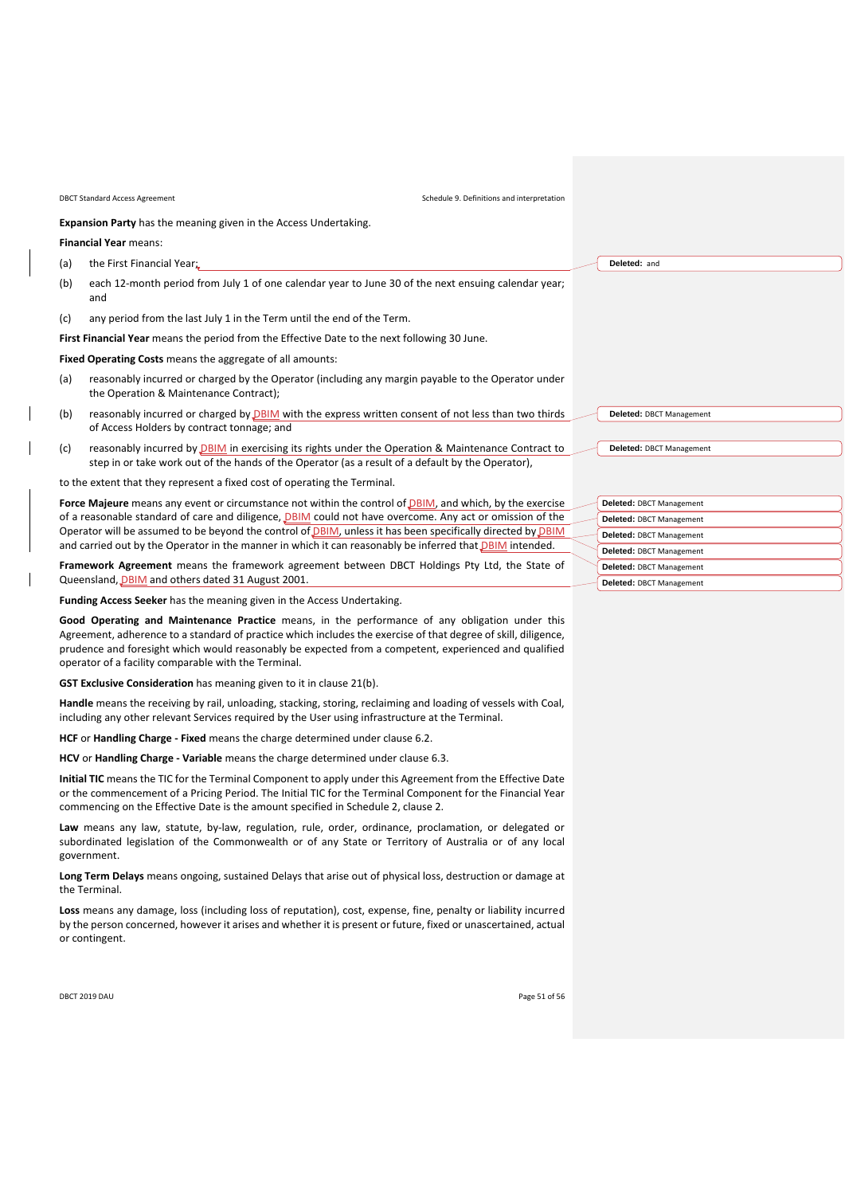**Expansion Party** has the meaning given in the Access Undertaking.

**Financial Year** means:

(a) the First Financial Year;

(b) each 12-month period from July 1 of one calendar year to June 30 of the next ensuing calendar year; and

(c) any period from the last July 1 in the Term until the end of the Term.

**First Financial Year** means the period from the Effective Date to the next following 30 June.

**Fixed Operating Costs** means the aggregate of all amounts:

(a) reasonably incurred or charged by the Operator (including any margin payable to the Operator under the Operation & Maintenance Contract);

(b) reasonably incurred or charged by DBIM with the express written consent of not less than two thirds of Access Holders by contract tonnage; and

(c) reasonably incurred by DBIM in exercising its rights under the Operation & Maintenance Contract to step in or take work out of the hands of the Operator (as a result of a default by the Operator),

to the extent that they represent a fixed cost of operating the Terminal.

**Force Majeure** means any event or circumstance not within the control of DBIM, and which, by the exercise of a reasonable standard of care and diligence, DBIM could not have overcome. Any act or omission of the Operator will be assumed to be beyond the control of DBIM, unless it has been specifically directed by DBIM and carried out by the Operator in the manner in which it can reasonably be inferred that DBIM intended.

**Framework Agreement** means the framework agreement between DBCT Holdings Pty Ltd, the State of Queensland, DBIM and others dated 31 August 2001.

**Funding Access Seeker** has the meaning given in the Access Undertaking.

**Good Operating and Maintenance Practice** means, in the performance of any obligation under this Agreement, adherence to a standard of practice which includes the exercise of that degree of skill, diligence, prudence and foresight which would reasonably be expected from a competent, experienced and qualified operator of a facility comparable with the Terminal.

**GST Exclusive Consideration** has meaning given to it in clause 21(b).

**Handle** means the receiving by rail, unloading, stacking, storing, reclaiming and loading of vessels with Coal, including any other relevant Services required by the User using infrastructure at the Terminal.

**HCF** or **Handling Charge - Fixed** means the charge determined under clause 6.2.

**HCV** or **Handling Charge - Variable** means the charge determined under clause 6.3.

**Initial TIC** means the TIC for the Terminal Component to apply under this Agreement from the Effective Date or the commencement of a Pricing Period. The Initial TIC for the Terminal Component for the Financial Year commencing on the Effective Date is the amount specified in Schedule 2, clause 2.

**Law** means any law, statute, by-law, regulation, rule, order, ordinance, proclamation, or delegated or subordinated legislation of the Commonwealth or of any State or Territory of Australia or of any local government.

**Long Term Delays** means ongoing, sustained Delays that arise out of physical loss, destruction or damage at the Terminal.

**Loss** means any damage, loss (including loss of reputation), cost, expense, fine, penalty or liability incurred by the person concerned, however it arises and whether it is present or future, fixed or unascertained, actual or contingent.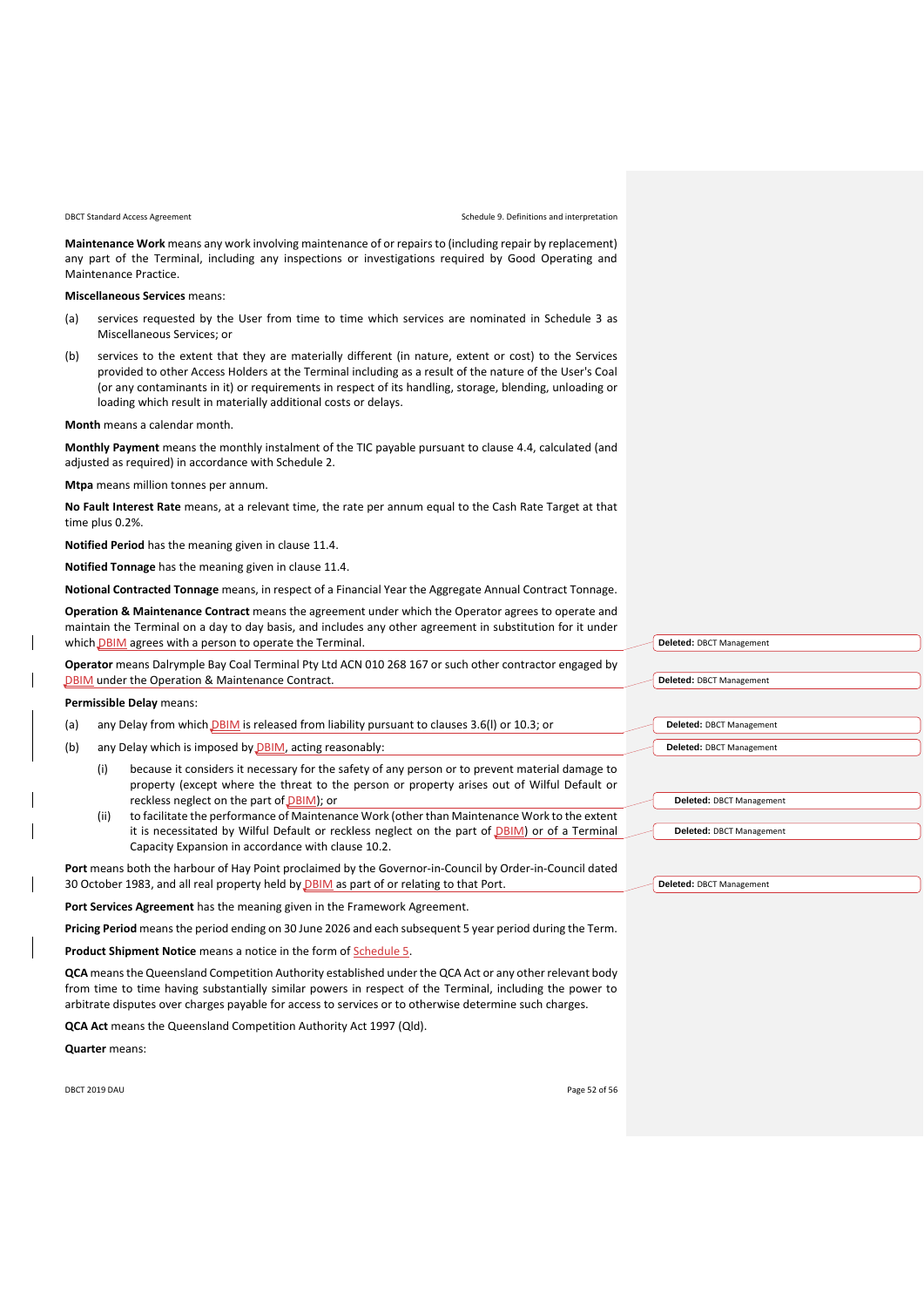**Maintenance Work** means any work involving maintenance of or repairs to (including repair by replacement) any part of the Terminal, including any inspections or investigations required by Good Operating and Maintenance Practice.

**Miscellaneous Services** means:

(a) services requested by the User from time to time which services are nominated in Schedule 3 as Miscellaneous Services; or

(b) services to the extent that they are materially different (in nature, extent or cost) to the Services provided to other Access Holders at the Terminal including as a result of the nature of the User's Coal (or any contaminants in it) or requirements in respect of its handling, storage, blending, unloading or loading which result in materially additional costs or delays.

**Month** means a calendar month.

**Monthly Payment** means the monthly instalment of the TIC payable pursuant to clause 4.4, calculated (and adjusted as required) in accordance with Schedule 2.

**Mtpa** means million tonnes per annum.

**No Fault Interest Rate** means, at a relevant time, the rate per annum equal to the Cash Rate Target at that time plus 0.2%.

**Notified Period** has the meaning given in clause 11.4.

**Notified Tonnage** has the meaning given in clause 11.4.

**Notional Contracted Tonnage** means, in respect of a Financial Year the Aggregate Annual Contract Tonnage.

**Operation & Maintenance Contract** means the agreement under which the Operator agrees to operate and maintain the Terminal on a day to day basis, and includes any other agreement in substitution for it under which DBIM agrees with a person to operate the Terminal.

**Operator** means Dalrymple Bay Coal Terminal Pty Ltd ACN 010 268 167 or such other contractor engaged by DBIM under the Operation & Maintenance Contract.

**Permissible Delay** means:

(a) any Delay from which DBIM is released from liability pursuant to clauses 3.6(l) or 10.3; or

(b) any Delay which is imposed by DBIM, acting reasonably:

  (i) because it considers it necessary for the safety of any person or to prevent material damage to property (except where the threat to the person or property arises out of Wilful Default or reckless neglect on the part of DBIM); or

  (ii) to facilitate the performance of Maintenance Work (other than Maintenance Work to the extent it is necessitated by Wilful Default or reckless neglect on the part of DBIM) or of a Terminal Capacity Expansion in accordance with clause 10.2.

**Port** means both the harbour of Hay Point proclaimed by the Governor-in-Council by Order-in-Council dated 30 October 1983, and all real property held by DBIM as part of or relating to that Port.

**Port Services Agreement** has the meaning given in the Framework Agreement.

**Pricing Period** means the period ending on 30 June 2026 and each subsequent 5 year period during the Term.

**Product Shipment Notice** means a notice in the form of Schedule 5.

**QCA** means the Queensland Competition Authority established under the QCA Act or any other relevant body from time to time having substantially similar powers in respect of the Terminal, including the power to arbitrate disputes over charges payable for access to services or to otherwise determine such charges.

**QCA Act** means the Queensland Competition Authority Act 1997 (Qld).

**Quarter** means: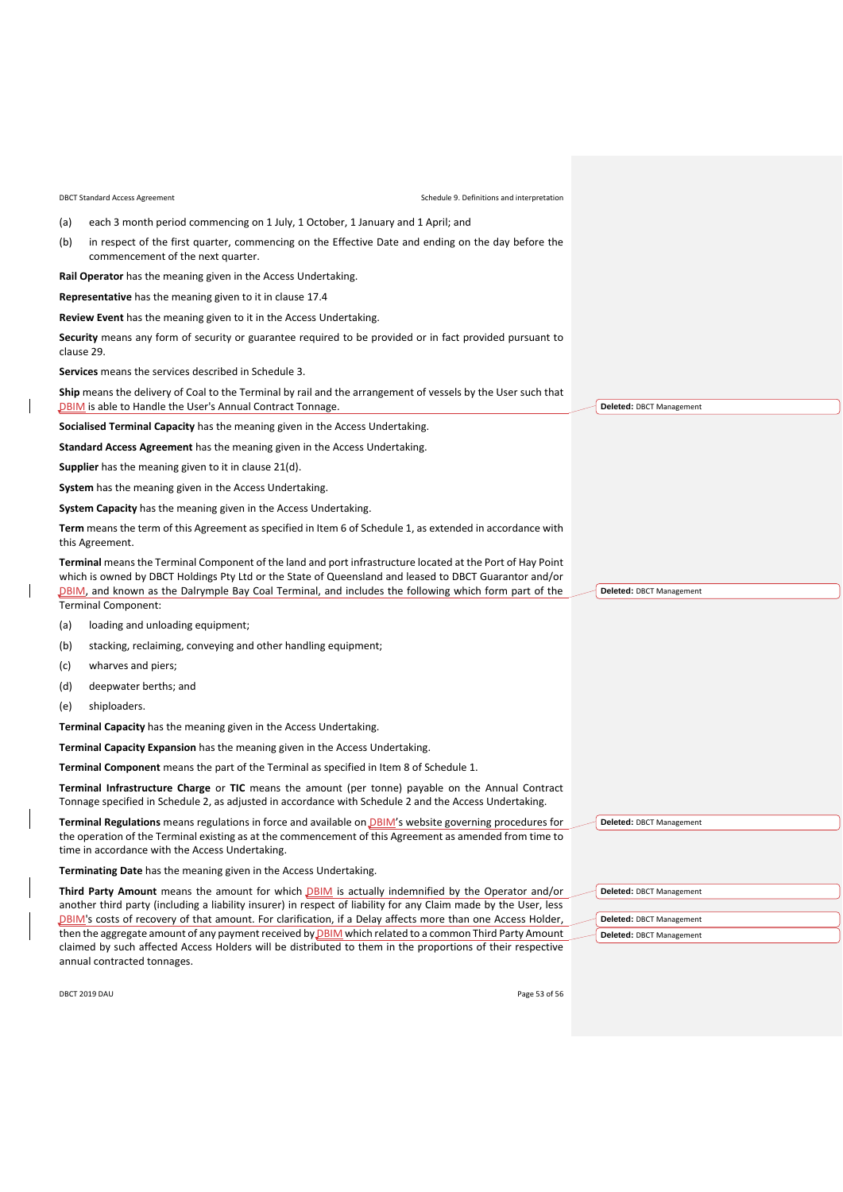(a) each 3 month period commencing on 1 July, 1 October, 1 January and 1 April; and

(b) in respect of the first quarter, commencing on the Effective Date and ending on the day before the commencement of the next quarter.

**Rail Operator** has the meaning given in the Access Undertaking.

**Representative** has the meaning given to it in clause 17.4

**Review Event** has the meaning given to it in the Access Undertaking.

**Security** means any form of security or guarantee required to be provided or in fact provided pursuant to clause 29.

**Services** means the services described in Schedule 3.

**Ship** means the delivery of Coal to the Terminal by rail and the arrangement of vessels by the User such that DBIM is able to Handle the User's Annual Contract Tonnage.

**Socialised Terminal Capacity** has the meaning given in the Access Undertaking.

**Standard Access Agreement** has the meaning given in the Access Undertaking.

**Supplier** has the meaning given to it in clause 21(d).

**System** has the meaning given in the Access Undertaking.

**System Capacity** has the meaning given in the Access Undertaking.

**Term** means the term of this Agreement as specified in Item 6 of Schedule 1, as extended in accordance with this Agreement.

**Terminal** means the Terminal Component of the land and port infrastructure located at the Port of Hay Point which is owned by DBCT Holdings Pty Ltd or the State of Queensland and leased to DBCT Guarantor and/or DBIM, and known as the Dalrymple Bay Coal Terminal, and includes the following which form part of the Terminal Component:

(a) loading and unloading equipment;

(b) stacking, reclaiming, conveying and other handling equipment;

(c) wharves and piers;

(d) deepwater berths; and

(e) shiploaders.

**Terminal Capacity** has the meaning given in the Access Undertaking.

**Terminal Capacity Expansion** has the meaning given in the Access Undertaking.

**Terminal Component** means the part of the Terminal as specified in Item 8 of Schedule 1.

**Terminal Infrastructure Charge** or **TIC** means the amount (per tonne) payable on the Annual Contract Tonnage specified in Schedule 2, as adjusted in accordance with Schedule 2 and the Access Undertaking.

**Terminal Regulations** means regulations in force and available on DBIM's website governing procedures for the operation of the Terminal existing as at the commencement of this Agreement as amended from time to time in accordance with the Access Undertaking.

**Terminating Date** has the meaning given in the Access Undertaking.

**Third Party Amount** means the amount for which DBIM is actually indemnified by the Operator and/or another third party (including a liability insurer) in respect of liability for any Claim made by the User, less DBIM's costs of recovery of that amount. For clarification, if a Delay affects more than one Access Holder, then the aggregate amount of any payment received by DBIM which related to a common Third Party Amount claimed by such affected Access Holders will be distributed to them in the proportions of their respective annual contracted tonnages.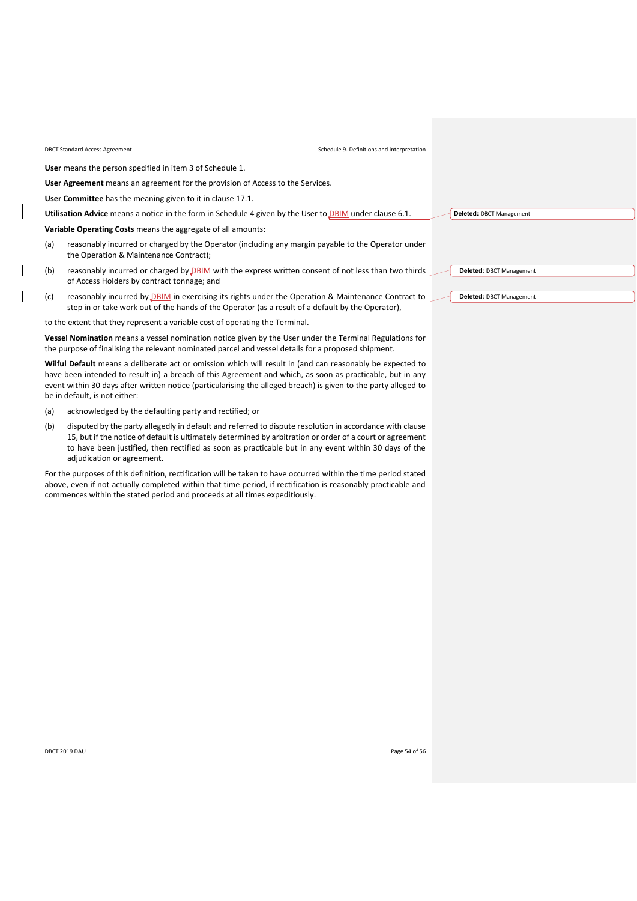**User** means the person specified in item 3 of Schedule 1.

**User Agreement** means an agreement for the provision of Access to the Services.

**User Committee** has the meaning given to it in clause 17.1.

**Utilisation Advice** means a notice in the form in Schedule 4 given by the User to DBIM under clause 6.1.

**Variable Operating Costs** means the aggregate of all amounts:

(a) reasonably incurred or charged by the Operator (including any margin payable to the Operator under the Operation & Maintenance Contract);

(b) reasonably incurred or charged by DBIM with the express written consent of not less than two thirds of Access Holders by contract tonnage; and

(c) reasonably incurred by DBIM in exercising its rights under the Operation & Maintenance Contract to step in or take work out of the hands of the Operator (as a result of a default by the Operator),

to the extent that they represent a variable cost of operating the Terminal.

**Vessel Nomination** means a vessel nomination notice given by the User under the Terminal Regulations for the purpose of finalising the relevant nominated parcel and vessel details for a proposed shipment.

**Wilful Default** means a deliberate act or omission which will result in (and can reasonably be expected to have been intended to result in) a breach of this Agreement and which, as soon as practicable, but in any event within 30 days after written notice (particularising the alleged breach) is given to the party alleged to be in default, is not either:

(a) acknowledged by the defaulting party and rectified; or

(b) disputed by the party allegedly in default and referred to dispute resolution in accordance with clause 15, but if the notice of default is ultimately determined by arbitration or order of a court or agreement to have been justified, then rectified as soon as practicable but in any event within 30 days of the adjudication or agreement.

For the purposes of this definition, rectification will be taken to have occurred within the time period stated above, even if not actually completed within that time period, if rectification is reasonably practicable and commences within the stated period and proceeds at all times expeditiously.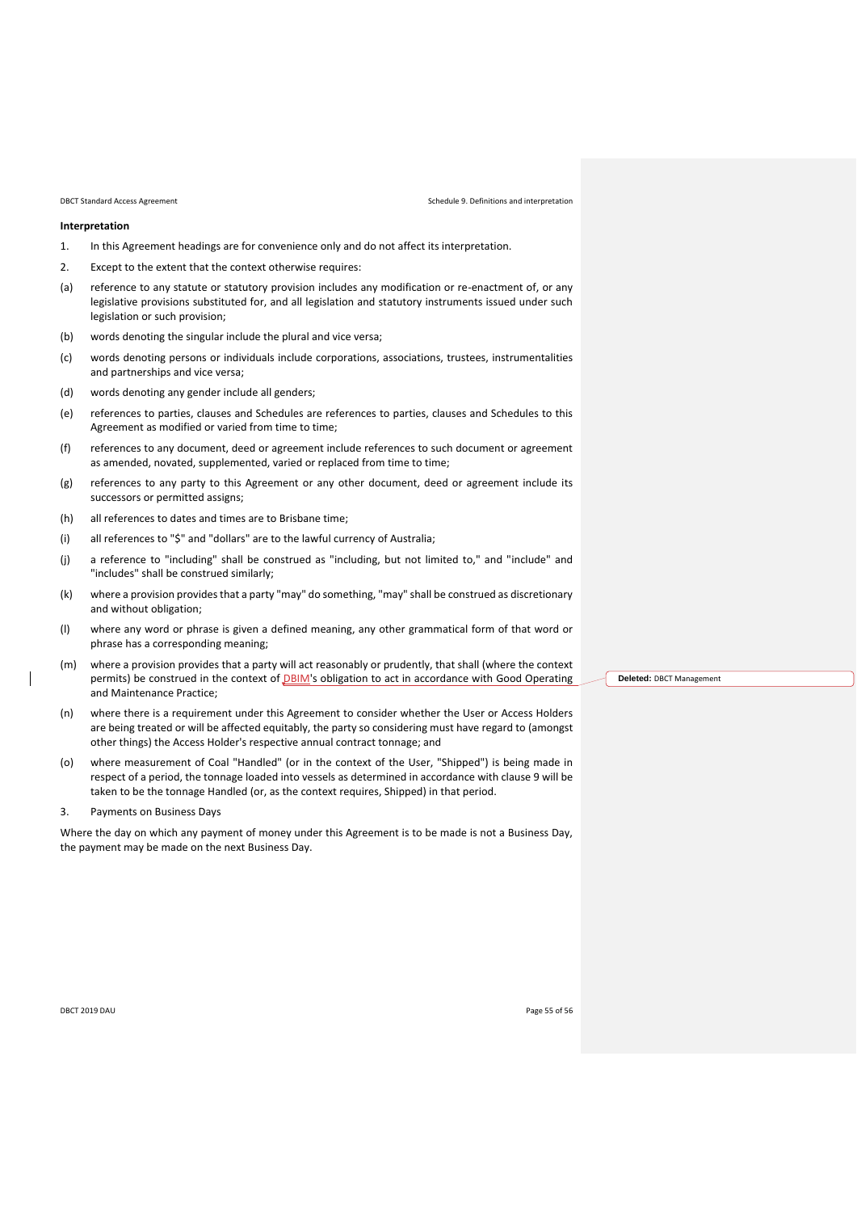**Interpretation**

1. In this Agreement headings are for convenience only and do not affect its interpretation.

2. Except to the extent that the context otherwise requires:

(a) reference to any statute or statutory provision includes any modification or re-enactment of, or any legislative provisions substituted for, and all legislation and statutory instruments issued under such legislation or such provision;

(b) words denoting the singular include the plural and vice versa;

(c) words denoting persons or individuals include corporations, associations, trustees, instrumentalities and partnerships and vice versa;

(d) words denoting any gender include all genders;

(e) references to parties, clauses and Schedules are references to parties, clauses and Schedules to this Agreement as modified or varied from time to time;

(f) references to any document, deed or agreement include references to such document or agreement as amended, novated, supplemented, varied or replaced from time to time;

(g) references to any party to this Agreement or any other document, deed or agreement include its successors or permitted assigns;

(h) all references to dates and times are to Brisbane time;

(i) all references to "$" and "dollars" are to the lawful currency of Australia;

(j) a reference to "including" shall be construed as "including, but not limited to," and "include" and "includes" shall be construed similarly;

(k) where a provision provides that a party "may" do something, "may" shall be construed as discretionary and without obligation;

(l) where any word or phrase is given a defined meaning, any other grammatical form of that word or phrase has a corresponding meaning;

(m) where a provision provides that a party will act reasonably or prudently, that shall (where the context permits) be construed in the context of DBIM's obligation to act in accordance with Good Operating and Maintenance Practice;

Deleted: DBCT Management

(n) where there is a requirement under this Agreement to consider whether the User or Access Holders are being treated or will be affected equitably, the party so considering must have regard to (amongst other things) the Access Holder's respective annual contract tonnage; and

(o) where measurement of Coal "Handled" (or in the context of the User, "Shipped") is being made in respect of a period, the tonnage loaded into vessels as determined in accordance with clause 9 will be taken to be the tonnage Handled (or, as the context requires, Shipped) in that period.

3. Payments on Business Days

Where the day on which any payment of money under this Agreement is to be made is not a Business Day, the payment may be made on the next Business Day.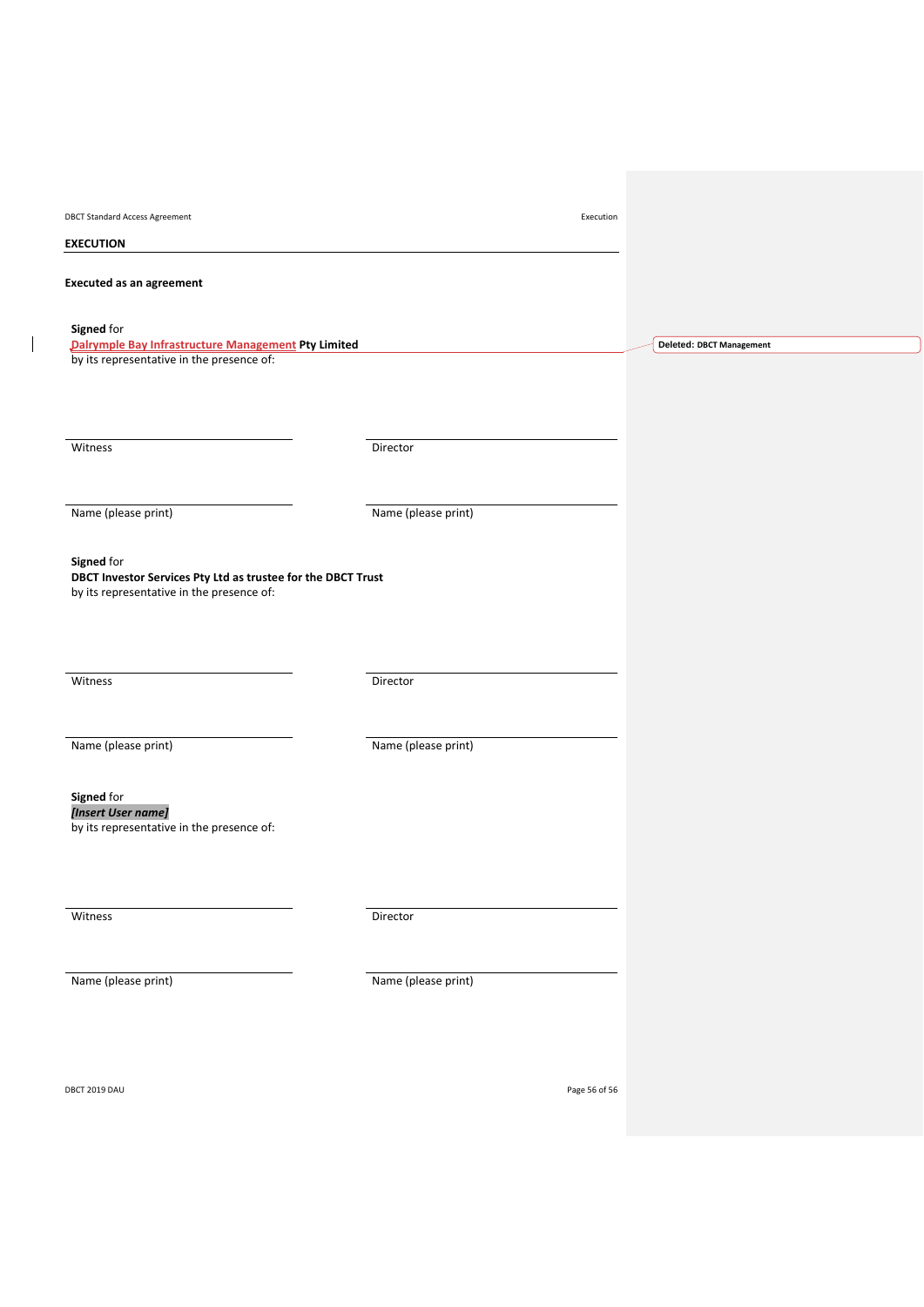## EXECUTION

**Executed as an agreement**

**Signed** for
**Dalrymple Bay Infrastructure Management Pty Limited**
by its representative in the presence of:

Deleted: DBCT Management

| | |
|---|---|
| Witness | Director |
| Name (please print) | Name (please print) |

**Signed** for
**DBCT Investor Services Pty Ltd as trustee for the DBCT Trust**
by its representative in the presence of:

| | |
|---|---|
| Witness | Director |
| Name (please print) | Name (please print) |

**Signed** for
***[Insert User name]***
by its representative in the presence of:

| | |
|---|---|
| Witness | Director |
| Name (please print) | Name (please print) |